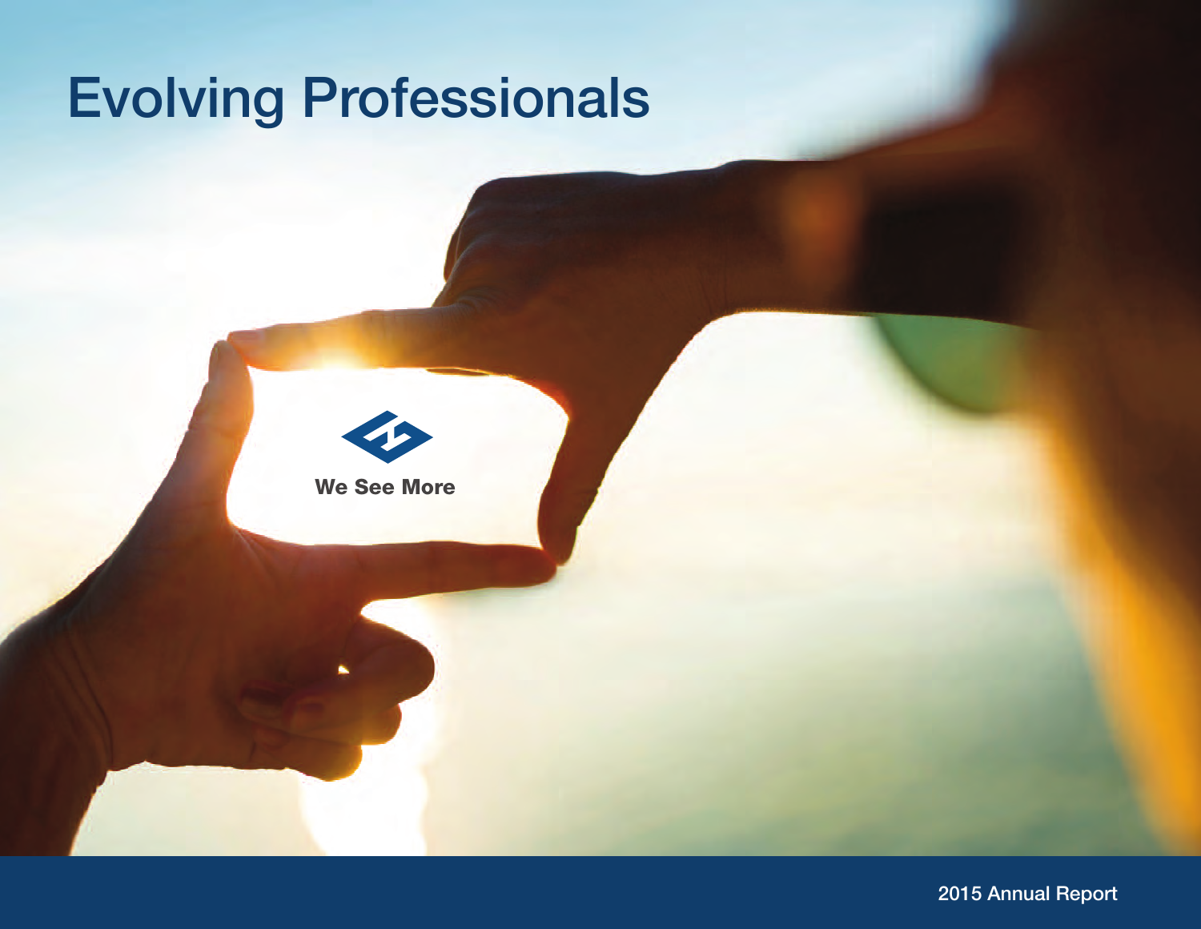# Evolving Professionals

We See More

2015 Annual Report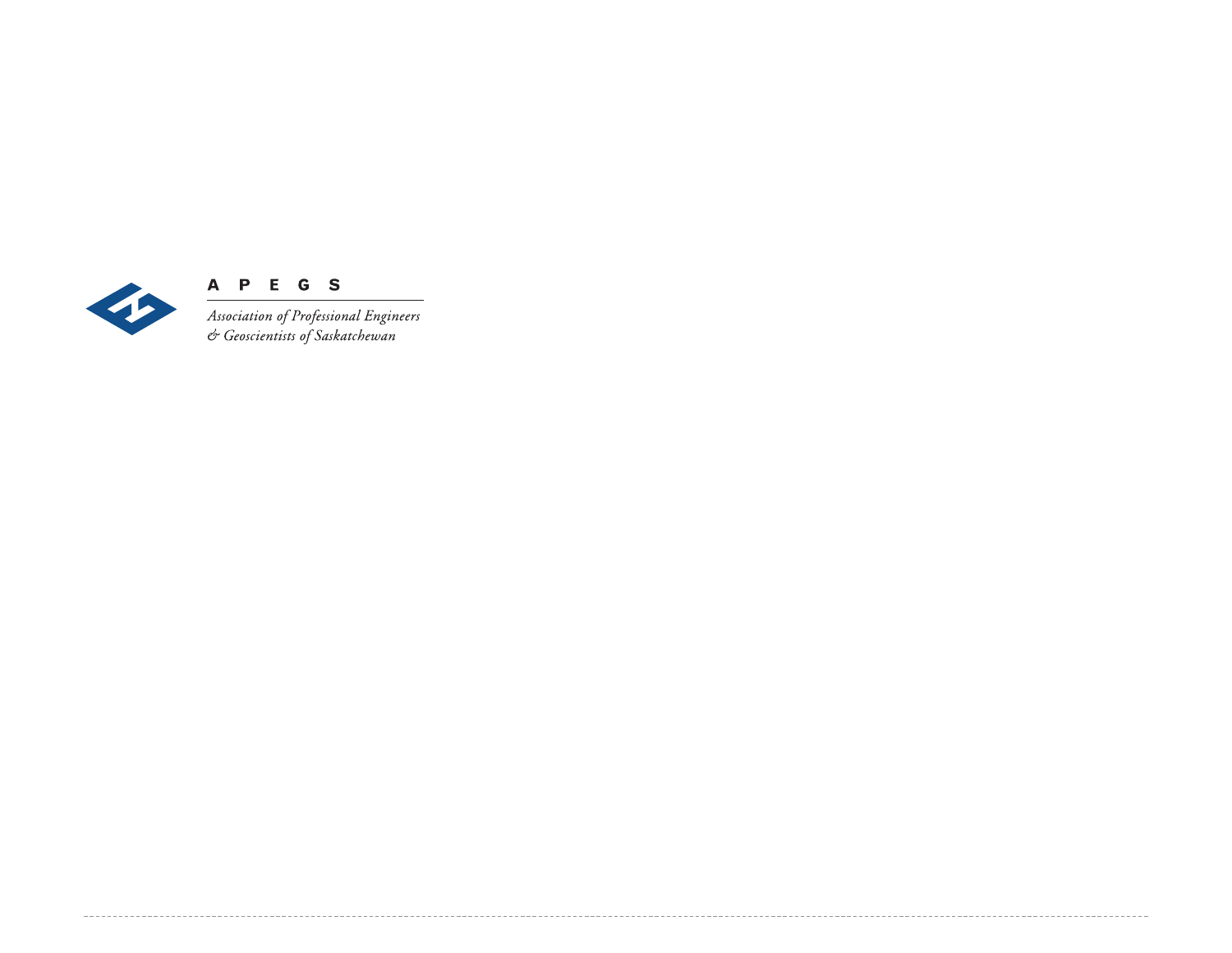**A P E G S**

*Association of Professional Engineers & Geoscientists of Saskatchewan*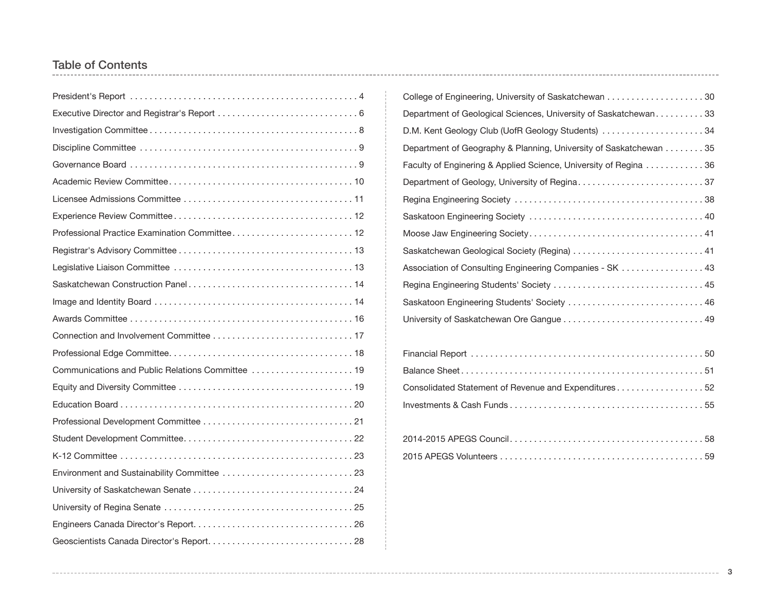## Table of Contents

| | |
|---|---|
| President's Report | 4 |
| Executive Director and Registrar's Report | 6 |
| Investigation Committee | 8 |
| Discipline Committee | 9 |
| Governance Board | 9 |
| Academic Review Committee | 10 |
| Licensee Admissions Committee | 11 |
| Experience Review Committee | 12 |
| Professional Practice Examination Committee | 12 |
| Registrar's Advisory Committee | 13 |
| Legislative Liaison Committee | 13 |
| Saskatchewan Construction Panel | 14 |
| Image and Identity Board | 14 |
| Awards Committee | 16 |
| Connection and Involvement Committee | 17 |
| Professional Edge Committee | 18 |
| Communications and Public Relations Committee | 19 |
| Equity and Diversity Committee | 19 |
| Education Board | 20 |
| Professional Development Committee | 21 |
| Student Development Committee | 22 |
| K-12 Committee | 23 |
| Environment and Sustainability Committee | 23 |
| University of Saskatchewan Senate | 24 |
| University of Regina Senate | 25 |
| Engineers Canada Director's Report | 26 |
| Geoscientists Canada Director's Report | 28 |
| College of Engineering, University of Saskatchewan | 30 |
| Department of Geological Sciences, University of Saskatchewan | 33 |
| D.M. Kent Geology Club (UofR Geology Students) | 34 |
| Department of Geography & Planning, University of Saskatchewan | 35 |
| Faculty of Enginering & Applied Science, University of Regina | 36 |
| Department of Geology, University of Regina | 37 |
| Regina Engineering Society | 38 |
| Saskatoon Engineering Society | 40 |
| Moose Jaw Engineering Society | 41 |
| Saskatchewan Geological Society (Regina) | 41 |
| Association of Consulting Engineering Companies - SK | 43 |
| Regina Engineering Students' Society | 45 |
| Saskatoon Engineering Students' Society | 46 |
| University of Saskatchewan Ore Gangue | 49 |
| Financial Report | 50 |
| Balance Sheet | 51 |
| Consolidated Statement of Revenue and Expenditures | 52 |
| Investments & Cash Funds | 55 |
| 2014-2015 APEGS Council | 58 |
| 2015 APEGS Volunteers | 59 |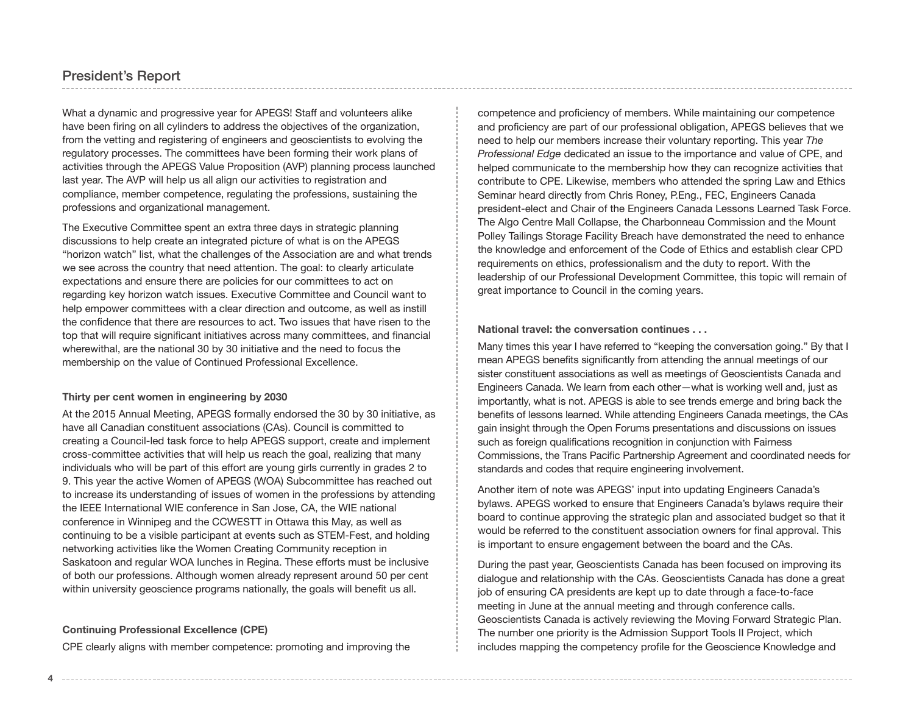## President's Report

What a dynamic and progressive year for APEGS! Staff and volunteers alike have been firing on all cylinders to address the objectives of the organization, from the vetting and registering of engineers and geoscientists to evolving the regulatory processes. The committees have been forming their work plans of activities through the APEGS Value Proposition (AVP) planning process launched last year. The AVP will help us all align our activities to registration and compliance, member competence, regulating the professions, sustaining the professions and organizational management.

The Executive Committee spent an extra three days in strategic planning discussions to help create an integrated picture of what is on the APEGS "horizon watch" list, what the challenges of the Association are and what trends we see across the country that need attention. The goal: to clearly articulate expectations and ensure there are policies for our committees to act on regarding key horizon watch issues. Executive Committee and Council want to help empower committees with a clear direction and outcome, as well as instill the confidence that there are resources to act. Two issues that have risen to the top that will require significant initiatives across many committees, and financial wherewithal, are the national 30 by 30 initiative and the need to focus the membership on the value of Continued Professional Excellence.

### Thirty per cent women in engineering by 2030

At the 2015 Annual Meeting, APEGS formally endorsed the 30 by 30 initiative, as have all Canadian constituent associations (CAs). Council is committed to creating a Council-led task force to help APEGS support, create and implement cross-committee activities that will help us reach the goal, realizing that many individuals who will be part of this effort are young girls currently in grades 2 to 9. This year the active Women of APEGS (WOA) Subcommittee has reached out to increase its understanding of issues of women in the professions by attending the IEEE International WIE conference in San Jose, CA, the WIE national conference in Winnipeg and the CCWESTT in Ottawa this May, as well as continuing to be a visible participant at events such as STEM-Fest, and holding networking activities like the Women Creating Community reception in Saskatoon and regular WOA lunches in Regina. These efforts must be inclusive of both our professions. Although women already represent around 50 per cent within university geoscience programs nationally, the goals will benefit us all.

### Continuing Professional Excellence (CPE)

CPE clearly aligns with member competence: promoting and improving the competence and proficiency of members. While maintaining our competence and proficiency are part of our professional obligation, APEGS believes that we need to help our members increase their voluntary reporting. This year *The Professional Edge* dedicated an issue to the importance and value of CPE, and helped communicate to the membership how they can recognize activities that contribute to CPE. Likewise, members who attended the spring Law and Ethics Seminar heard directly from Chris Roney, P.Eng., FEC, Engineers Canada president-elect and Chair of the Engineers Canada Lessons Learned Task Force. The Algo Centre Mall Collapse, the Charbonneau Commission and the Mount Polley Tailings Storage Facility Breach have demonstrated the need to enhance the knowledge and enforcement of the Code of Ethics and establish clear CPD requirements on ethics, professionalism and the duty to report. With the leadership of our Professional Development Committee, this topic will remain of great importance to Council in the coming years.

### National travel: the conversation continues . . .

Many times this year I have referred to "keeping the conversation going." By that I mean APEGS benefits significantly from attending the annual meetings of our sister constituent associations as well as meetings of Geoscientists Canada and Engineers Canada. We learn from each other—what is working well and, just as importantly, what is not. APEGS is able to see trends emerge and bring back the benefits of lessons learned. While attending Engineers Canada meetings, the CAs gain insight through the Open Forums presentations and discussions on issues such as foreign qualifications recognition in conjunction with Fairness Commissions, the Trans Pacific Partnership Agreement and coordinated needs for standards and codes that require engineering involvement.

Another item of note was APEGS' input into updating Engineers Canada's bylaws. APEGS worked to ensure that Engineers Canada's bylaws require their board to continue approving the strategic plan and associated budget so that it would be referred to the constituent association owners for final approval. This is important to ensure engagement between the board and the CAs.

During the past year, Geoscientists Canada has been focused on improving its dialogue and relationship with the CAs. Geoscientists Canada has done a great job of ensuring CA presidents are kept up to date through a face-to-face meeting in June at the annual meeting and through conference calls. Geoscientists Canada is actively reviewing the Moving Forward Strategic Plan. The number one priority is the Admission Support Tools II Project, which includes mapping the competency profile for the Geoscience Knowledge and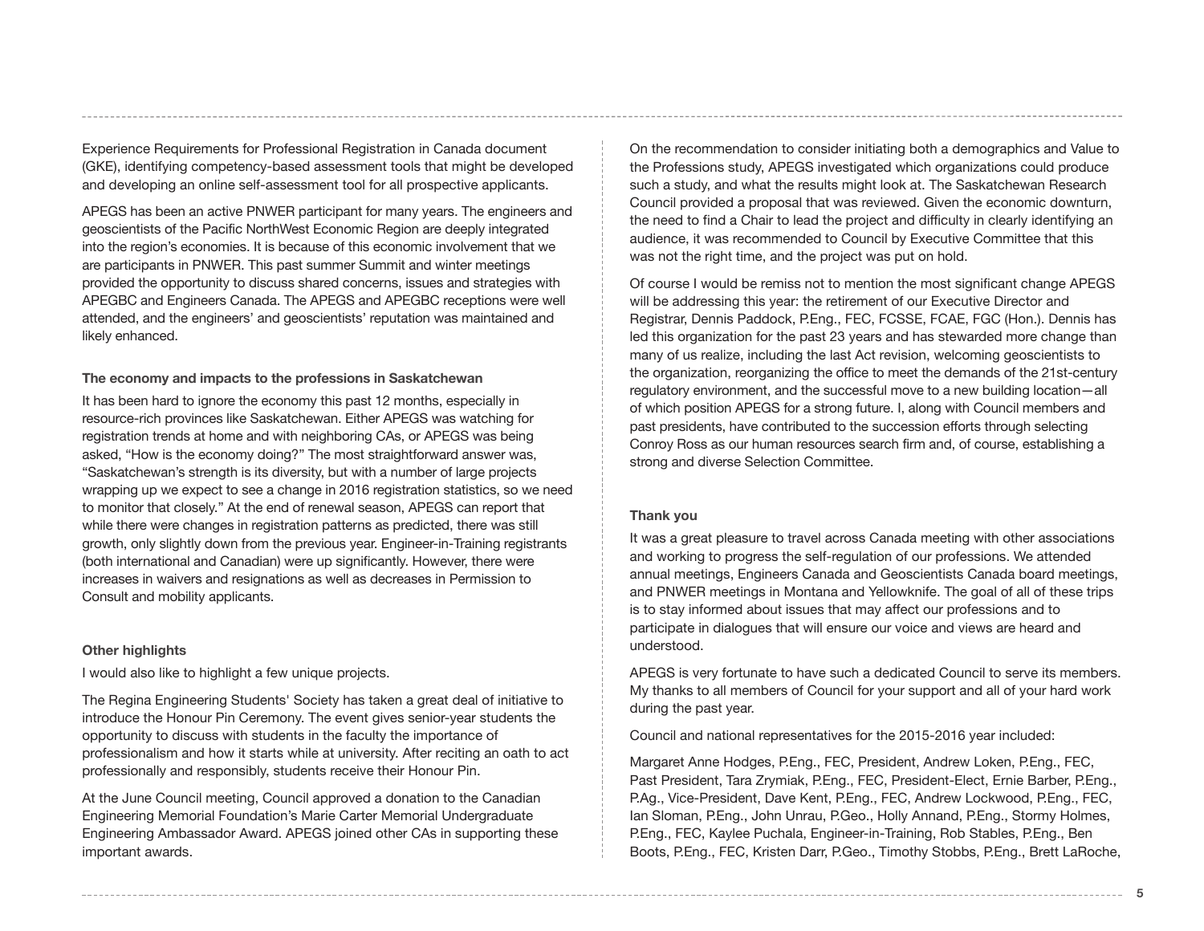Experience Requirements for Professional Registration in Canada document (GKE), identifying competency-based assessment tools that might be developed and developing an online self-assessment tool for all prospective applicants.

APEGS has been an active PNWER participant for many years. The engineers and geoscientists of the Pacific NorthWest Economic Region are deeply integrated into the region's economies. It is because of this economic involvement that we are participants in PNWER. This past summer Summit and winter meetings provided the opportunity to discuss shared concerns, issues and strategies with APEGBC and Engineers Canada. The APEGS and APEGBC receptions were well attended, and the engineers' and geoscientists' reputation was maintained and likely enhanced.

**The economy and impacts to the professions in Saskatchewan**

It has been hard to ignore the economy this past 12 months, especially in resource-rich provinces like Saskatchewan. Either APEGS was watching for registration trends at home and with neighboring CAs, or APEGS was being asked, "How is the economy doing?" The most straightforward answer was, "Saskatchewan's strength is its diversity, but with a number of large projects wrapping up we expect to see a change in 2016 registration statistics, so we need to monitor that closely." At the end of renewal season, APEGS can report that while there were changes in registration patterns as predicted, there was still growth, only slightly down from the previous year. Engineer-in-Training registrants (both international and Canadian) were up significantly. However, there were increases in waivers and resignations as well as decreases in Permission to Consult and mobility applicants.

**Other highlights**

I would also like to highlight a few unique projects.

The Regina Engineering Students' Society has taken a great deal of initiative to introduce the Honour Pin Ceremony. The event gives senior-year students the opportunity to discuss with students in the faculty the importance of professionalism and how it starts while at university. After reciting an oath to act professionally and responsibly, students receive their Honour Pin.

At the June Council meeting, Council approved a donation to the Canadian Engineering Memorial Foundation's Marie Carter Memorial Undergraduate Engineering Ambassador Award. APEGS joined other CAs in supporting these important awards.

On the recommendation to consider initiating both a demographics and Value to the Professions study, APEGS investigated which organizations could produce such a study, and what the results might look at. The Saskatchewan Research Council provided a proposal that was reviewed. Given the economic downturn, the need to find a Chair to lead the project and difficulty in clearly identifying an audience, it was recommended to Council by Executive Committee that this was not the right time, and the project was put on hold.

Of course I would be remiss not to mention the most significant change APEGS will be addressing this year: the retirement of our Executive Director and Registrar, Dennis Paddock, P.Eng., FEC, FCSSE, FCAE, FGC (Hon.). Dennis has led this organization for the past 23 years and has stewarded more change than many of us realize, including the last Act revision, welcoming geoscientists to the organization, reorganizing the office to meet the demands of the 21st-century regulatory environment, and the successful move to a new building location—all of which position APEGS for a strong future. I, along with Council members and past presidents, have contributed to the succession efforts through selecting Conroy Ross as our human resources search firm and, of course, establishing a strong and diverse Selection Committee.

**Thank you**

It was a great pleasure to travel across Canada meeting with other associations and working to progress the self-regulation of our professions. We attended annual meetings, Engineers Canada and Geoscientists Canada board meetings, and PNWER meetings in Montana and Yellowknife. The goal of all of these trips is to stay informed about issues that may affect our professions and to participate in dialogues that will ensure our voice and views are heard and understood.

APEGS is very fortunate to have such a dedicated Council to serve its members. My thanks to all members of Council for your support and all of your hard work during the past year.

Council and national representatives for the 2015-2016 year included:

Margaret Anne Hodges, P.Eng., FEC, President, Andrew Loken, P.Eng., FEC, Past President, Tara Zrymiak, P.Eng., FEC, President-Elect, Ernie Barber, P.Eng., P.Ag., Vice-President, Dave Kent, P.Eng., FEC, Andrew Lockwood, P.Eng., FEC, Ian Sloman, P.Eng., John Unrau, P.Geo., Holly Annand, P.Eng., Stormy Holmes, P.Eng., FEC, Kaylee Puchala, Engineer-in-Training, Rob Stables, P.Eng., Ben Boots, P.Eng., FEC, Kristen Darr, P.Geo., Timothy Stobbs, P.Eng., Brett LaRoche,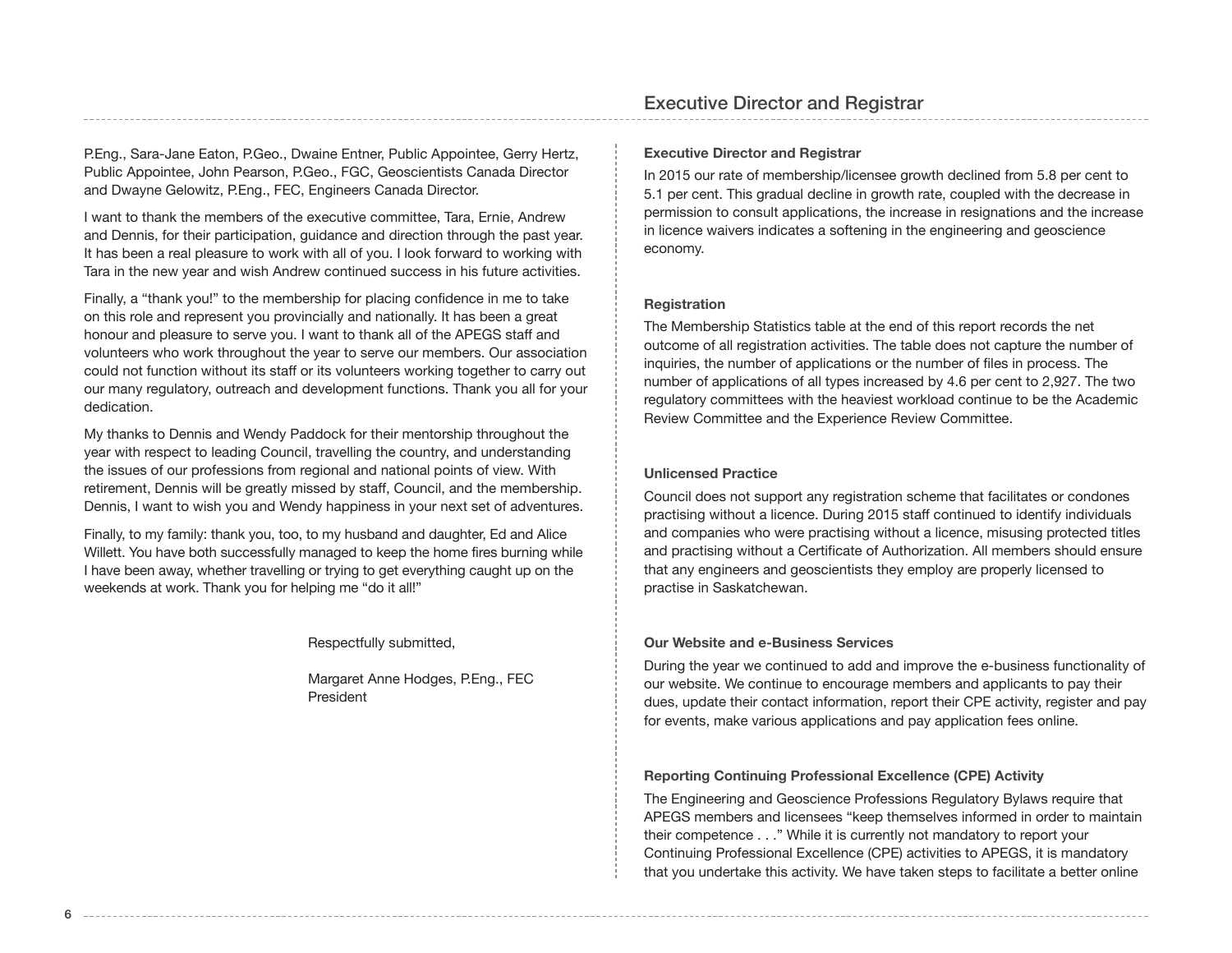P.Eng., Sara-Jane Eaton, P.Geo., Dwaine Entner, Public Appointee, Gerry Hertz, Public Appointee, John Pearson, P.Geo., FGC, Geoscientists Canada Director and Dwayne Gelowitz, P.Eng., FEC, Engineers Canada Director.

I want to thank the members of the executive committee, Tara, Ernie, Andrew and Dennis, for their participation, guidance and direction through the past year. It has been a real pleasure to work with all of you. I look forward to working with Tara in the new year and wish Andrew continued success in his future activities.

Finally, a "thank you!" to the membership for placing confidence in me to take on this role and represent you provincially and nationally. It has been a great honour and pleasure to serve you. I want to thank all of the APEGS staff and volunteers who work throughout the year to serve our members. Our association could not function without its staff or its volunteers working together to carry out our many regulatory, outreach and development functions. Thank you all for your dedication.

My thanks to Dennis and Wendy Paddock for their mentorship throughout the year with respect to leading Council, travelling the country, and understanding the issues of our professions from regional and national points of view. With retirement, Dennis will be greatly missed by staff, Council, and the membership. Dennis, I want to wish you and Wendy happiness in your next set of adventures.

Finally, to my family: thank you, too, to my husband and daughter, Ed and Alice Willett. You have both successfully managed to keep the home fires burning while I have been away, whether travelling or trying to get everything caught up on the weekends at work. Thank you for helping me "do it all!"

Respectfully submitted,

Margaret Anne Hodges, P.Eng., FEC
President

# Executive Director and Registrar

### Executive Director and Registrar

In 2015 our rate of membership/licensee growth declined from 5.8 per cent to 5.1 per cent. This gradual decline in growth rate, coupled with the decrease in permission to consult applications, the increase in resignations and the increase in licence waivers indicates a softening in the engineering and geoscience economy.

### Registration

The Membership Statistics table at the end of this report records the net outcome of all registration activities. The table does not capture the number of inquiries, the number of applications or the number of files in process. The number of applications of all types increased by 4.6 per cent to 2,927. The two regulatory committees with the heaviest workload continue to be the Academic Review Committee and the Experience Review Committee.

### Unlicensed Practice

Council does not support any registration scheme that facilitates or condones practising without a licence. During 2015 staff continued to identify individuals and companies who were practising without a licence, misusing protected titles and practising without a Certificate of Authorization. All members should ensure that any engineers and geoscientists they employ are properly licensed to practise in Saskatchewan.

### Our Website and e-Business Services

During the year we continued to add and improve the e-business functionality of our website. We continue to encourage members and applicants to pay their dues, update their contact information, report their CPE activity, register and pay for events, make various applications and pay application fees online.

### Reporting Continuing Professional Excellence (CPE) Activity

The Engineering and Geoscience Professions Regulatory Bylaws require that APEGS members and licensees "keep themselves informed in order to maintain their competence . . ." While it is currently not mandatory to report your Continuing Professional Excellence (CPE) activities to APEGS, it is mandatory that you undertake this activity. We have taken steps to facilitate a better online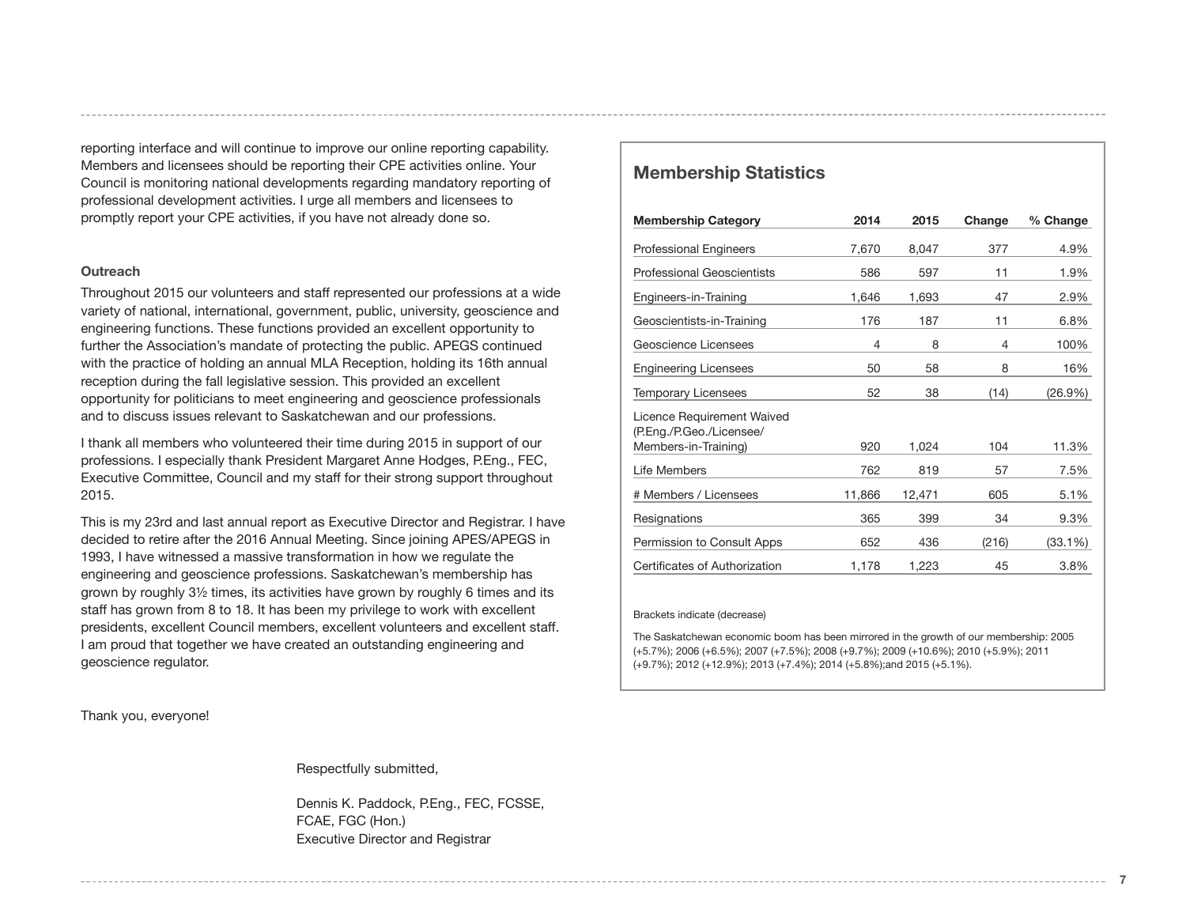reporting interface and will continue to improve our online reporting capability. Members and licensees should be reporting their CPE activities online. Your Council is monitoring national developments regarding mandatory reporting of professional development activities. I urge all members and licensees to promptly report your CPE activities, if you have not already done so.

**Outreach**

Throughout 2015 our volunteers and staff represented our professions at a wide variety of national, international, government, public, university, geoscience and engineering functions. These functions provided an excellent opportunity to further the Association's mandate of protecting the public. APEGS continued with the practice of holding an annual MLA Reception, holding its 16th annual reception during the fall legislative session. This provided an excellent opportunity for politicians to meet engineering and geoscience professionals and to discuss issues relevant to Saskatchewan and our professions.

I thank all members who volunteered their time during 2015 in support of our professions. I especially thank President Margaret Anne Hodges, P.Eng., FEC, Executive Committee, Council and my staff for their strong support throughout 2015.

This is my 23rd and last annual report as Executive Director and Registrar. I have decided to retire after the 2016 Annual Meeting. Since joining APES/APEGS in 1993, I have witnessed a massive transformation in how we regulate the engineering and geoscience professions. Saskatchewan's membership has grown by roughly 3½ times, its activities have grown by roughly 6 times and its staff has grown from 8 to 18. It has been my privilege to work with excellent presidents, excellent Council members, excellent volunteers and excellent staff. I am proud that together we have created an outstanding engineering and geoscience regulator.

Thank you, everyone!

Respectfully submitted,

Dennis K. Paddock, P.Eng., FEC, FCSSE, FCAE, FGC (Hon.)
Executive Director and Registrar

## Membership Statistics

| Membership Category | 2014 | 2015 | Change | % Change |
|---|---|---|---|---|
| Professional Engineers | 7,670 | 8,047 | 377 | 4.9% |
| Professional Geoscientists | 586 | 597 | 11 | 1.9% |
| Engineers-in-Training | 1,646 | 1,693 | 47 | 2.9% |
| Geoscientists-in-Training | 176 | 187 | 11 | 6.8% |
| Geoscience Licensees | 4 | 8 | 4 | 100% |
| Engineering Licensees | 50 | 58 | 8 | 16% |
| Temporary Licensees | 52 | 38 | (14) | (26.9%) |
| Licence Requirement Waived (P.Eng./P.Geo./Licensee/ Members-in-Training) | 920 | 1,024 | 104 | 11.3% |
| Life Members | 762 | 819 | 57 | 7.5% |
| # Members / Licensees | 11,866 | 12,471 | 605 | 5.1% |
| Resignations | 365 | 399 | 34 | 9.3% |
| Permission to Consult Apps | 652 | 436 | (216) | (33.1%) |
| Certificates of Authorization | 1,178 | 1,223 | 45 | 3.8% |

Brackets indicate (decrease)

The Saskatchewan economic boom has been mirrored in the growth of our membership: 2005 (+5.7%); 2006 (+6.5%); 2007 (+7.5%); 2008 (+9.7%); 2009 (+10.6%); 2010 (+5.9%); 2011 (+9.7%); 2012 (+12.9%); 2013 (+7.4%); 2014 (+5.8%);and 2015 (+5.1%).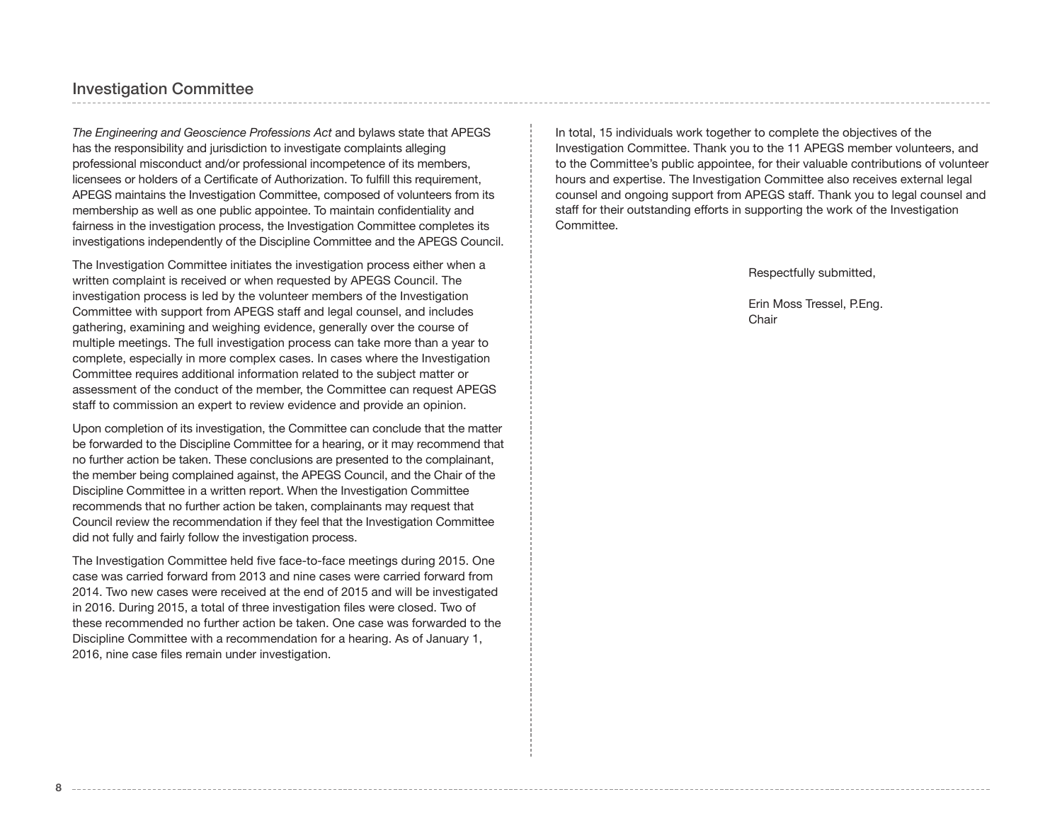## Investigation Committee

*The Engineering and Geoscience Professions Act* and bylaws state that APEGS has the responsibility and jurisdiction to investigate complaints alleging professional misconduct and/or professional incompetence of its members, licensees or holders of a Certificate of Authorization. To fulfill this requirement, APEGS maintains the Investigation Committee, composed of volunteers from its membership as well as one public appointee. To maintain confidentiality and fairness in the investigation process, the Investigation Committee completes its investigations independently of the Discipline Committee and the APEGS Council.

The Investigation Committee initiates the investigation process either when a written complaint is received or when requested by APEGS Council. The investigation process is led by the volunteer members of the Investigation Committee with support from APEGS staff and legal counsel, and includes gathering, examining and weighing evidence, generally over the course of multiple meetings. The full investigation process can take more than a year to complete, especially in more complex cases. In cases where the Investigation Committee requires additional information related to the subject matter or assessment of the conduct of the member, the Committee can request APEGS staff to commission an expert to review evidence and provide an opinion.

Upon completion of its investigation, the Committee can conclude that the matter be forwarded to the Discipline Committee for a hearing, or it may recommend that no further action be taken. These conclusions are presented to the complainant, the member being complained against, the APEGS Council, and the Chair of the Discipline Committee in a written report. When the Investigation Committee recommends that no further action be taken, complainants may request that Council review the recommendation if they feel that the Investigation Committee did not fully and fairly follow the investigation process.

The Investigation Committee held five face-to-face meetings during 2015. One case was carried forward from 2013 and nine cases were carried forward from 2014. Two new cases were received at the end of 2015 and will be investigated in 2016. During 2015, a total of three investigation files were closed. Two of these recommended no further action be taken. One case was forwarded to the Discipline Committee with a recommendation for a hearing. As of January 1, 2016, nine case files remain under investigation.

In total, 15 individuals work together to complete the objectives of the Investigation Committee. Thank you to the 11 APEGS member volunteers, and to the Committee's public appointee, for their valuable contributions of volunteer hours and expertise. The Investigation Committee also receives external legal counsel and ongoing support from APEGS staff. Thank you to legal counsel and staff for their outstanding efforts in supporting the work of the Investigation Committee.

Respectfully submitted,

Erin Moss Tressel, P.Eng.  
Chair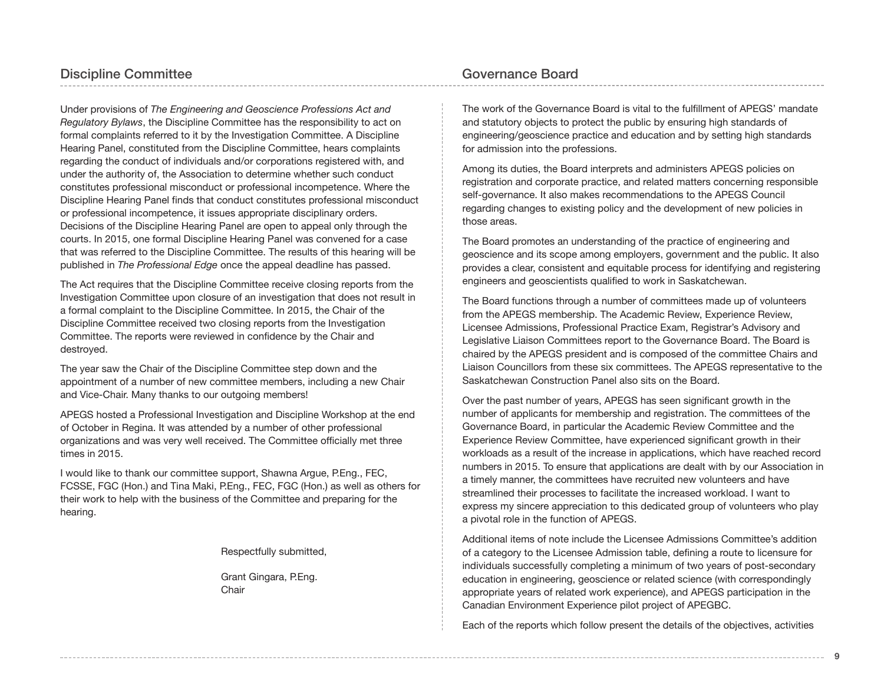## Discipline Committee

Under provisions of *The Engineering and Geoscience Professions Act and Regulatory Bylaws*, the Discipline Committee has the responsibility to act on formal complaints referred to it by the Investigation Committee. A Discipline Hearing Panel, constituted from the Discipline Committee, hears complaints regarding the conduct of individuals and/or corporations registered with, and under the authority of, the Association to determine whether such conduct constitutes professional misconduct or professional incompetence. Where the Discipline Hearing Panel finds that conduct constitutes professional misconduct or professional incompetence, it issues appropriate disciplinary orders. Decisions of the Discipline Hearing Panel are open to appeal only through the courts. In 2015, one formal Discipline Hearing Panel was convened for a case that was referred to the Discipline Committee. The results of this hearing will be published in *The Professional Edge* once the appeal deadline has passed.

The Act requires that the Discipline Committee receive closing reports from the Investigation Committee upon closure of an investigation that does not result in a formal complaint to the Discipline Committee. In 2015, the Chair of the Discipline Committee received two closing reports from the Investigation Committee. The reports were reviewed in confidence by the Chair and destroyed.

The year saw the Chair of the Discipline Committee step down and the appointment of a number of new committee members, including a new Chair and Vice-Chair. Many thanks to our outgoing members!

APEGS hosted a Professional Investigation and Discipline Workshop at the end of October in Regina. It was attended by a number of other professional organizations and was very well received. The Committee officially met three times in 2015.

I would like to thank our committee support, Shawna Argue, P.Eng., FEC, FCSSE, FGC (Hon.) and Tina Maki, P.Eng., FEC, FGC (Hon.) as well as others for their work to help with the business of the Committee and preparing for the hearing.

Respectfully submitted,

Grant Gingara, P.Eng.
Chair

## Governance Board

The work of the Governance Board is vital to the fulfillment of APEGS' mandate and statutory objects to protect the public by ensuring high standards of engineering/geoscience practice and education and by setting high standards for admission into the professions.

Among its duties, the Board interprets and administers APEGS policies on registration and corporate practice, and related matters concerning responsible self-governance. It also makes recommendations to the APEGS Council regarding changes to existing policy and the development of new policies in those areas.

The Board promotes an understanding of the practice of engineering and geoscience and its scope among employers, government and the public. It also provides a clear, consistent and equitable process for identifying and registering engineers and geoscientists qualified to work in Saskatchewan.

The Board functions through a number of committees made up of volunteers from the APEGS membership. The Academic Review, Experience Review, Licensee Admissions, Professional Practice Exam, Registrar's Advisory and Legislative Liaison Committees report to the Governance Board. The Board is chaired by the APEGS president and is composed of the committee Chairs and Liaison Councillors from these six committees. The APEGS representative to the Saskatchewan Construction Panel also sits on the Board.

Over the past number of years, APEGS has seen significant growth in the number of applicants for membership and registration. The committees of the Governance Board, in particular the Academic Review Committee and the Experience Review Committee, have experienced significant growth in their workloads as a result of the increase in applications, which have reached record numbers in 2015. To ensure that applications are dealt with by our Association in a timely manner, the committees have recruited new volunteers and have streamlined their processes to facilitate the increased workload. I want to express my sincere appreciation to this dedicated group of volunteers who play a pivotal role in the function of APEGS.

Additional items of note include the Licensee Admissions Committee's addition of a category to the Licensee Admission table, defining a route to licensure for individuals successfully completing a minimum of two years of post-secondary education in engineering, geoscience or related science (with correspondingly appropriate years of related work experience), and APEGS participation in the Canadian Environment Experience pilot project of APEGBC.

Each of the reports which follow present the details of the objectives, activities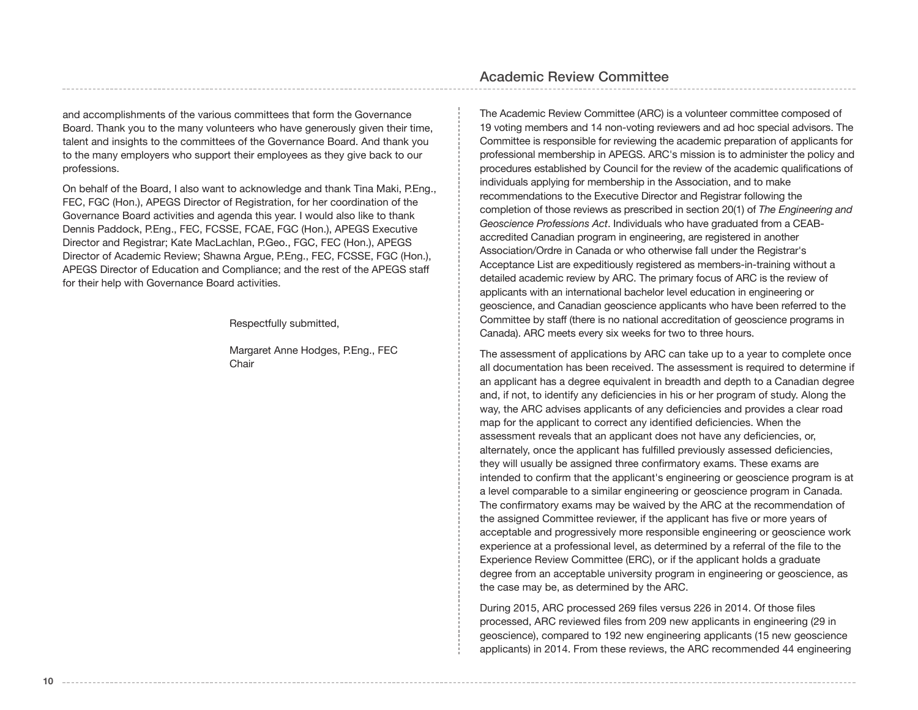and accomplishments of the various committees that form the Governance Board. Thank you to the many volunteers who have generously given their time, talent and insights to the committees of the Governance Board. And thank you to the many employers who support their employees as they give back to our professions.

On behalf of the Board, I also want to acknowledge and thank Tina Maki, P.Eng., FEC, FGC (Hon.), APEGS Director of Registration, for her coordination of the Governance Board activities and agenda this year. I would also like to thank Dennis Paddock, P.Eng., FEC, FCSSE, FCAE, FGC (Hon.), APEGS Executive Director and Registrar; Kate MacLachlan, P.Geo., FGC, FEC (Hon.), APEGS Director of Academic Review; Shawna Argue, P.Eng., FEC, FCSSE, FGC (Hon.), APEGS Director of Education and Compliance; and the rest of the APEGS staff for their help with Governance Board activities.

Respectfully submitted,

Margaret Anne Hodges, P.Eng., FEC
Chair

## Academic Review Committee

The Academic Review Committee (ARC) is a volunteer committee composed of 19 voting members and 14 non-voting reviewers and ad hoc special advisors. The Committee is responsible for reviewing the academic preparation of applicants for professional membership in APEGS. ARC's mission is to administer the policy and procedures established by Council for the review of the academic qualifications of individuals applying for membership in the Association, and to make recommendations to the Executive Director and Registrar following the completion of those reviews as prescribed in section 20(1) of *The Engineering and Geoscience Professions Act*. Individuals who have graduated from a CEAB-accredited Canadian program in engineering, are registered in another Association/Ordre in Canada or who otherwise fall under the Registrar's Acceptance List are expeditiously registered as members-in-training without a detailed academic review by ARC. The primary focus of ARC is the review of applicants with an international bachelor level education in engineering or geoscience, and Canadian geoscience applicants who have been referred to the Committee by staff (there is no national accreditation of geoscience programs in Canada). ARC meets every six weeks for two to three hours.

The assessment of applications by ARC can take up to a year to complete once all documentation has been received. The assessment is required to determine if an applicant has a degree equivalent in breadth and depth to a Canadian degree and, if not, to identify any deficiencies in his or her program of study. Along the way, the ARC advises applicants of any deficiencies and provides a clear road map for the applicant to correct any identified deficiencies. When the assessment reveals that an applicant does not have any deficiencies, or, alternately, once the applicant has fulfilled previously assessed deficiencies, they will usually be assigned three confirmatory exams. These exams are intended to confirm that the applicant's engineering or geoscience program is at a level comparable to a similar engineering or geoscience program in Canada. The confirmatory exams may be waived by the ARC at the recommendation of the assigned Committee reviewer, if the applicant has five or more years of acceptable and progressively more responsible engineering or geoscience work experience at a professional level, as determined by a referral of the file to the Experience Review Committee (ERC), or if the applicant holds a graduate degree from an acceptable university program in engineering or geoscience, as the case may be, as determined by the ARC.

During 2015, ARC processed 269 files versus 226 in 2014. Of those files processed, ARC reviewed files from 209 new applicants in engineering (29 in geoscience), compared to 192 new engineering applicants (15 new geoscience applicants) in 2014. From these reviews, the ARC recommended 44 engineering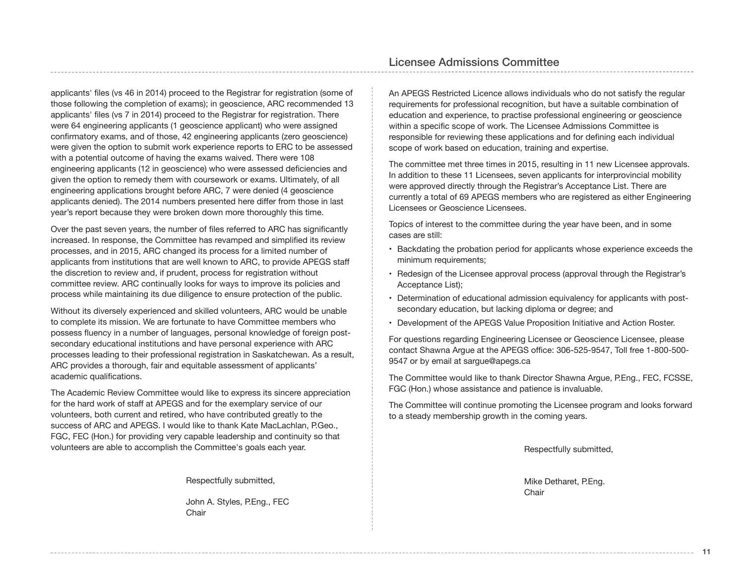applicants' files (vs 46 in 2014) proceed to the Registrar for registration (some of those following the completion of exams); in geoscience, ARC recommended 13 applicants' files (vs 7 in 2014) proceed to the Registrar for registration. There were 64 engineering applicants (1 geoscience applicant) who were assigned confirmatory exams, and of those, 42 engineering applicants (zero geoscience) were given the option to submit work experience reports to ERC to be assessed with a potential outcome of having the exams waived. There were 108 engineering applicants (12 in geoscience) who were assessed deficiencies and given the option to remedy them with coursework or exams. Ultimately, of all engineering applications brought before ARC, 7 were denied (4 geoscience applicants denied). The 2014 numbers presented here differ from those in last year's report because they were broken down more thoroughly this time.

Over the past seven years, the number of files referred to ARC has significantly increased. In response, the Committee has revamped and simplified its review processes, and in 2015, ARC changed its process for a limited number of applicants from institutions that are well known to ARC, to provide APEGS staff the discretion to review and, if prudent, process for registration without committee review. ARC continually looks for ways to improve its policies and process while maintaining its due diligence to ensure protection of the public.

Without its diversely experienced and skilled volunteers, ARC would be unable to complete its mission. We are fortunate to have Committee members who possess fluency in a number of languages, personal knowledge of foreign post-secondary educational institutions and have personal experience with ARC processes leading to their professional registration in Saskatchewan. As a result, ARC provides a thorough, fair and equitable assessment of applicants' academic qualifications.

The Academic Review Committee would like to express its sincere appreciation for the hard work of staff at APEGS and for the exemplary service of our volunteers, both current and retired, who have contributed greatly to the success of ARC and APEGS. I would like to thank Kate MacLachlan, P.Geo., FGC, FEC (Hon.) for providing very capable leadership and continuity so that volunteers are able to accomplish the Committee's goals each year.

Respectfully submitted,

John A. Styles, P.Eng., FEC
Chair

## Licensee Admissions Committee

An APEGS Restricted Licence allows individuals who do not satisfy the regular requirements for professional recognition, but have a suitable combination of education and experience, to practise professional engineering or geoscience within a specific scope of work. The Licensee Admissions Committee is responsible for reviewing these applications and for defining each individual scope of work based on education, training and expertise.

The committee met three times in 2015, resulting in 11 new Licensee approvals. In addition to these 11 Licensees, seven applicants for interprovincial mobility were approved directly through the Registrar's Acceptance List. There are currently a total of 69 APEGS members who are registered as either Engineering Licensees or Geoscience Licensees.

Topics of interest to the committee during the year have been, and in some cases are still:

- Backdating the probation period for applicants whose experience exceeds the minimum requirements;
- Redesign of the Licensee approval process (approval through the Registrar's Acceptance List);
- Determination of educational admission equivalency for applicants with post-secondary education, but lacking diploma or degree; and
- Development of the APEGS Value Proposition Initiative and Action Roster.

For questions regarding Engineering Licensee or Geoscience Licensee, please contact Shawna Argue at the APEGS office: 306-525-9547, Toll free 1-800-500-9547 or by email at sargue@apegs.ca

The Committee would like to thank Director Shawna Argue, P.Eng., FEC, FCSSE, FGC (Hon.) whose assistance and patience is invaluable.

The Committee will continue promoting the Licensee program and looks forward to a steady membership growth in the coming years.

Respectfully submitted,

Mike Detharet, P.Eng.
Chair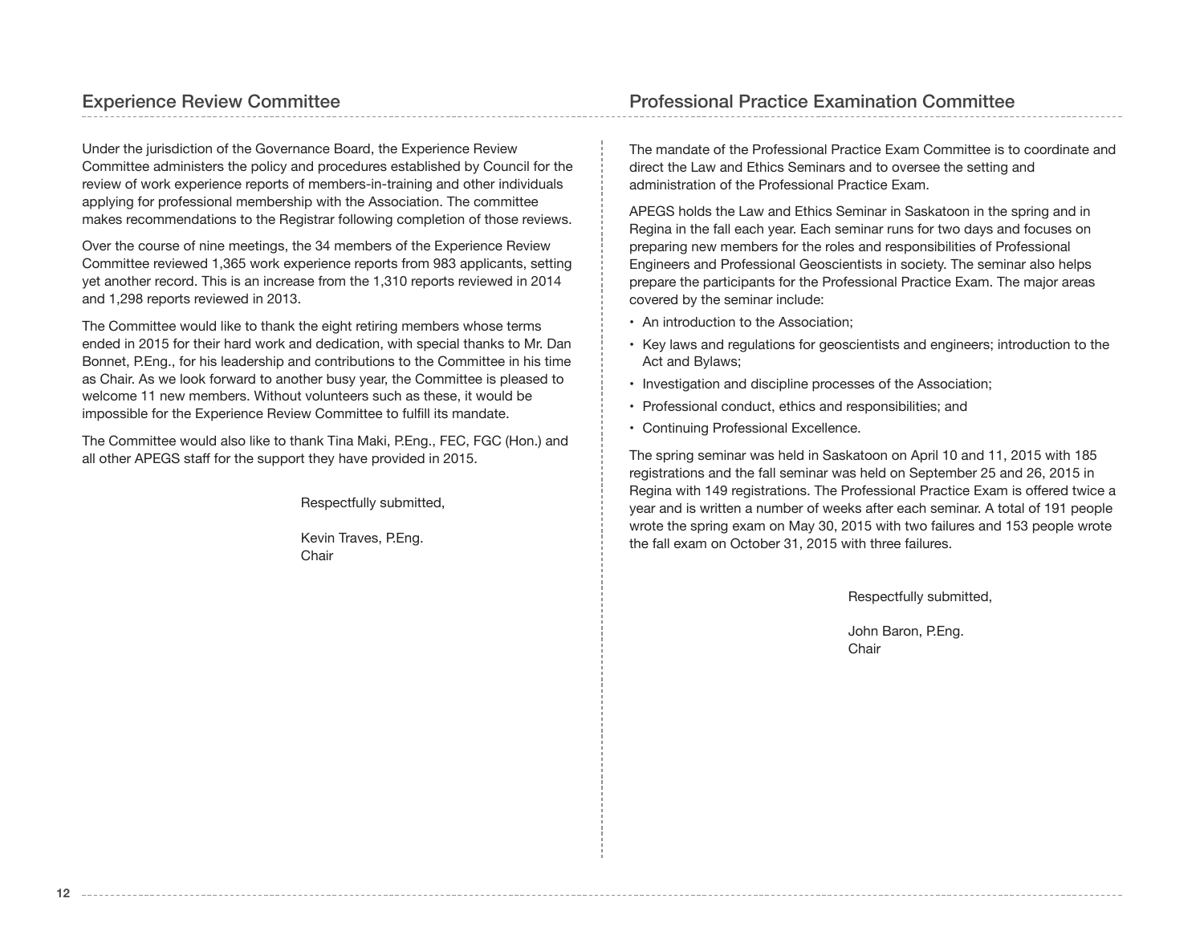## Experience Review Committee

Under the jurisdiction of the Governance Board, the Experience Review Committee administers the policy and procedures established by Council for the review of work experience reports of members-in-training and other individuals applying for professional membership with the Association. The committee makes recommendations to the Registrar following completion of those reviews.

Over the course of nine meetings, the 34 members of the Experience Review Committee reviewed 1,365 work experience reports from 983 applicants, setting yet another record. This is an increase from the 1,310 reports reviewed in 2014 and 1,298 reports reviewed in 2013.

The Committee would like to thank the eight retiring members whose terms ended in 2015 for their hard work and dedication, with special thanks to Mr. Dan Bonnet, P.Eng., for his leadership and contributions to the Committee in his time as Chair. As we look forward to another busy year, the Committee is pleased to welcome 11 new members. Without volunteers such as these, it would be impossible for the Experience Review Committee to fulfill its mandate.

The Committee would also like to thank Tina Maki, P.Eng., FEC, FGC (Hon.) and all other APEGS staff for the support they have provided in 2015.

Respectfully submitted,

Kevin Traves, P.Eng.
Chair

## Professional Practice Examination Committee

The mandate of the Professional Practice Exam Committee is to coordinate and direct the Law and Ethics Seminars and to oversee the setting and administration of the Professional Practice Exam.

APEGS holds the Law and Ethics Seminar in Saskatoon in the spring and in Regina in the fall each year. Each seminar runs for two days and focuses on preparing new members for the roles and responsibilities of Professional Engineers and Professional Geoscientists in society. The seminar also helps prepare the participants for the Professional Practice Exam. The major areas covered by the seminar include:

- An introduction to the Association;
- Key laws and regulations for geoscientists and engineers; introduction to the Act and Bylaws;
- Investigation and discipline processes of the Association;
- Professional conduct, ethics and responsibilities; and
- Continuing Professional Excellence.

The spring seminar was held in Saskatoon on April 10 and 11, 2015 with 185 registrations and the fall seminar was held on September 25 and 26, 2015 in Regina with 149 registrations. The Professional Practice Exam is offered twice a year and is written a number of weeks after each seminar. A total of 191 people wrote the spring exam on May 30, 2015 with two failures and 153 people wrote the fall exam on October 31, 2015 with three failures.

Respectfully submitted,

John Baron, P.Eng.
Chair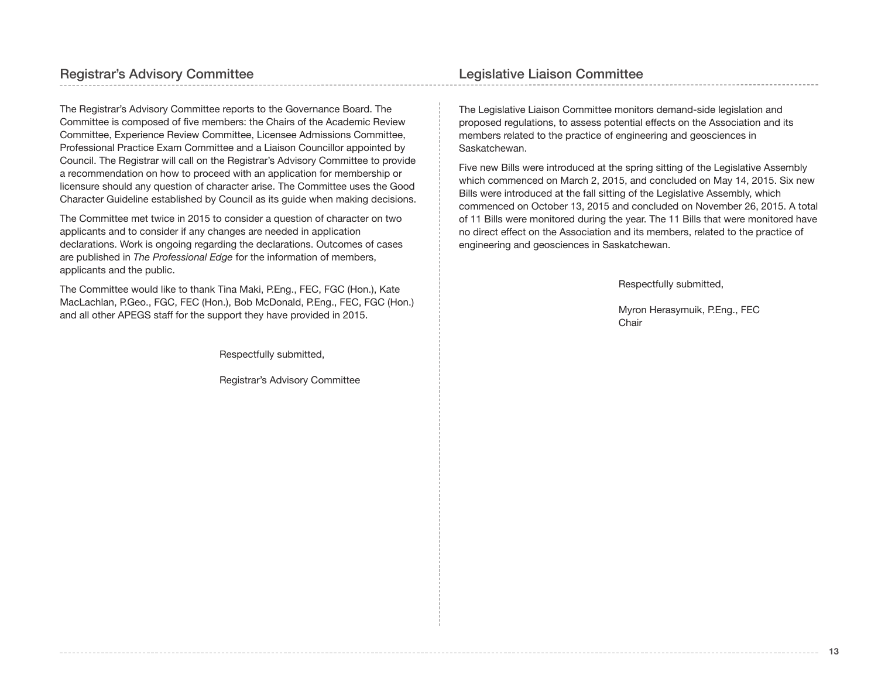## Registrar's Advisory Committee

The Registrar's Advisory Committee reports to the Governance Board. The Committee is composed of five members: the Chairs of the Academic Review Committee, Experience Review Committee, Licensee Admissions Committee, Professional Practice Exam Committee and a Liaison Councillor appointed by Council. The Registrar will call on the Registrar's Advisory Committee to provide a recommendation on how to proceed with an application for membership or licensure should any question of character arise. The Committee uses the Good Character Guideline established by Council as its guide when making decisions.

The Committee met twice in 2015 to consider a question of character on two applicants and to consider if any changes are needed in application declarations. Work is ongoing regarding the declarations. Outcomes of cases are published in *The Professional Edge* for the information of members, applicants and the public.

The Committee would like to thank Tina Maki, P.Eng., FEC, FGC (Hon.), Kate MacLachlan, P.Geo., FGC, FEC (Hon.), Bob McDonald, P.Eng., FEC, FGC (Hon.) and all other APEGS staff for the support they have provided in 2015.

Respectfully submitted,

Registrar's Advisory Committee

## Legislative Liaison Committee

The Legislative Liaison Committee monitors demand-side legislation and proposed regulations, to assess potential effects on the Association and its members related to the practice of engineering and geosciences in Saskatchewan.

Five new Bills were introduced at the spring sitting of the Legislative Assembly which commenced on March 2, 2015, and concluded on May 14, 2015. Six new Bills were introduced at the fall sitting of the Legislative Assembly, which commenced on October 13, 2015 and concluded on November 26, 2015. A total of 11 Bills were monitored during the year. The 11 Bills that were monitored have no direct effect on the Association and its members, related to the practice of engineering and geosciences in Saskatchewan.

Respectfully submitted,

Myron Herasymuik, P.Eng., FEC  
Chair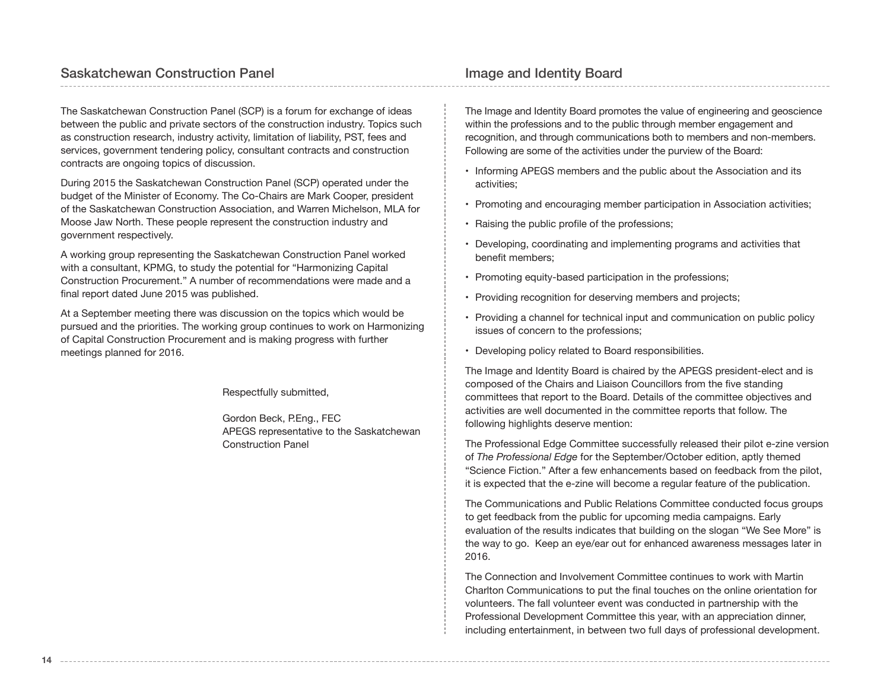## Saskatchewan Construction Panel

The Saskatchewan Construction Panel (SCP) is a forum for exchange of ideas between the public and private sectors of the construction industry. Topics such as construction research, industry activity, limitation of liability, PST, fees and services, government tendering policy, consultant contracts and construction contracts are ongoing topics of discussion.

During 2015 the Saskatchewan Construction Panel (SCP) operated under the budget of the Minister of Economy. The Co-Chairs are Mark Cooper, president of the Saskatchewan Construction Association, and Warren Michelson, MLA for Moose Jaw North. These people represent the construction industry and government respectively.

A working group representing the Saskatchewan Construction Panel worked with a consultant, KPMG, to study the potential for "Harmonizing Capital Construction Procurement." A number of recommendations were made and a final report dated June 2015 was published.

At a September meeting there was discussion on the topics which would be pursued and the priorities. The working group continues to work on Harmonizing of Capital Construction Procurement and is making progress with further meetings planned for 2016.

Respectfully submitted,

Gordon Beck, P.Eng., FEC
APEGS representative to the Saskatchewan Construction Panel

## Image and Identity Board

The Image and Identity Board promotes the value of engineering and geoscience within the professions and to the public through member engagement and recognition, and through communications both to members and non-members. Following are some of the activities under the purview of the Board:

- Informing APEGS members and the public about the Association and its activities;
- Promoting and encouraging member participation in Association activities;
- Raising the public profile of the professions;
- Developing, coordinating and implementing programs and activities that benefit members;
- Promoting equity-based participation in the professions;
- Providing recognition for deserving members and projects;
- Providing a channel for technical input and communication on public policy issues of concern to the professions;
- Developing policy related to Board responsibilities.

The Image and Identity Board is chaired by the APEGS president-elect and is composed of the Chairs and Liaison Councillors from the five standing committees that report to the Board. Details of the committee objectives and activities are well documented in the committee reports that follow. The following highlights deserve mention:

The Professional Edge Committee successfully released their pilot e-zine version of *The Professional Edge* for the September/October edition, aptly themed "Science Fiction." After a few enhancements based on feedback from the pilot, it is expected that the e-zine will become a regular feature of the publication.

The Communications and Public Relations Committee conducted focus groups to get feedback from the public for upcoming media campaigns. Early evaluation of the results indicates that building on the slogan "We See More" is the way to go. Keep an eye/ear out for enhanced awareness messages later in 2016.

The Connection and Involvement Committee continues to work with Martin Charlton Communications to put the final touches on the online orientation for volunteers. The fall volunteer event was conducted in partnership with the Professional Development Committee this year, with an appreciation dinner, including entertainment, in between two full days of professional development.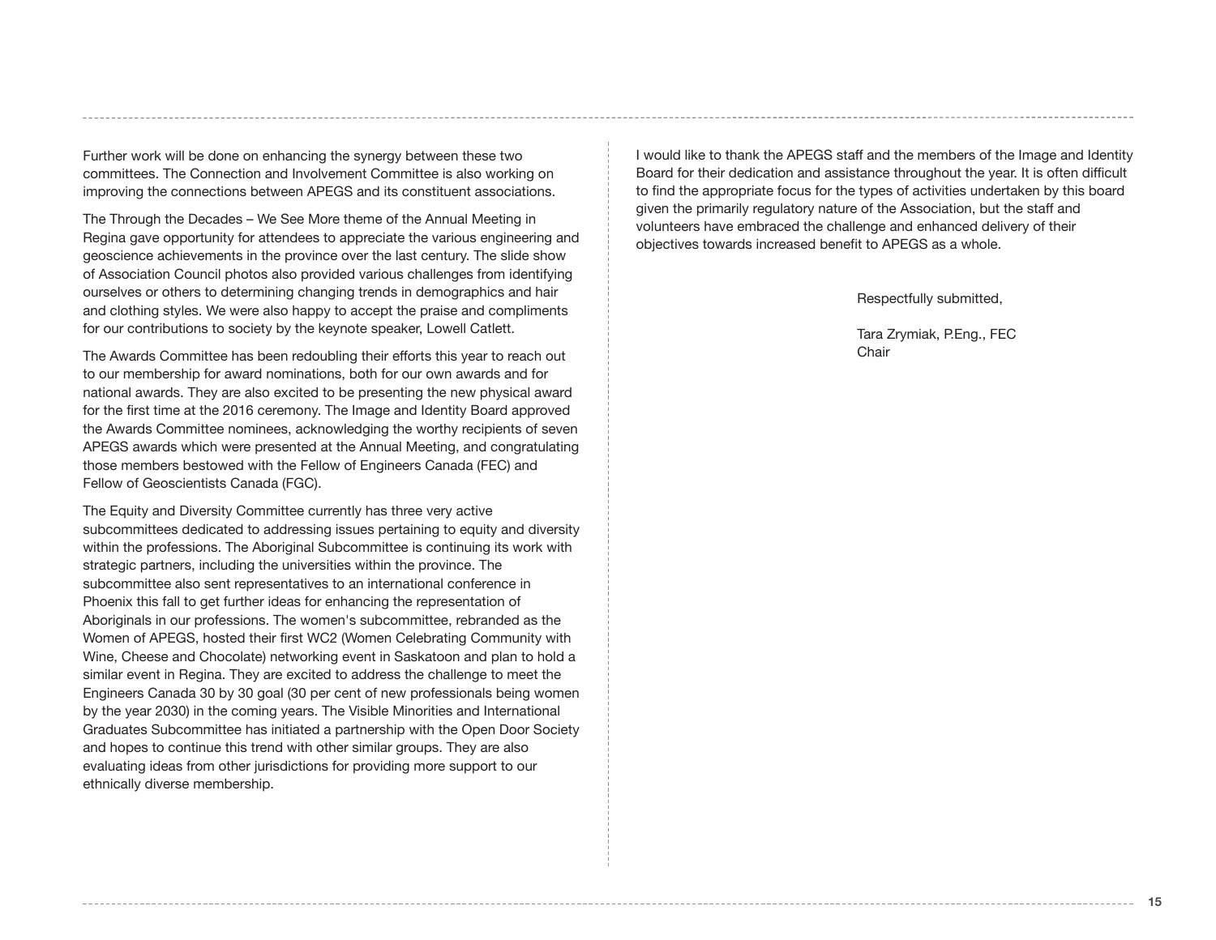Further work will be done on enhancing the synergy between these two committees. The Connection and Involvement Committee is also working on improving the connections between APEGS and its constituent associations.

The Through the Decades – We See More theme of the Annual Meeting in Regina gave opportunity for attendees to appreciate the various engineering and geoscience achievements in the province over the last century. The slide show of Association Council photos also provided various challenges from identifying ourselves or others to determining changing trends in demographics and hair and clothing styles. We were also happy to accept the praise and compliments for our contributions to society by the keynote speaker, Lowell Catlett.

The Awards Committee has been redoubling their efforts this year to reach out to our membership for award nominations, both for our own awards and for national awards. They are also excited to be presenting the new physical award for the first time at the 2016 ceremony. The Image and Identity Board approved the Awards Committee nominees, acknowledging the worthy recipients of seven APEGS awards which were presented at the Annual Meeting, and congratulating those members bestowed with the Fellow of Engineers Canada (FEC) and Fellow of Geoscientists Canada (FGC).

The Equity and Diversity Committee currently has three very active subcommittees dedicated to addressing issues pertaining to equity and diversity within the professions. The Aboriginal Subcommittee is continuing its work with strategic partners, including the universities within the province. The subcommittee also sent representatives to an international conference in Phoenix this fall to get further ideas for enhancing the representation of Aboriginals in our professions. The women's subcommittee, rebranded as the Women of APEGS, hosted their first WC2 (Women Celebrating Community with Wine, Cheese and Chocolate) networking event in Saskatoon and plan to hold a similar event in Regina. They are excited to address the challenge to meet the Engineers Canada 30 by 30 goal (30 per cent of new professionals being women by the year 2030) in the coming years. The Visible Minorities and International Graduates Subcommittee has initiated a partnership with the Open Door Society and hopes to continue this trend with other similar groups. They are also evaluating ideas from other jurisdictions for providing more support to our ethnically diverse membership.

I would like to thank the APEGS staff and the members of the Image and Identity Board for their dedication and assistance throughout the year. It is often difficult to find the appropriate focus for the types of activities undertaken by this board given the primarily regulatory nature of the Association, but the staff and volunteers have embraced the challenge and enhanced delivery of their objectives towards increased benefit to APEGS as a whole.

Respectfully submitted,

Tara Zrymiak, P.Eng., FEC  
Chair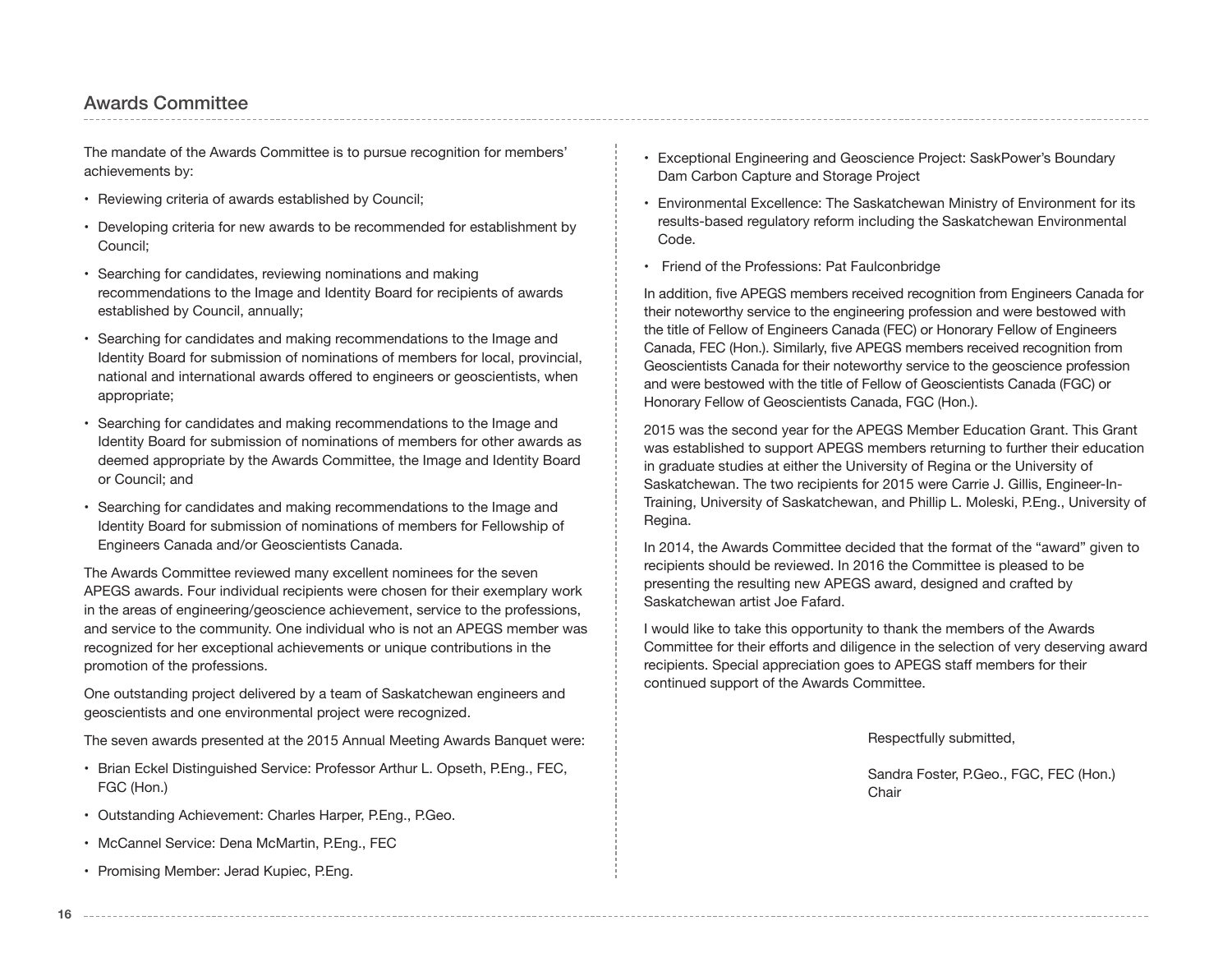## Awards Committee

The mandate of the Awards Committee is to pursue recognition for members' achievements by:

- Reviewing criteria of awards established by Council;
- Developing criteria for new awards to be recommended for establishment by Council;
- Searching for candidates, reviewing nominations and making recommendations to the Image and Identity Board for recipients of awards established by Council, annually;
- Searching for candidates and making recommendations to the Image and Identity Board for submission of nominations of members for local, provincial, national and international awards offered to engineers or geoscientists, when appropriate;
- Searching for candidates and making recommendations to the Image and Identity Board for submission of nominations of members for other awards as deemed appropriate by the Awards Committee, the Image and Identity Board or Council; and
- Searching for candidates and making recommendations to the Image and Identity Board for submission of nominations of members for Fellowship of Engineers Canada and/or Geoscientists Canada.

The Awards Committee reviewed many excellent nominees for the seven APEGS awards. Four individual recipients were chosen for their exemplary work in the areas of engineering/geoscience achievement, service to the professions, and service to the community. One individual who is not an APEGS member was recognized for her exceptional achievements or unique contributions in the promotion of the professions.

One outstanding project delivered by a team of Saskatchewan engineers and geoscientists and one environmental project were recognized.

The seven awards presented at the 2015 Annual Meeting Awards Banquet were:

- Brian Eckel Distinguished Service: Professor Arthur L. Opseth, P.Eng., FEC, FGC (Hon.)
- Outstanding Achievement: Charles Harper, P.Eng., P.Geo.
- McCannel Service: Dena McMartin, P.Eng., FEC
- Promising Member: Jerad Kupiec, P.Eng.
- Exceptional Engineering and Geoscience Project: SaskPower's Boundary Dam Carbon Capture and Storage Project
- Environmental Excellence: The Saskatchewan Ministry of Environment for its results-based regulatory reform including the Saskatchewan Environmental Code.
- Friend of the Professions: Pat Faulconbridge

In addition, five APEGS members received recognition from Engineers Canada for their noteworthy service to the engineering profession and were bestowed with the title of Fellow of Engineers Canada (FEC) or Honorary Fellow of Engineers Canada, FEC (Hon.). Similarly, five APEGS members received recognition from Geoscientists Canada for their noteworthy service to the geoscience profession and were bestowed with the title of Fellow of Geoscientists Canada (FGC) or Honorary Fellow of Geoscientists Canada, FGC (Hon.).

2015 was the second year for the APEGS Member Education Grant. This Grant was established to support APEGS members returning to further their education in graduate studies at either the University of Regina or the University of Saskatchewan. The two recipients for 2015 were Carrie J. Gillis, Engineer-In-Training, University of Saskatchewan, and Phillip L. Moleski, P.Eng., University of Regina.

In 2014, the Awards Committee decided that the format of the "award" given to recipients should be reviewed. In 2016 the Committee is pleased to be presenting the resulting new APEGS award, designed and crafted by Saskatchewan artist Joe Fafard.

I would like to take this opportunity to thank the members of the Awards Committee for their efforts and diligence in the selection of very deserving award recipients. Special appreciation goes to APEGS staff members for their continued support of the Awards Committee.

Respectfully submitted,

Sandra Foster, P.Geo., FGC, FEC (Hon.)
Chair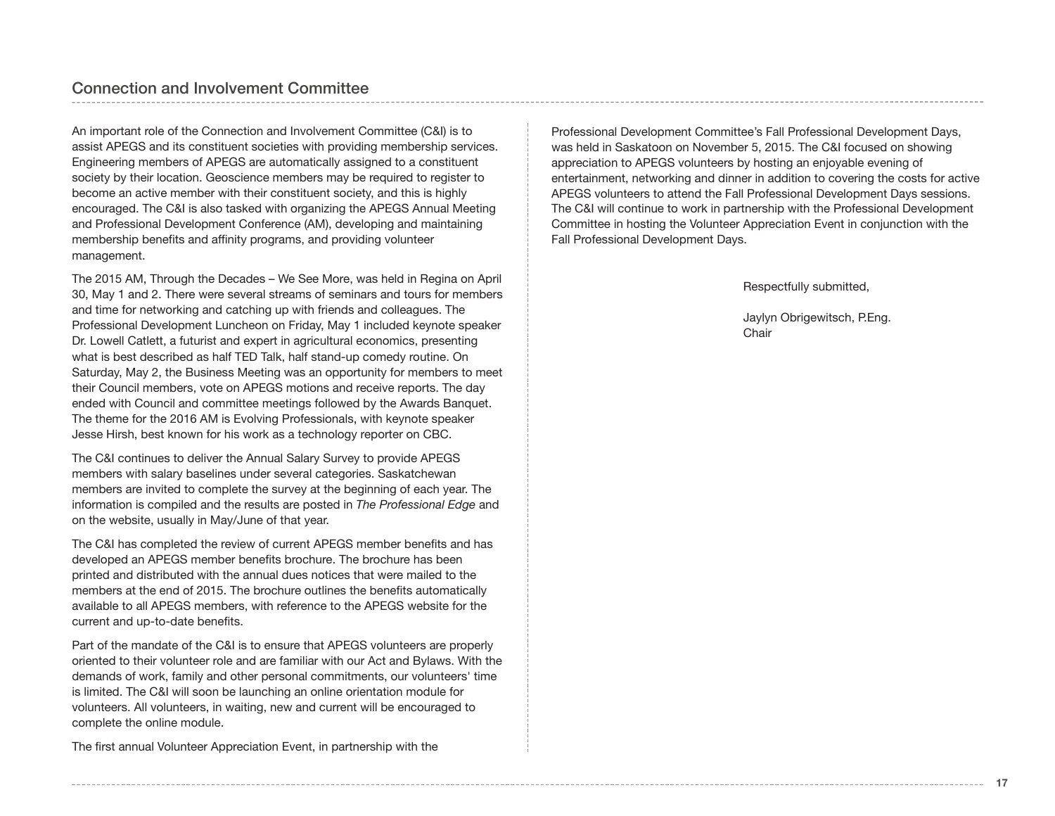## Connection and Involvement Committee

An important role of the Connection and Involvement Committee (C&I) is to assist APEGS and its constituent societies with providing membership services. Engineering members of APEGS are automatically assigned to a constituent society by their location. Geoscience members may be required to register to become an active member with their constituent society, and this is highly encouraged. The C&I is also tasked with organizing the APEGS Annual Meeting and Professional Development Conference (AM), developing and maintaining membership benefits and affinity programs, and providing volunteer management.

The 2015 AM, Through the Decades – We See More, was held in Regina on April 30, May 1 and 2. There were several streams of seminars and tours for members and time for networking and catching up with friends and colleagues. The Professional Development Luncheon on Friday, May 1 included keynote speaker Dr. Lowell Catlett, a futurist and expert in agricultural economics, presenting what is best described as half TED Talk, half stand-up comedy routine. On Saturday, May 2, the Business Meeting was an opportunity for members to meet their Council members, vote on APEGS motions and receive reports. The day ended with Council and committee meetings followed by the Awards Banquet. The theme for the 2016 AM is Evolving Professionals, with keynote speaker Jesse Hirsh, best known for his work as a technology reporter on CBC.

The C&I continues to deliver the Annual Salary Survey to provide APEGS members with salary baselines under several categories. Saskatchewan members are invited to complete the survey at the beginning of each year. The information is compiled and the results are posted in *The Professional Edge* and on the website, usually in May/June of that year.

The C&I has completed the review of current APEGS member benefits and has developed an APEGS member benefits brochure. The brochure has been printed and distributed with the annual dues notices that were mailed to the members at the end of 2015. The brochure outlines the benefits automatically available to all APEGS members, with reference to the APEGS website for the current and up-to-date benefits.

Part of the mandate of the C&I is to ensure that APEGS volunteers are properly oriented to their volunteer role and are familiar with our Act and Bylaws. With the demands of work, family and other personal commitments, our volunteers' time is limited. The C&I will soon be launching an online orientation module for volunteers. All volunteers, in waiting, new and current will be encouraged to complete the online module.

The first annual Volunteer Appreciation Event, in partnership with the Professional Development Committee's Fall Professional Development Days, was held in Saskatoon on November 5, 2015. The C&I focused on showing appreciation to APEGS volunteers by hosting an enjoyable evening of entertainment, networking and dinner in addition to covering the costs for active APEGS volunteers to attend the Fall Professional Development Days sessions. The C&I will continue to work in partnership with the Professional Development Committee in hosting the Volunteer Appreciation Event in conjunction with the Fall Professional Development Days.

Respectfully submitted,

Jaylyn Obrigewitsch, P.Eng.  
Chair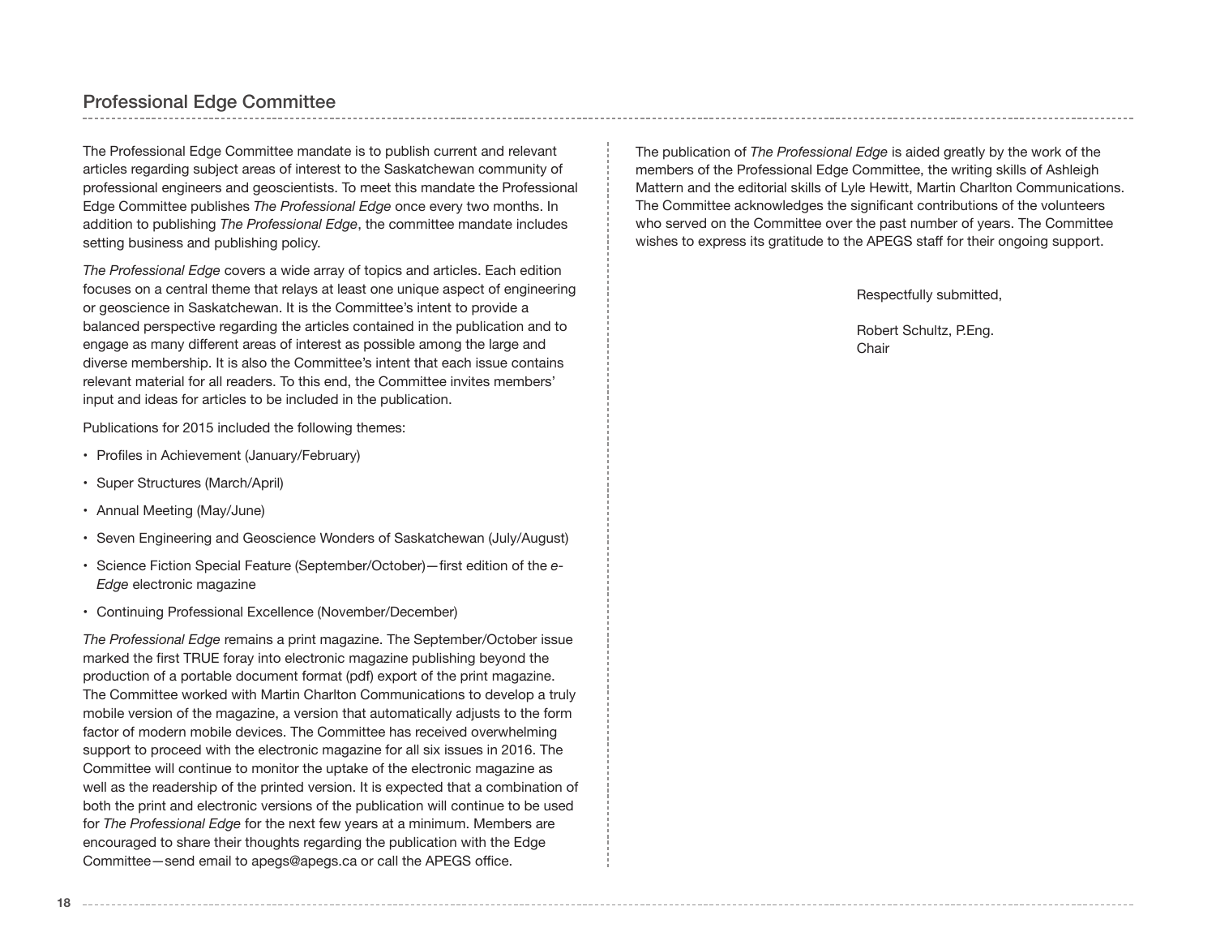## Professional Edge Committee

The Professional Edge Committee mandate is to publish current and relevant articles regarding subject areas of interest to the Saskatchewan community of professional engineers and geoscientists. To meet this mandate the Professional Edge Committee publishes *The Professional Edge* once every two months. In addition to publishing *The Professional Edge*, the committee mandate includes setting business and publishing policy.

*The Professional Edge* covers a wide array of topics and articles. Each edition focuses on a central theme that relays at least one unique aspect of engineering or geoscience in Saskatchewan. It is the Committee's intent to provide a balanced perspective regarding the articles contained in the publication and to engage as many different areas of interest as possible among the large and diverse membership. It is also the Committee's intent that each issue contains relevant material for all readers. To this end, the Committee invites members' input and ideas for articles to be included in the publication.

Publications for 2015 included the following themes:

- Profiles in Achievement (January/February)
- Super Structures (March/April)
- Annual Meeting (May/June)
- Seven Engineering and Geoscience Wonders of Saskatchewan (July/August)
- Science Fiction Special Feature (September/October)—first edition of the *e-Edge* electronic magazine
- Continuing Professional Excellence (November/December)

*The Professional Edge* remains a print magazine. The September/October issue marked the first TRUE foray into electronic magazine publishing beyond the production of a portable document format (pdf) export of the print magazine. The Committee worked with Martin Charlton Communications to develop a truly mobile version of the magazine, a version that automatically adjusts to the form factor of modern mobile devices. The Committee has received overwhelming support to proceed with the electronic magazine for all six issues in 2016. The Committee will continue to monitor the uptake of the electronic magazine as well as the readership of the printed version. It is expected that a combination of both the print and electronic versions of the publication will continue to be used for *The Professional Edge* for the next few years at a minimum. Members are encouraged to share their thoughts regarding the publication with the Edge Committee—send email to apegs@apegs.ca or call the APEGS office.

The publication of *The Professional Edge* is aided greatly by the work of the members of the Professional Edge Committee, the writing skills of Ashleigh Mattern and the editorial skills of Lyle Hewitt, Martin Charlton Communications. The Committee acknowledges the significant contributions of the volunteers who served on the Committee over the past number of years. The Committee wishes to express its gratitude to the APEGS staff for their ongoing support.

Respectfully submitted,

Robert Schultz, P.Eng.
Chair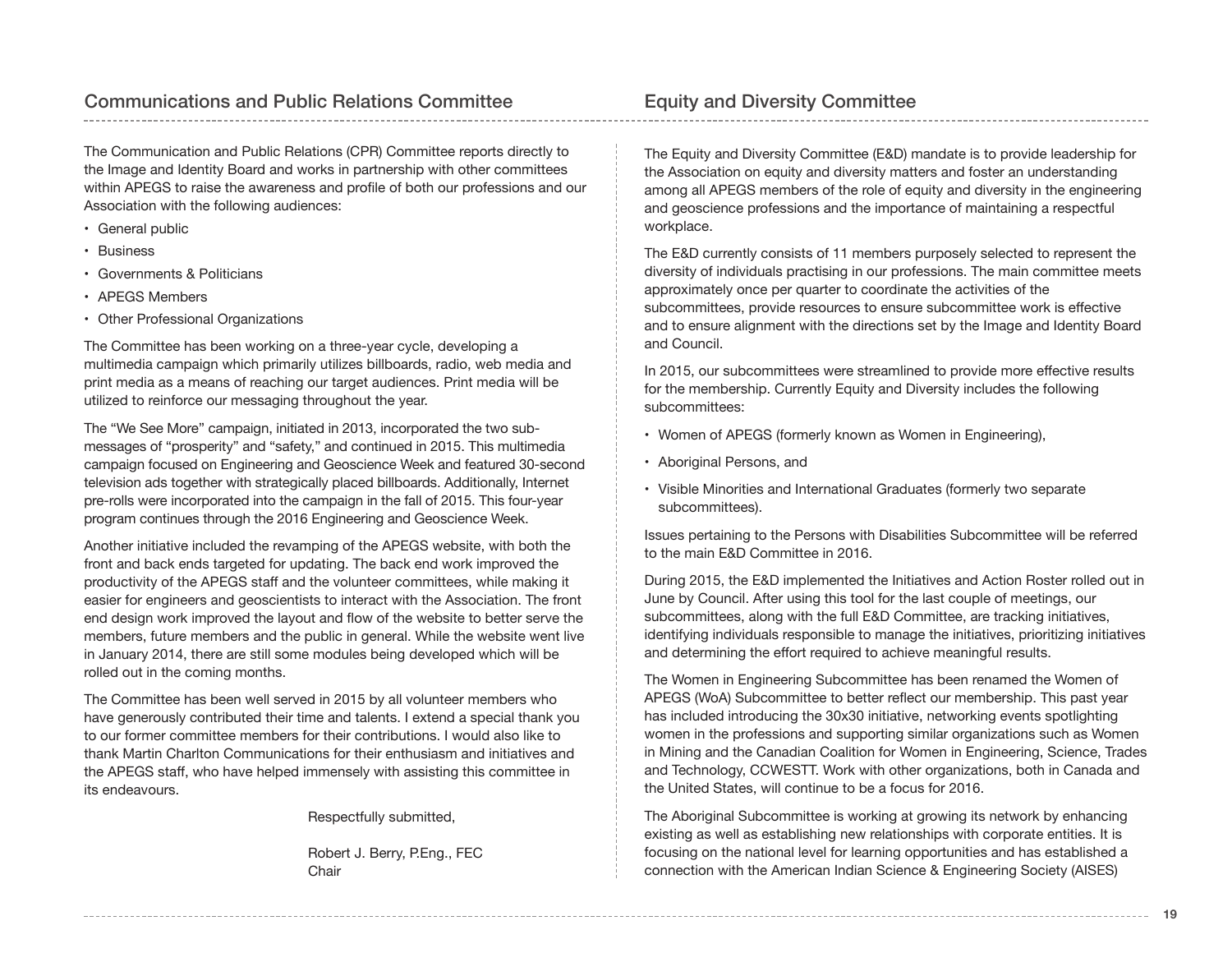## Communications and Public Relations Committee

The Communication and Public Relations (CPR) Committee reports directly to the Image and Identity Board and works in partnership with other committees within APEGS to raise the awareness and profile of both our professions and our Association with the following audiences:

- General public
- Business
- Governments & Politicians
- APEGS Members
- Other Professional Organizations

The Committee has been working on a three-year cycle, developing a multimedia campaign which primarily utilizes billboards, radio, web media and print media as a means of reaching our target audiences. Print media will be utilized to reinforce our messaging throughout the year.

The "We See More" campaign, initiated in 2013, incorporated the two sub-messages of "prosperity" and "safety," and continued in 2015. This multimedia campaign focused on Engineering and Geoscience Week and featured 30-second television ads together with strategically placed billboards. Additionally, Internet pre-rolls were incorporated into the campaign in the fall of 2015. This four-year program continues through the 2016 Engineering and Geoscience Week.

Another initiative included the revamping of the APEGS website, with both the front and back ends targeted for updating. The back end work improved the productivity of the APEGS staff and the volunteer committees, while making it easier for engineers and geoscientists to interact with the Association. The front end design work improved the layout and flow of the website to better serve the members, future members and the public in general. While the website went live in January 2014, there are still some modules being developed which will be rolled out in the coming months.

The Committee has been well served in 2015 by all volunteer members who have generously contributed their time and talents. I extend a special thank you to our former committee members for their contributions. I would also like to thank Martin Charlton Communications for their enthusiasm and initiatives and the APEGS staff, who have helped immensely with assisting this committee in its endeavours.

Respectfully submitted,

Robert J. Berry, P.Eng., FEC
Chair

## Equity and Diversity Committee

The Equity and Diversity Committee (E&D) mandate is to provide leadership for the Association on equity and diversity matters and foster an understanding among all APEGS members of the role of equity and diversity in the engineering and geoscience professions and the importance of maintaining a respectful workplace.

The E&D currently consists of 11 members purposely selected to represent the diversity of individuals practising in our professions. The main committee meets approximately once per quarter to coordinate the activities of the subcommittees, provide resources to ensure subcommittee work is effective and to ensure alignment with the directions set by the Image and Identity Board and Council.

In 2015, our subcommittees were streamlined to provide more effective results for the membership. Currently Equity and Diversity includes the following subcommittees:

- Women of APEGS (formerly known as Women in Engineering),
- Aboriginal Persons, and
- Visible Minorities and International Graduates (formerly two separate subcommittees).

Issues pertaining to the Persons with Disabilities Subcommittee will be referred to the main E&D Committee in 2016.

During 2015, the E&D implemented the Initiatives and Action Roster rolled out in June by Council. After using this tool for the last couple of meetings, our subcommittees, along with the full E&D Committee, are tracking initiatives, identifying individuals responsible to manage the initiatives, prioritizing initiatives and determining the effort required to achieve meaningful results.

The Women in Engineering Subcommittee has been renamed the Women of APEGS (WoA) Subcommittee to better reflect our membership. This past year has included introducing the 30x30 initiative, networking events spotlighting women in the professions and supporting similar organizations such as Women in Mining and the Canadian Coalition for Women in Engineering, Science, Trades and Technology, CCWESTT. Work with other organizations, both in Canada and the United States, will continue to be a focus for 2016.

The Aboriginal Subcommittee is working at growing its network by enhancing existing as well as establishing new relationships with corporate entities. It is focusing on the national level for learning opportunities and has established a connection with the American Indian Science & Engineering Society (AISES)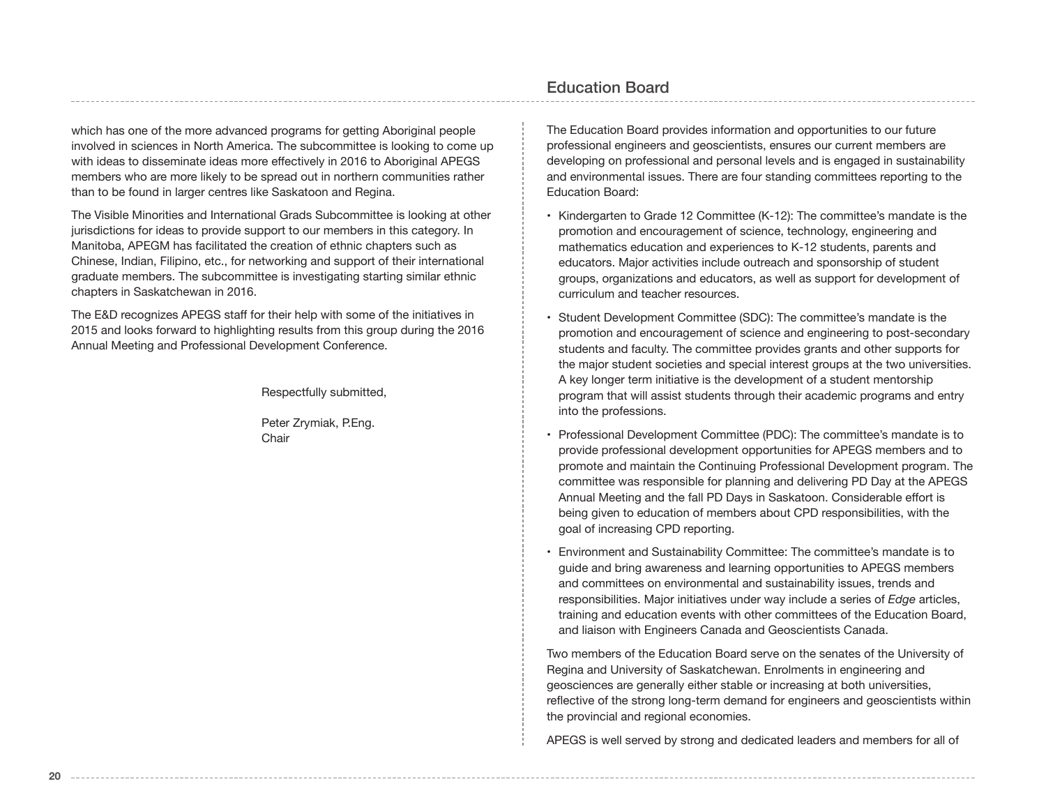which has one of the more advanced programs for getting Aboriginal people involved in sciences in North America. The subcommittee is looking to come up with ideas to disseminate ideas more effectively in 2016 to Aboriginal APEGS members who are more likely to be spread out in northern communities rather than to be found in larger centres like Saskatoon and Regina.

The Visible Minorities and International Grads Subcommittee is looking at other jurisdictions for ideas to provide support to our members in this category. In Manitoba, APEGM has facilitated the creation of ethnic chapters such as Chinese, Indian, Filipino, etc., for networking and support of their international graduate members. The subcommittee is investigating starting similar ethnic chapters in Saskatchewan in 2016.

The E&D recognizes APEGS staff for their help with some of the initiatives in 2015 and looks forward to highlighting results from this group during the 2016 Annual Meeting and Professional Development Conference.

Respectfully submitted,

Peter Zrymiak, P.Eng.
Chair

## Education Board

The Education Board provides information and opportunities to our future professional engineers and geoscientists, ensures our current members are developing on professional and personal levels and is engaged in sustainability and environmental issues. There are four standing committees reporting to the Education Board:

- Kindergarten to Grade 12 Committee (K-12): The committee's mandate is the promotion and encouragement of science, technology, engineering and mathematics education and experiences to K-12 students, parents and educators. Major activities include outreach and sponsorship of student groups, organizations and educators, as well as support for development of curriculum and teacher resources.
- Student Development Committee (SDC): The committee's mandate is the promotion and encouragement of science and engineering to post-secondary students and faculty. The committee provides grants and other supports for the major student societies and special interest groups at the two universities. A key longer term initiative is the development of a student mentorship program that will assist students through their academic programs and entry into the professions.
- Professional Development Committee (PDC): The committee's mandate is to provide professional development opportunities for APEGS members and to promote and maintain the Continuing Professional Development program. The committee was responsible for planning and delivering PD Day at the APEGS Annual Meeting and the fall PD Days in Saskatoon. Considerable effort is being given to education of members about CPD responsibilities, with the goal of increasing CPD reporting.
- Environment and Sustainability Committee: The committee's mandate is to guide and bring awareness and learning opportunities to APEGS members and committees on environmental and sustainability issues, trends and responsibilities. Major initiatives under way include a series of *Edge* articles, training and education events with other committees of the Education Board, and liaison with Engineers Canada and Geoscientists Canada.

Two members of the Education Board serve on the senates of the University of Regina and University of Saskatchewan. Enrolments in engineering and geosciences are generally either stable or increasing at both universities, reflective of the strong long-term demand for engineers and geoscientists within the provincial and regional economies.

APEGS is well served by strong and dedicated leaders and members for all of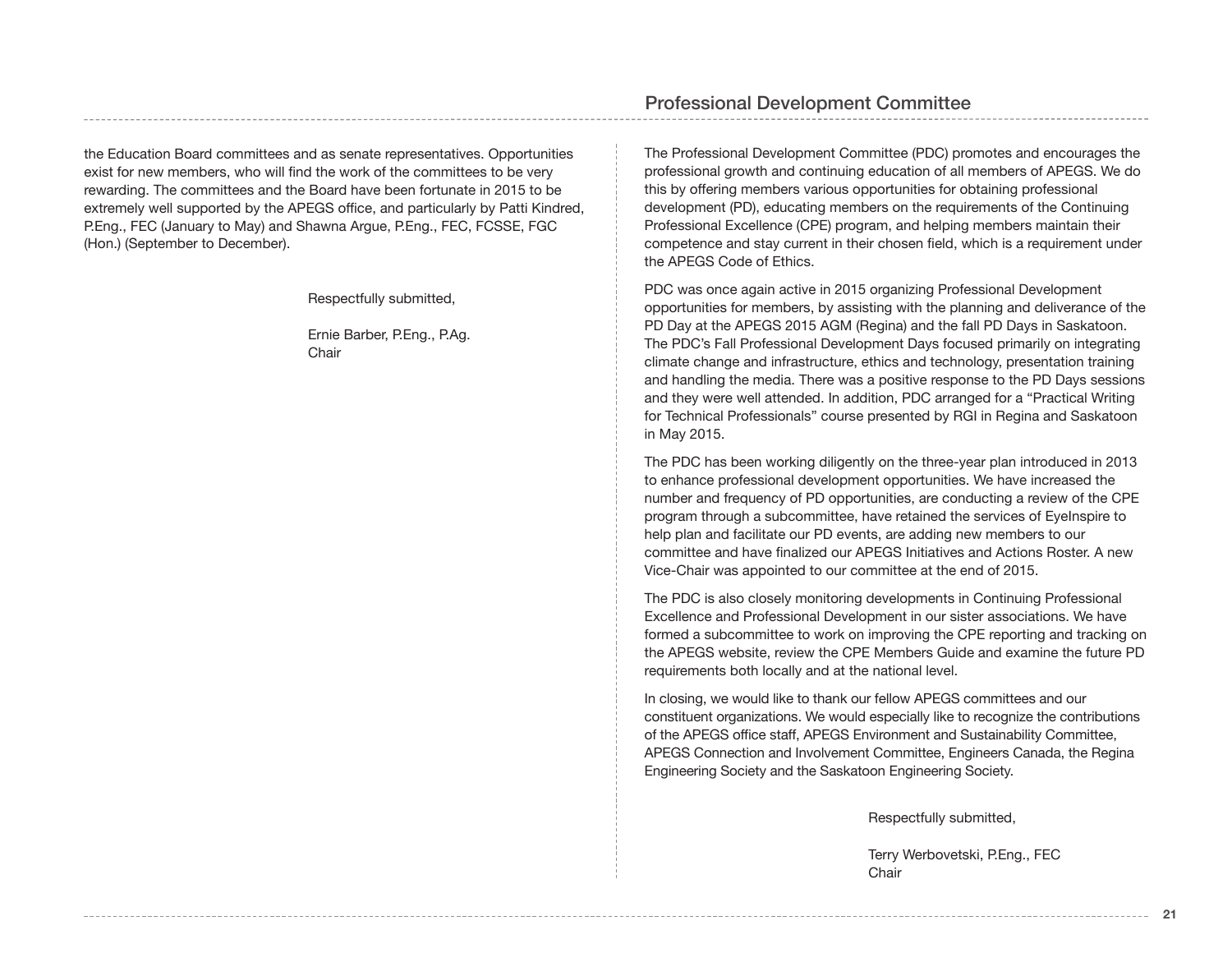the Education Board committees and as senate representatives. Opportunities exist for new members, who will find the work of the committees to be very rewarding. The committees and the Board have been fortunate in 2015 to be extremely well supported by the APEGS office, and particularly by Patti Kindred, P.Eng., FEC (January to May) and Shawna Argue, P.Eng., FEC, FCSSE, FGC (Hon.) (September to December).

Respectfully submitted,

Ernie Barber, P.Eng., P.Ag.
Chair

## Professional Development Committee

The Professional Development Committee (PDC) promotes and encourages the professional growth and continuing education of all members of APEGS. We do this by offering members various opportunities for obtaining professional development (PD), educating members on the requirements of the Continuing Professional Excellence (CPE) program, and helping members maintain their competence and stay current in their chosen field, which is a requirement under the APEGS Code of Ethics.

PDC was once again active in 2015 organizing Professional Development opportunities for members, by assisting with the planning and deliverance of the PD Day at the APEGS 2015 AGM (Regina) and the fall PD Days in Saskatoon. The PDC's Fall Professional Development Days focused primarily on integrating climate change and infrastructure, ethics and technology, presentation training and handling the media. There was a positive response to the PD Days sessions and they were well attended. In addition, PDC arranged for a "Practical Writing for Technical Professionals" course presented by RGI in Regina and Saskatoon in May 2015.

The PDC has been working diligently on the three-year plan introduced in 2013 to enhance professional development opportunities. We have increased the number and frequency of PD opportunities, are conducting a review of the CPE program through a subcommittee, have retained the services of EyeInspire to help plan and facilitate our PD events, are adding new members to our committee and have finalized our APEGS Initiatives and Actions Roster. A new Vice-Chair was appointed to our committee at the end of 2015.

The PDC is also closely monitoring developments in Continuing Professional Excellence and Professional Development in our sister associations. We have formed a subcommittee to work on improving the CPE reporting and tracking on the APEGS website, review the CPE Members Guide and examine the future PD requirements both locally and at the national level.

In closing, we would like to thank our fellow APEGS committees and our constituent organizations. We would especially like to recognize the contributions of the APEGS office staff, APEGS Environment and Sustainability Committee, APEGS Connection and Involvement Committee, Engineers Canada, the Regina Engineering Society and the Saskatoon Engineering Society.

Respectfully submitted,

Terry Werbovetski, P.Eng., FEC
Chair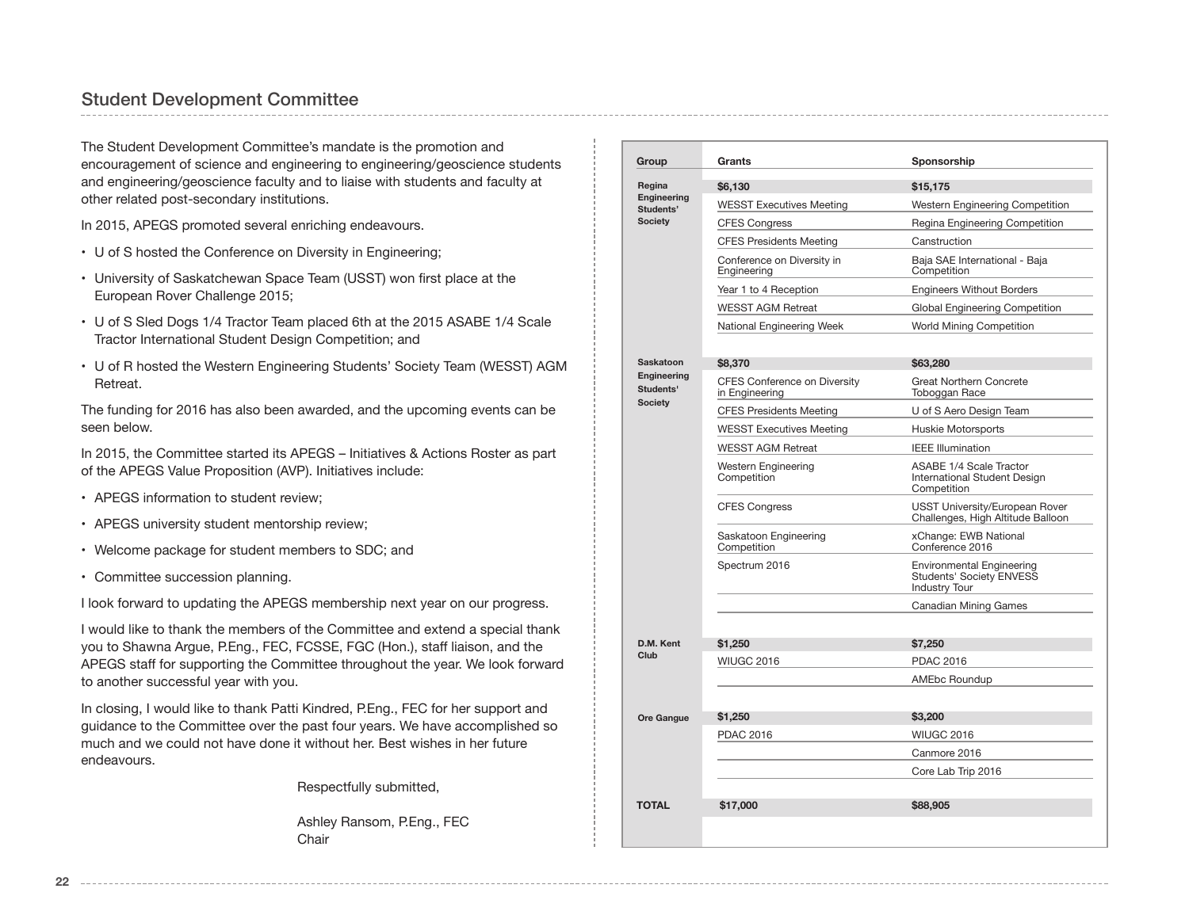## Student Development Committee

The Student Development Committee's mandate is the promotion and encouragement of science and engineering to engineering/geoscience students and engineering/geoscience faculty and to liaise with students and faculty at other related post-secondary institutions.

In 2015, APEGS promoted several enriching endeavours.

- U of S hosted the Conference on Diversity in Engineering;
- University of Saskatchewan Space Team (USST) won first place at the European Rover Challenge 2015;
- U of S Sled Dogs 1/4 Tractor Team placed 6th at the 2015 ASABE 1/4 Scale Tractor International Student Design Competition; and
- U of R hosted the Western Engineering Students' Society Team (WESST) AGM Retreat.

The funding for 2016 has also been awarded, and the upcoming events can be seen below.

In 2015, the Committee started its APEGS – Initiatives & Actions Roster as part of the APEGS Value Proposition (AVP). Initiatives include:

- APEGS information to student review;
- APEGS university student mentorship review;
- Welcome package for student members to SDC; and
- Committee succession planning.

I look forward to updating the APEGS membership next year on our progress.

I would like to thank the members of the Committee and extend a special thank you to Shawna Argue, P.Eng., FEC, FCSSE, FGC (Hon.), staff liaison, and the APEGS staff for supporting the Committee throughout the year. We look forward to another successful year with you.

In closing, I would like to thank Patti Kindred, P.Eng., FEC for her support and guidance to the Committee over the past four years. We have accomplished so much and we could not have done it without her. Best wishes in her future endeavours.

Respectfully submitted,

Ashley Ransom, P.Eng., FEC
Chair

| Group | Grants | Sponsorship |
|---|---|---|
| Regina Engineering Students' Society | **$6,130** | **$15,175** |
| | WESST Executives Meeting | Western Engineering Competition |
| | CFES Congress | Regina Engineering Competition |
| | CFES Presidents Meeting | Canstruction |
| | Conference on Diversity in Engineering | Baja SAE International - Baja Competition |
| | Year 1 to 4 Reception | Engineers Without Borders |
| | WESST AGM Retreat | Global Engineering Competition |
| | National Engineering Week | World Mining Competition |
| Saskatoon Engineering Students' Society | **$8,370** | **$63,280** |
| | CFES Conference on Diversity in Engineering | Great Northern Concrete Toboggan Race |
| | CFES Presidents Meeting | U of S Aero Design Team |
| | WESST Executives Meeting | Huskie Motorsports |
| | WESST AGM Retreat | IEEE Illumination |
| | Western Engineering Competition | ASABE 1/4 Scale Tractor International Student Design Competition |
| | CFES Congress | USST University/European Rover Challenges, High Altitude Balloon |
| | Saskatoon Engineering Competition | xChange: EWB National Conference 2016 |
| | Spectrum 2016 | Environmental Engineering Students' Society ENVESS Industry Tour |
| | | Canadian Mining Games |
| D.M. Kent Club | **$1,250** | **$7,250** |
| | WIUGC 2016 | PDAC 2016 |
| | | AMEbc Roundup |
| Ore Gangue | **$1,250** | **$3,200** |
| | PDAC 2016 | WIUGC 2016 |
| | | Canmore 2016 |
| | | Core Lab Trip 2016 |
| **TOTAL** | **$17,000** | **$88,905** |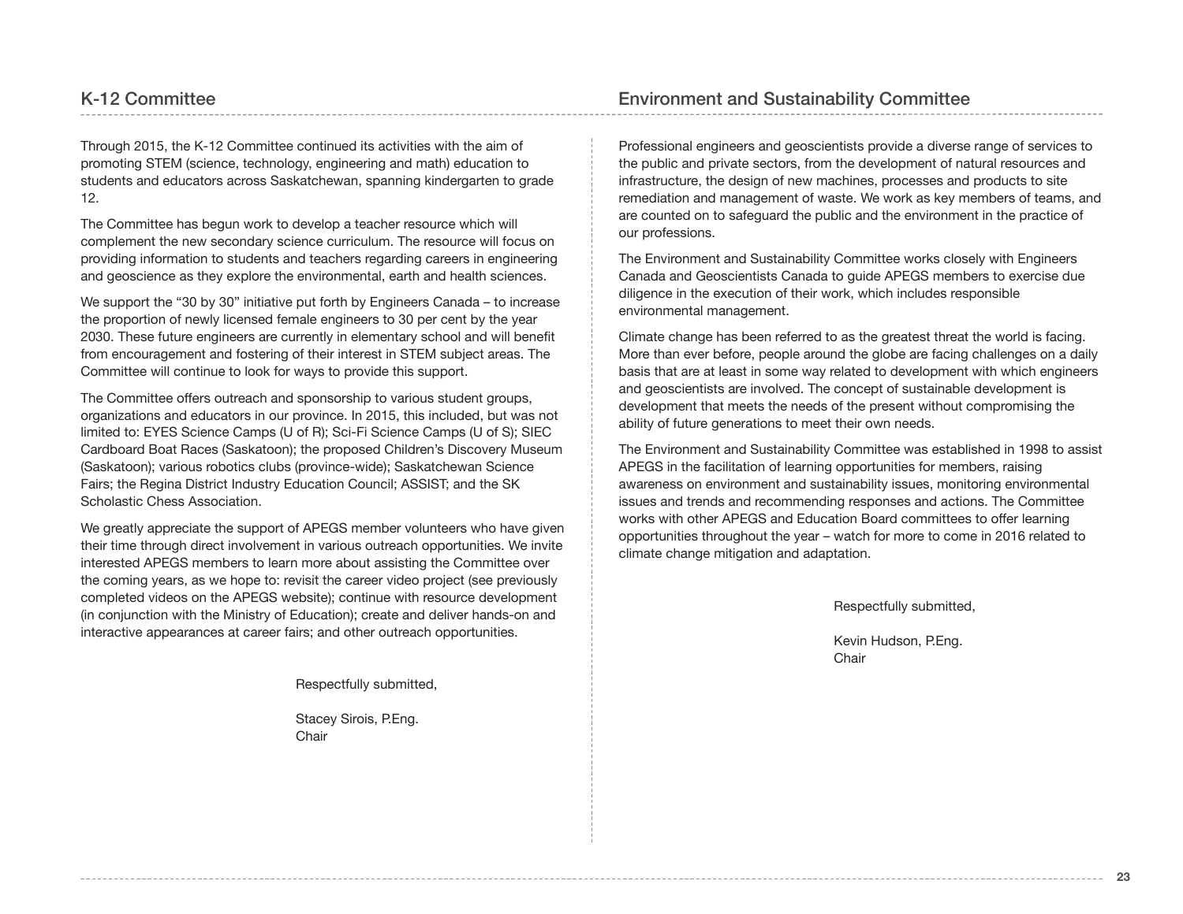## K-12 Committee

Through 2015, the K-12 Committee continued its activities with the aim of promoting STEM (science, technology, engineering and math) education to students and educators across Saskatchewan, spanning kindergarten to grade 12.

The Committee has begun work to develop a teacher resource which will complement the new secondary science curriculum. The resource will focus on providing information to students and teachers regarding careers in engineering and geoscience as they explore the environmental, earth and health sciences.

We support the "30 by 30" initiative put forth by Engineers Canada – to increase the proportion of newly licensed female engineers to 30 per cent by the year 2030. These future engineers are currently in elementary school and will benefit from encouragement and fostering of their interest in STEM subject areas. The Committee will continue to look for ways to provide this support.

The Committee offers outreach and sponsorship to various student groups, organizations and educators in our province. In 2015, this included, but was not limited to: EYES Science Camps (U of R); Sci-Fi Science Camps (U of S); SIEC Cardboard Boat Races (Saskatoon); the proposed Children's Discovery Museum (Saskatoon); various robotics clubs (province-wide); Saskatchewan Science Fairs; the Regina District Industry Education Council; ASSIST; and the SK Scholastic Chess Association.

We greatly appreciate the support of APEGS member volunteers who have given their time through direct involvement in various outreach opportunities. We invite interested APEGS members to learn more about assisting the Committee over the coming years, as we hope to: revisit the career video project (see previously completed videos on the APEGS website); continue with resource development (in conjunction with the Ministry of Education); create and deliver hands-on and interactive appearances at career fairs; and other outreach opportunities.

Respectfully submitted,

Stacey Sirois, P.Eng.
Chair

## Environment and Sustainability Committee

Professional engineers and geoscientists provide a diverse range of services to the public and private sectors, from the development of natural resources and infrastructure, the design of new machines, processes and products to site remediation and management of waste. We work as key members of teams, and are counted on to safeguard the public and the environment in the practice of our professions.

The Environment and Sustainability Committee works closely with Engineers Canada and Geoscientists Canada to guide APEGS members to exercise due diligence in the execution of their work, which includes responsible environmental management.

Climate change has been referred to as the greatest threat the world is facing. More than ever before, people around the globe are facing challenges on a daily basis that are at least in some way related to development with which engineers and geoscientists are involved. The concept of sustainable development is development that meets the needs of the present without compromising the ability of future generations to meet their own needs.

The Environment and Sustainability Committee was established in 1998 to assist APEGS in the facilitation of learning opportunities for members, raising awareness on environment and sustainability issues, monitoring environmental issues and trends and recommending responses and actions. The Committee works with other APEGS and Education Board committees to offer learning opportunities throughout the year – watch for more to come in 2016 related to climate change mitigation and adaptation.

Respectfully submitted,

Kevin Hudson, P.Eng.
Chair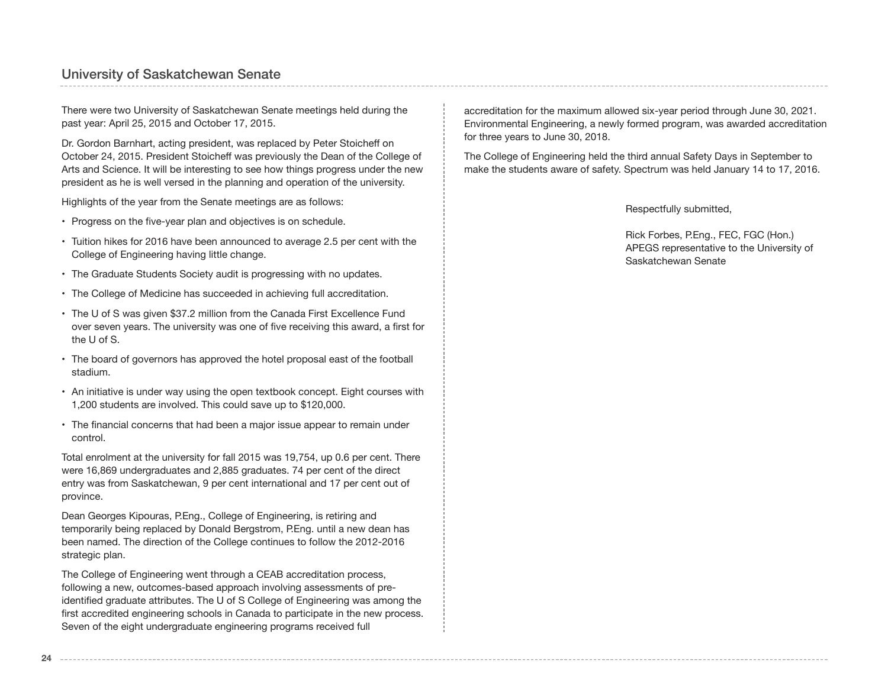## University of Saskatchewan Senate

There were two University of Saskatchewan Senate meetings held during the past year: April 25, 2015 and October 17, 2015.

Dr. Gordon Barnhart, acting president, was replaced by Peter Stoicheff on October 24, 2015. President Stoicheff was previously the Dean of the College of Arts and Science. It will be interesting to see how things progress under the new president as he is well versed in the planning and operation of the university.

Highlights of the year from the Senate meetings are as follows:

- Progress on the five-year plan and objectives is on schedule.
- Tuition hikes for 2016 have been announced to average 2.5 per cent with the College of Engineering having little change.
- The Graduate Students Society audit is progressing with no updates.
- The College of Medicine has succeeded in achieving full accreditation.
- The U of S was given $37.2 million from the Canada First Excellence Fund over seven years. The university was one of five receiving this award, a first for the U of S.
- The board of governors has approved the hotel proposal east of the football stadium.
- An initiative is under way using the open textbook concept. Eight courses with 1,200 students are involved. This could save up to $120,000.
- The financial concerns that had been a major issue appear to remain under control.

Total enrolment at the university for fall 2015 was 19,754, up 0.6 per cent. There were 16,869 undergraduates and 2,885 graduates. 74 per cent of the direct entry was from Saskatchewan, 9 per cent international and 17 per cent out of province.

Dean Georges Kipouras, P.Eng., College of Engineering, is retiring and temporarily being replaced by Donald Bergstrom, P.Eng. until a new dean has been named. The direction of the College continues to follow the 2012-2016 strategic plan.

The College of Engineering went through a CEAB accreditation process, following a new, outcomes-based approach involving assessments of pre-identified graduate attributes. The U of S College of Engineering was among the first accredited engineering schools in Canada to participate in the new process. Seven of the eight undergraduate engineering programs received full accreditation for the maximum allowed six-year period through June 30, 2021. Environmental Engineering, a newly formed program, was awarded accreditation for three years to June 30, 2018.

The College of Engineering held the third annual Safety Days in September to make the students aware of safety. Spectrum was held January 14 to 17, 2016.

Respectfully submitted,

Rick Forbes, P.Eng., FEC, FGC (Hon.)
APEGS representative to the University of Saskatchewan Senate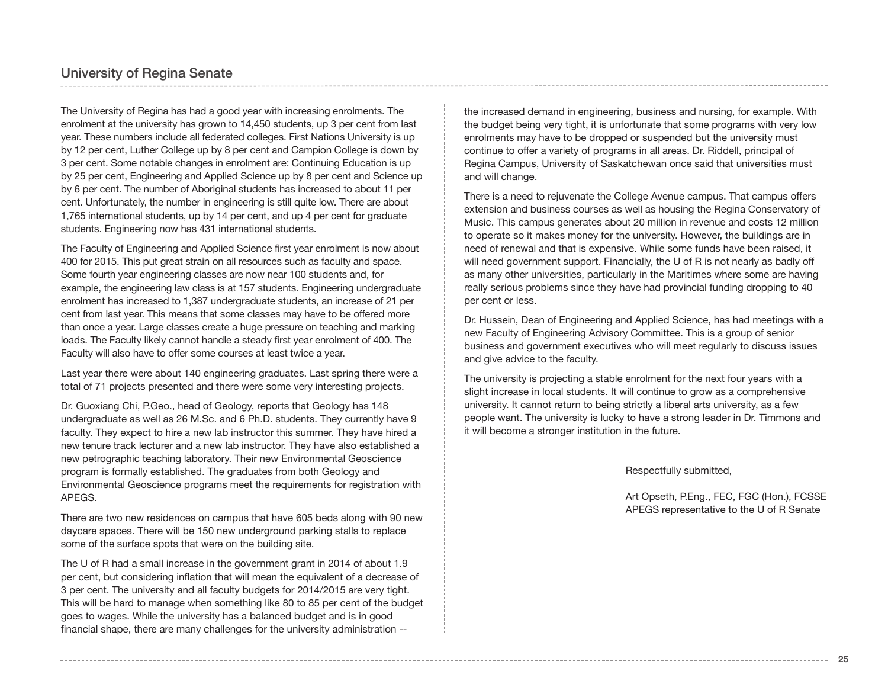## University of Regina Senate

The University of Regina has had a good year with increasing enrolments. The enrolment at the university has grown to 14,450 students, up 3 per cent from last year. These numbers include all federated colleges. First Nations University is up by 12 per cent, Luther College up by 8 per cent and Campion College is down by 3 per cent. Some notable changes in enrolment are: Continuing Education is up by 25 per cent, Engineering and Applied Science up by 8 per cent and Science up by 6 per cent. The number of Aboriginal students has increased to about 11 per cent. Unfortunately, the number in engineering is still quite low. There are about 1,765 international students, up by 14 per cent, and up 4 per cent for graduate students. Engineering now has 431 international students.

The Faculty of Engineering and Applied Science first year enrolment is now about 400 for 2015. This put great strain on all resources such as faculty and space. Some fourth year engineering classes are now near 100 students and, for example, the engineering law class is at 157 students. Engineering undergraduate enrolment has increased to 1,387 undergraduate students, an increase of 21 per cent from last year. This means that some classes may have to be offered more than once a year. Large classes create a huge pressure on teaching and marking loads. The Faculty likely cannot handle a steady first year enrolment of 400. The Faculty will also have to offer some courses at least twice a year.

Last year there were about 140 engineering graduates. Last spring there were a total of 71 projects presented and there were some very interesting projects.

Dr. Guoxiang Chi, P.Geo., head of Geology, reports that Geology has 148 undergraduate as well as 26 M.Sc. and 6 Ph.D. students. They currently have 9 faculty. They expect to hire a new lab instructor this summer. They have hired a new tenure track lecturer and a new lab instructor. They have also established a new petrographic teaching laboratory. Their new Environmental Geoscience program is formally established. The graduates from both Geology and Environmental Geoscience programs meet the requirements for registration with APEGS.

There are two new residences on campus that have 605 beds along with 90 new daycare spaces. There will be 150 new underground parking stalls to replace some of the surface spots that were on the building site.

The U of R had a small increase in the government grant in 2014 of about 1.9 per cent, but considering inflation that will mean the equivalent of a decrease of 3 per cent. The university and all faculty budgets for 2014/2015 are very tight. This will be hard to manage when something like 80 to 85 per cent of the budget goes to wages. While the university has a balanced budget and is in good financial shape, there are many challenges for the university administration -- the increased demand in engineering, business and nursing, for example. With the budget being very tight, it is unfortunate that some programs with very low enrolments may have to be dropped or suspended but the university must continue to offer a variety of programs in all areas. Dr. Riddell, principal of Regina Campus, University of Saskatchewan once said that universities must and will change.

There is a need to rejuvenate the College Avenue campus. That campus offers extension and business courses as well as housing the Regina Conservatory of Music. This campus generates about 20 million in revenue and costs 12 million to operate so it makes money for the university. However, the buildings are in need of renewal and that is expensive. While some funds have been raised, it will need government support. Financially, the U of R is not nearly as badly off as many other universities, particularly in the Maritimes where some are having really serious problems since they have had provincial funding dropping to 40 per cent or less.

Dr. Hussein, Dean of Engineering and Applied Science, has had meetings with a new Faculty of Engineering Advisory Committee. This is a group of senior business and government executives who will meet regularly to discuss issues and give advice to the faculty.

The university is projecting a stable enrolment for the next four years with a slight increase in local students. It will continue to grow as a comprehensive university. It cannot return to being strictly a liberal arts university, as a few people want. The university is lucky to have a strong leader in Dr. Timmons and it will become a stronger institution in the future.

Respectfully submitted,

Art Opseth, P.Eng., FEC, FGC (Hon.), FCSSE
APEGS representative to the U of R Senate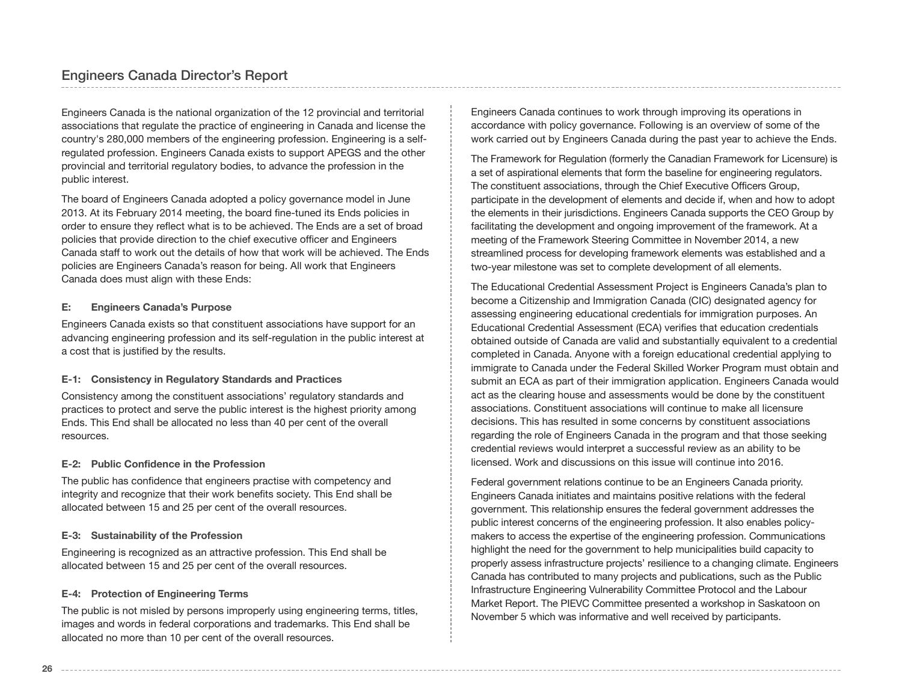## Engineers Canada Director's Report

Engineers Canada is the national organization of the 12 provincial and territorial associations that regulate the practice of engineering in Canada and license the country's 280,000 members of the engineering profession. Engineering is a self-regulated profession. Engineers Canada exists to support APEGS and the other provincial and territorial regulatory bodies, to advance the profession in the public interest.

The board of Engineers Canada adopted a policy governance model in June 2013. At its February 2014 meeting, the board fine-tuned its Ends policies in order to ensure they reflect what is to be achieved. The Ends are a set of broad policies that provide direction to the chief executive officer and Engineers Canada staff to work out the details of how that work will be achieved. The Ends policies are Engineers Canada's reason for being. All work that Engineers Canada does must align with these Ends:

### E: Engineers Canada's Purpose

Engineers Canada exists so that constituent associations have support for an advancing engineering profession and its self-regulation in the public interest at a cost that is justified by the results.

### E-1: Consistency in Regulatory Standards and Practices

Consistency among the constituent associations' regulatory standards and practices to protect and serve the public interest is the highest priority among Ends. This End shall be allocated no less than 40 per cent of the overall resources.

### E-2: Public Confidence in the Profession

The public has confidence that engineers practise with competency and integrity and recognize that their work benefits society. This End shall be allocated between 15 and 25 per cent of the overall resources.

### E-3: Sustainability of the Profession

Engineering is recognized as an attractive profession. This End shall be allocated between 15 and 25 per cent of the overall resources.

### E-4: Protection of Engineering Terms

The public is not misled by persons improperly using engineering terms, titles, images and words in federal corporations and trademarks. This End shall be allocated no more than 10 per cent of the overall resources.

Engineers Canada continues to work through improving its operations in accordance with policy governance. Following is an overview of some of the work carried out by Engineers Canada during the past year to achieve the Ends.

The Framework for Regulation (formerly the Canadian Framework for Licensure) is a set of aspirational elements that form the baseline for engineering regulators. The constituent associations, through the Chief Executive Officers Group, participate in the development of elements and decide if, when and how to adopt the elements in their jurisdictions. Engineers Canada supports the CEO Group by facilitating the development and ongoing improvement of the framework. At a meeting of the Framework Steering Committee in November 2014, a new streamlined process for developing framework elements was established and a two-year milestone was set to complete development of all elements.

The Educational Credential Assessment Project is Engineers Canada's plan to become a Citizenship and Immigration Canada (CIC) designated agency for assessing engineering educational credentials for immigration purposes. An Educational Credential Assessment (ECA) verifies that education credentials obtained outside of Canada are valid and substantially equivalent to a credential completed in Canada. Anyone with a foreign educational credential applying to immigrate to Canada under the Federal Skilled Worker Program must obtain and submit an ECA as part of their immigration application. Engineers Canada would act as the clearing house and assessments would be done by the constituent associations. Constituent associations will continue to make all licensure decisions. This has resulted in some concerns by constituent associations regarding the role of Engineers Canada in the program and that those seeking credential reviews would interpret a successful review as an ability to be licensed. Work and discussions on this issue will continue into 2016.

Federal government relations continue to be an Engineers Canada priority. Engineers Canada initiates and maintains positive relations with the federal government. This relationship ensures the federal government addresses the public interest concerns of the engineering profession. It also enables policy-makers to access the expertise of the engineering profession. Communications highlight the need for the government to help municipalities build capacity to properly assess infrastructure projects' resilience to a changing climate. Engineers Canada has contributed to many projects and publications, such as the Public Infrastructure Engineering Vulnerability Committee Protocol and the Labour Market Report. The PIEVC Committee presented a workshop in Saskatoon on November 5 which was informative and well received by participants.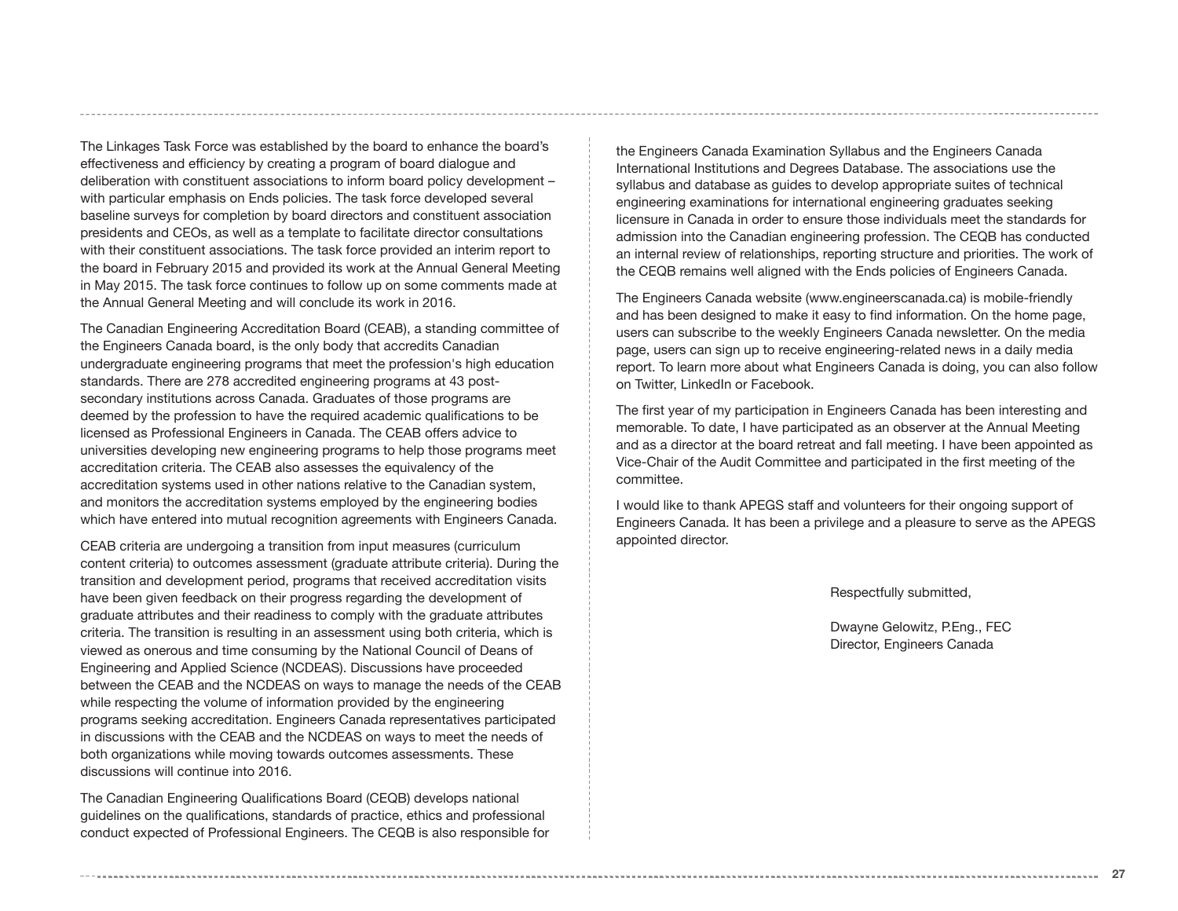The Linkages Task Force was established by the board to enhance the board's effectiveness and efficiency by creating a program of board dialogue and deliberation with constituent associations to inform board policy development – with particular emphasis on Ends policies. The task force developed several baseline surveys for completion by board directors and constituent association presidents and CEOs, as well as a template to facilitate director consultations with their constituent associations. The task force provided an interim report to the board in February 2015 and provided its work at the Annual General Meeting in May 2015. The task force continues to follow up on some comments made at the Annual General Meeting and will conclude its work in 2016.

The Canadian Engineering Accreditation Board (CEAB), a standing committee of the Engineers Canada board, is the only body that accredits Canadian undergraduate engineering programs that meet the profession's high education standards. There are 278 accredited engineering programs at 43 post-secondary institutions across Canada. Graduates of those programs are deemed by the profession to have the required academic qualifications to be licensed as Professional Engineers in Canada. The CEAB offers advice to universities developing new engineering programs to help those programs meet accreditation criteria. The CEAB also assesses the equivalency of the accreditation systems used in other nations relative to the Canadian system, and monitors the accreditation systems employed by the engineering bodies which have entered into mutual recognition agreements with Engineers Canada.

CEAB criteria are undergoing a transition from input measures (curriculum content criteria) to outcomes assessment (graduate attribute criteria). During the transition and development period, programs that received accreditation visits have been given feedback on their progress regarding the development of graduate attributes and their readiness to comply with the graduate attributes criteria. The transition is resulting in an assessment using both criteria, which is viewed as onerous and time consuming by the National Council of Deans of Engineering and Applied Science (NCDEAS). Discussions have proceeded between the CEAB and the NCDEAS on ways to manage the needs of the CEAB while respecting the volume of information provided by the engineering programs seeking accreditation. Engineers Canada representatives participated in discussions with the CEAB and the NCDEAS on ways to meet the needs of both organizations while moving towards outcomes assessments. These discussions will continue into 2016.

The Canadian Engineering Qualifications Board (CEQB) develops national guidelines on the qualifications, standards of practice, ethics and professional conduct expected of Professional Engineers. The CEQB is also responsible for the Engineers Canada Examination Syllabus and the Engineers Canada International Institutions and Degrees Database. The associations use the syllabus and database as guides to develop appropriate suites of technical engineering examinations for international engineering graduates seeking licensure in Canada in order to ensure those individuals meet the standards for admission into the Canadian engineering profession. The CEQB has conducted an internal review of relationships, reporting structure and priorities. The work of the CEQB remains well aligned with the Ends policies of Engineers Canada.

The Engineers Canada website (www.engineerscanada.ca) is mobile-friendly and has been designed to make it easy to find information. On the home page, users can subscribe to the weekly Engineers Canada newsletter. On the media page, users can sign up to receive engineering-related news in a daily media report. To learn more about what Engineers Canada is doing, you can also follow on Twitter, LinkedIn or Facebook.

The first year of my participation in Engineers Canada has been interesting and memorable. To date, I have participated as an observer at the Annual Meeting and as a director at the board retreat and fall meeting. I have been appointed as Vice-Chair of the Audit Committee and participated in the first meeting of the committee.

I would like to thank APEGS staff and volunteers for their ongoing support of Engineers Canada. It has been a privilege and a pleasure to serve as the APEGS appointed director.

Respectfully submitted,

Dwayne Gelowitz, P.Eng., FEC
Director, Engineers Canada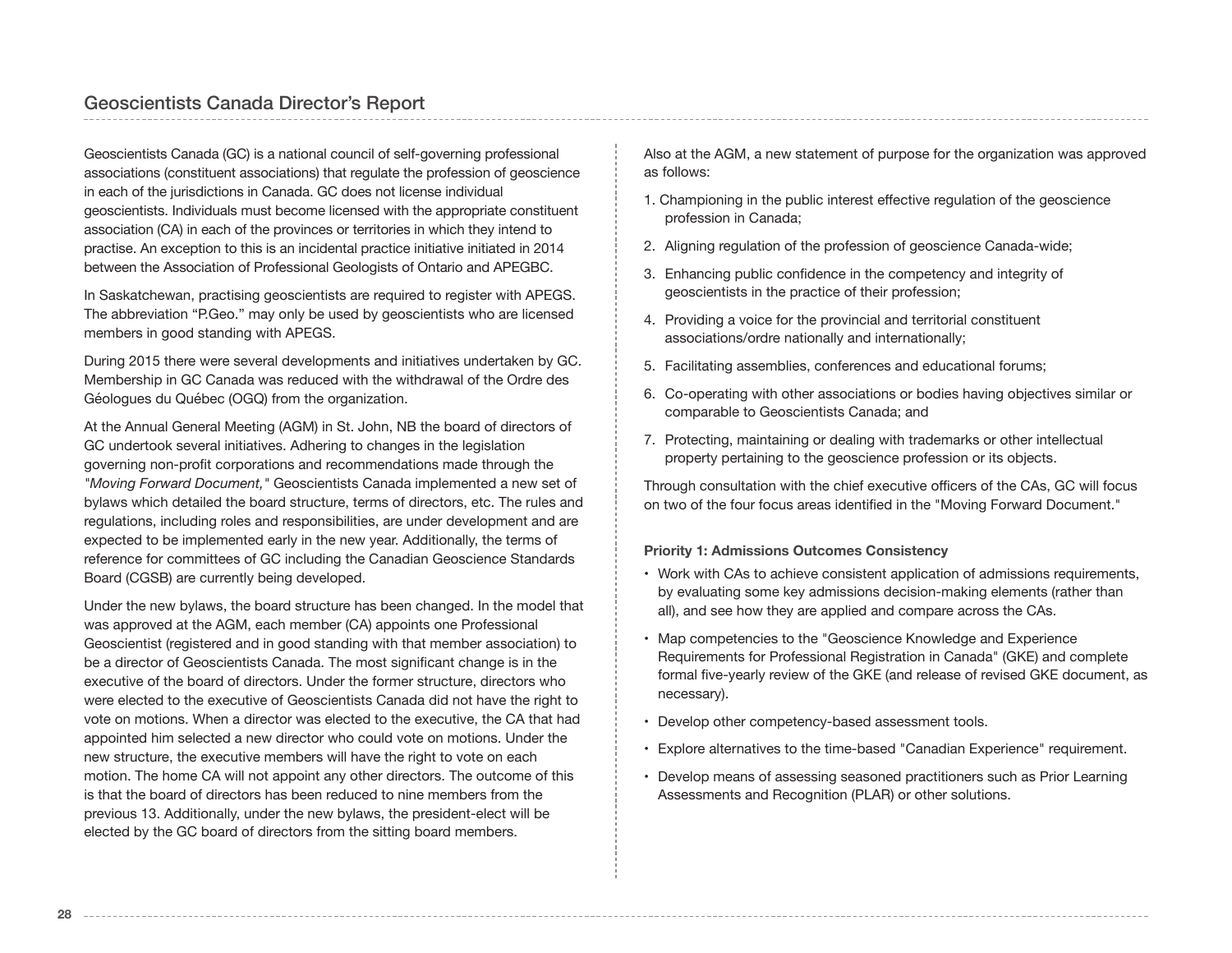## Geoscientists Canada Director's Report

Geoscientists Canada (GC) is a national council of self-governing professional associations (constituent associations) that regulate the profession of geoscience in each of the jurisdictions in Canada. GC does not license individual geoscientists. Individuals must become licensed with the appropriate constituent association (CA) in each of the provinces or territories in which they intend to practise. An exception to this is an incidental practice initiative initiated in 2014 between the Association of Professional Geologists of Ontario and APEGBC.

In Saskatchewan, practising geoscientists are required to register with APEGS. The abbreviation "P.Geo." may only be used by geoscientists who are licensed members in good standing with APEGS.

During 2015 there were several developments and initiatives undertaken by GC. Membership in GC Canada was reduced with the withdrawal of the Ordre des Géologues du Québec (OGQ) from the organization.

At the Annual General Meeting (AGM) in St. John, NB the board of directors of GC undertook several initiatives. Adhering to changes in the legislation governing non-profit corporations and recommendations made through the *"Moving Forward Document,"* Geoscientists Canada implemented a new set of bylaws which detailed the board structure, terms of directors, etc. The rules and regulations, including roles and responsibilities, are under development and are expected to be implemented early in the new year. Additionally, the terms of reference for committees of GC including the Canadian Geoscience Standards Board (CGSB) are currently being developed.

Under the new bylaws, the board structure has been changed. In the model that was approved at the AGM, each member (CA) appoints one Professional Geoscientist (registered and in good standing with that member association) to be a director of Geoscientists Canada. The most significant change is in the executive of the board of directors. Under the former structure, directors who were elected to the executive of Geoscientists Canada did not have the right to vote on motions. When a director was elected to the executive, the CA that had appointed him selected a new director who could vote on motions. Under the new structure, the executive members will have the right to vote on each motion. The home CA will not appoint any other directors. The outcome of this is that the board of directors has been reduced to nine members from the previous 13. Additionally, under the new bylaws, the president-elect will be elected by the GC board of directors from the sitting board members.

Also at the AGM, a new statement of purpose for the organization was approved as follows:

1. Championing in the public interest effective regulation of the geoscience profession in Canada;
2. Aligning regulation of the profession of geoscience Canada-wide;
3. Enhancing public confidence in the competency and integrity of geoscientists in the practice of their profession;
4. Providing a voice for the provincial and territorial constituent associations/ordre nationally and internationally;
5. Facilitating assemblies, conferences and educational forums;
6. Co-operating with other associations or bodies having objectives similar or comparable to Geoscientists Canada; and
7. Protecting, maintaining or dealing with trademarks or other intellectual property pertaining to the geoscience profession or its objects.

Through consultation with the chief executive officers of the CAs, GC will focus on two of the four focus areas identified in the "Moving Forward Document."

**Priority 1: Admissions Outcomes Consistency**

- Work with CAs to achieve consistent application of admissions requirements, by evaluating some key admissions decision-making elements (rather than all), and see how they are applied and compare across the CAs.
- Map competencies to the "Geoscience Knowledge and Experience Requirements for Professional Registration in Canada" (GKE) and complete formal five-yearly review of the GKE (and release of revised GKE document, as necessary).
- Develop other competency-based assessment tools.
- Explore alternatives to the time-based "Canadian Experience" requirement.
- Develop means of assessing seasoned practitioners such as Prior Learning Assessments and Recognition (PLAR) or other solutions.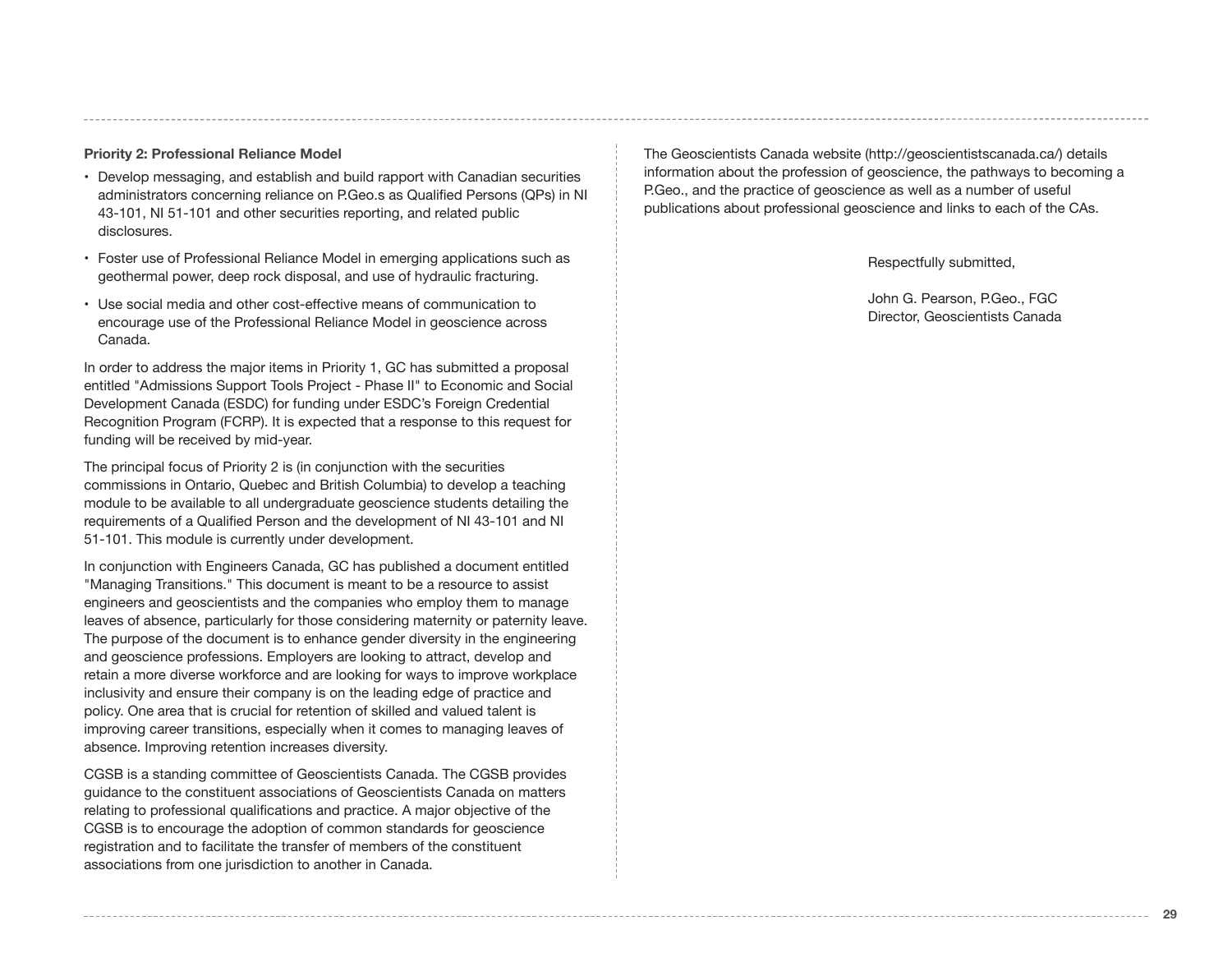**Priority 2: Professional Reliance Model**

- Develop messaging, and establish and build rapport with Canadian securities administrators concerning reliance on P.Geo.s as Qualified Persons (QPs) in NI 43-101, NI 51-101 and other securities reporting, and related public disclosures.
- Foster use of Professional Reliance Model in emerging applications such as geothermal power, deep rock disposal, and use of hydraulic fracturing.
- Use social media and other cost-effective means of communication to encourage use of the Professional Reliance Model in geoscience across Canada.

In order to address the major items in Priority 1, GC has submitted a proposal entitled "Admissions Support Tools Project - Phase II" to Economic and Social Development Canada (ESDC) for funding under ESDC's Foreign Credential Recognition Program (FCRP). It is expected that a response to this request for funding will be received by mid-year.

The principal focus of Priority 2 is (in conjunction with the securities commissions in Ontario, Quebec and British Columbia) to develop a teaching module to be available to all undergraduate geoscience students detailing the requirements of a Qualified Person and the development of NI 43-101 and NI 51-101. This module is currently under development.

In conjunction with Engineers Canada, GC has published a document entitled "Managing Transitions." This document is meant to be a resource to assist engineers and geoscientists and the companies who employ them to manage leaves of absence, particularly for those considering maternity or paternity leave. The purpose of the document is to enhance gender diversity in the engineering and geoscience professions. Employers are looking to attract, develop and retain a more diverse workforce and are looking for ways to improve workplace inclusivity and ensure their company is on the leading edge of practice and policy. One area that is crucial for retention of skilled and valued talent is improving career transitions, especially when it comes to managing leaves of absence. Improving retention increases diversity.

CGSB is a standing committee of Geoscientists Canada. The CGSB provides guidance to the constituent associations of Geoscientists Canada on matters relating to professional qualifications and practice. A major objective of the CGSB is to encourage the adoption of common standards for geoscience registration and to facilitate the transfer of members of the constituent associations from one jurisdiction to another in Canada.

The Geoscientists Canada website (http://geoscientistscanada.ca/) details information about the profession of geoscience, the pathways to becoming a P.Geo., and the practice of geoscience as well as a number of useful publications about professional geoscience and links to each of the CAs.

Respectfully submitted,

John G. Pearson, P.Geo., FGC
Director, Geoscientists Canada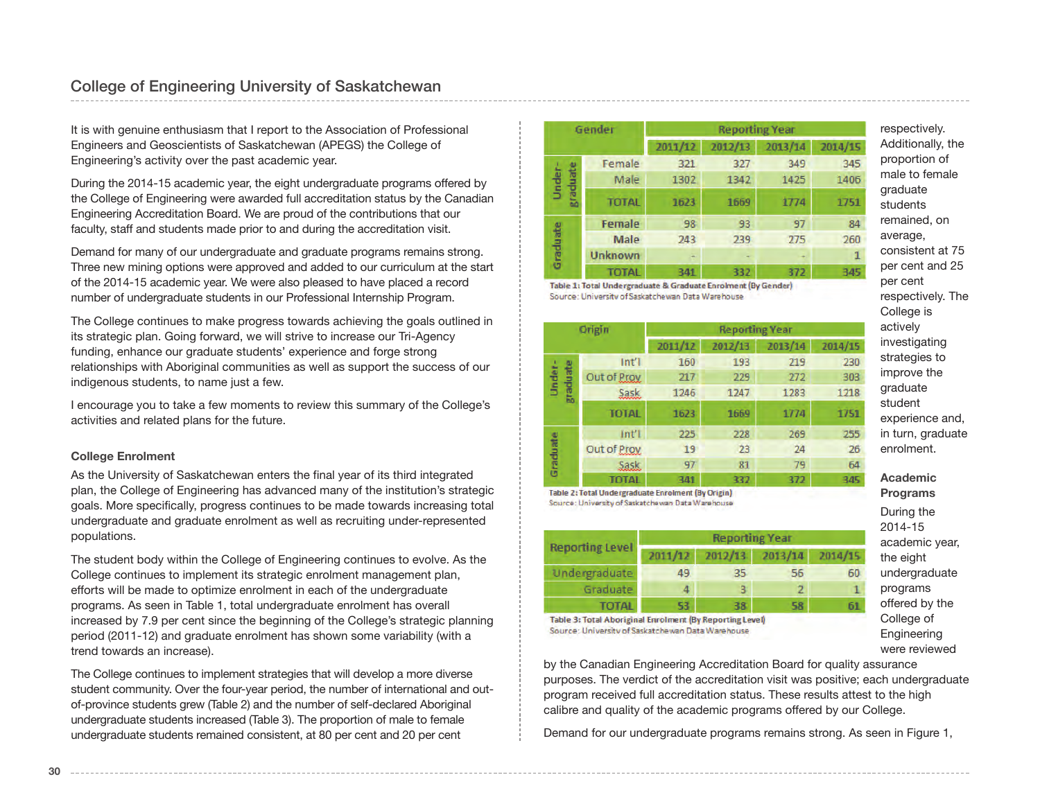## College of Engineering University of Saskatchewan

It is with genuine enthusiasm that I report to the Association of Professional Engineers and Geoscientists of Saskatchewan (APEGS) the College of Engineering's activity over the past academic year.

During the 2014-15 academic year, the eight undergraduate programs offered by the College of Engineering were awarded full accreditation status by the Canadian Engineering Accreditation Board. We are proud of the contributions that our faculty, staff and students made prior to and during the accreditation visit.

Demand for many of our undergraduate and graduate programs remains strong. Three new mining options were approved and added to our curriculum at the start of the 2014-15 academic year. We were also pleased to have placed a record number of undergraduate students in our Professional Internship Program.

The College continues to make progress towards achieving the goals outlined in its strategic plan. Going forward, we will strive to increase our Tri-Agency funding, enhance our graduate students' experience and forge strong relationships with Aboriginal communities as well as support the success of our indigenous students, to name just a few.

I encourage you to take a few moments to review this summary of the College's activities and related plans for the future.

### College Enrolment

As the University of Saskatchewan enters the final year of its third integrated plan, the College of Engineering has advanced many of the institution's strategic goals. More specifically, progress continues to be made towards increasing total undergraduate and graduate enrolment as well as recruiting under-represented populations.

The student body within the College of Engineering continues to evolve. As the College continues to implement its strategic enrolment management plan, efforts will be made to optimize enrolment in each of the undergraduate programs. As seen in Table 1, total undergraduate enrolment has overall increased by 7.9 per cent since the beginning of the College's strategic planning period (2011-12) and graduate enrolment has shown some variability (with a trend towards an increase).

The College continues to implement strategies that will develop a more diverse student community. Over the four-year period, the number of international and out-of-province students grew (Table 2) and the number of self-declared Aboriginal undergraduate students increased (Table 3). The proportion of male to female undergraduate students remained consistent, at 80 per cent and 20 per cent respectively. Additionally, the proportion of male to female graduate students remained, on average, consistent at 75 per cent and 25 per cent respectively. The College is actively investigating strategies to improve the graduate student experience and, in turn, graduate enrolment.

| Gender | | Reporting Year | | | |
|---|---|---|---|---|---|
| | | 2011/12 | 2012/13 | 2013/14 | 2014/15 |
| Under-graduate | Female | 321 | 327 | 349 | 345 |
| | Male | 1302 | 1342 | 1425 | 1406 |
| | TOTAL | 1623 | 1669 | 1774 | 1751 |
| Graduate | Female | 98 | 93 | 97 | 84 |
| | Male | 243 | 239 | 275 | 260 |
| | Unknown | - | - | - | 1 |
| | TOTAL | 341 | 332 | 372 | 345 |

Table 1: Total Undergraduate & Graduate Enrolment (By Gender)
Source: University of Saskatchewan Data Warehouse

| Origin | | Reporting Year | | | |
|---|---|---|---|---|---|
| | | 2011/12 | 2012/13 | 2013/14 | 2014/15 |
| Under-graduate | Int'l | 160 | 193 | 219 | 230 |
| | Out of Prov | 217 | 229 | 272 | 303 |
| | Sask | 1246 | 1247 | 1283 | 1218 |
| | TOTAL | 1623 | 1669 | 1774 | 1751 |
| Graduate | Int'l | 225 | 228 | 269 | 255 |
| | Out of Prov | 19 | 23 | 24 | 26 |
| | Sask | 97 | 81 | 79 | 64 |
| | TOTAL | 341 | 332 | 372 | 345 |

Table 2: Total Undergraduate Enrolment (By Origin)
Source: University of Saskatchewan Data Warehouse

| Reporting Level | Reporting Year | | | |
|---|---|---|---|---|
| | 2011/12 | 2012/13 | 2013/14 | 2014/15 |
| Undergraduate | 49 | 35 | 56 | 60 |
| Graduate | 4 | 3 | 2 | 1 |
| TOTAL | 53 | 38 | 58 | 61 |

Table 3: Total Aboriginal Enrolment (By Reporting Level)
Source: University of Saskatchewan Data Warehouse

### Academic Programs

During the 2014-15 academic year, the eight undergraduate programs offered by the College of Engineering were reviewed by the Canadian Engineering Accreditation Board for quality assurance purposes. The verdict of the accreditation visit was positive; each undergraduate program received full accreditation status. These results attest to the high calibre and quality of the academic programs offered by our College.

Demand for our undergraduate programs remains strong. As seen in Figure 1,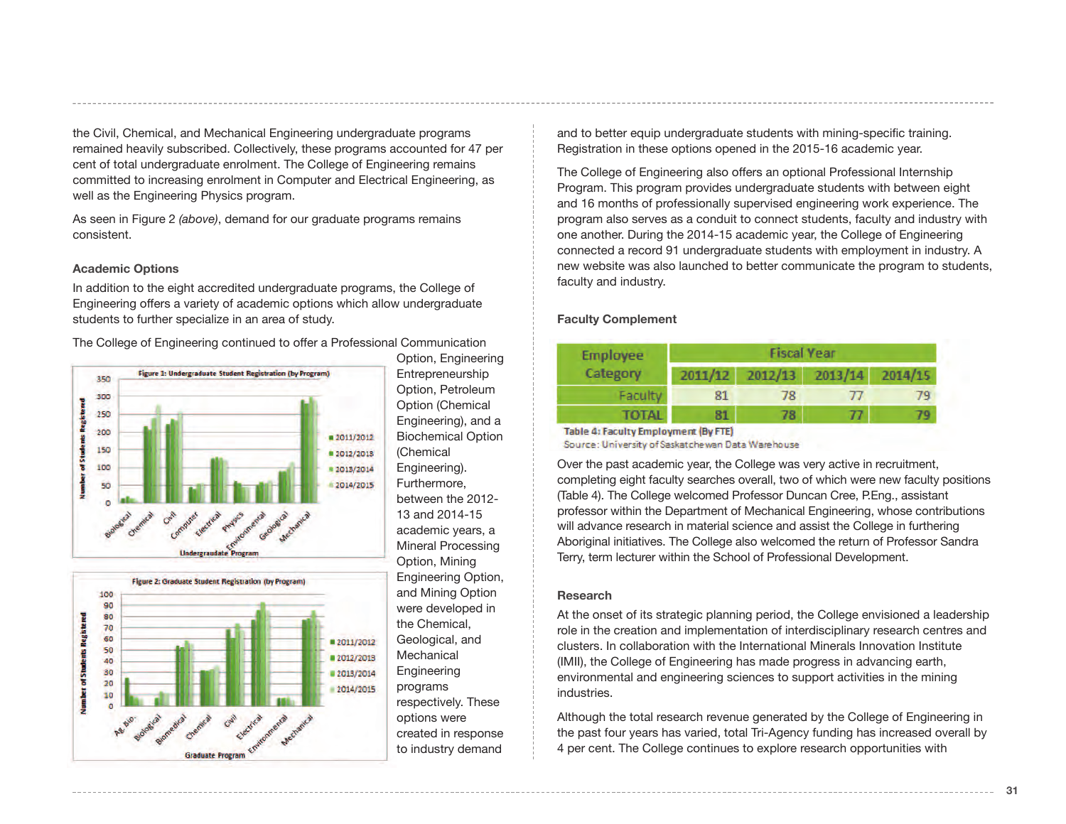the Civil, Chemical, and Mechanical Engineering undergraduate programs remained heavily subscribed. Collectively, these programs accounted for 47 per cent of total undergraduate enrolment. The College of Engineering remains committed to increasing enrolment in Computer and Electrical Engineering, as well as the Engineering Physics program.

As seen in Figure 2 *(above)*, demand for our graduate programs remains consistent.

### Academic Options

In addition to the eight accredited undergraduate programs, the College of Engineering offers a variety of academic options which allow undergraduate students to further specialize in an area of study.

The College of Engineering continued to offer a Professional Communication Option, Engineering Entrepreneurship Option, Petroleum Option (Chemical Engineering), and a Biochemical Option (Chemical Engineering). Furthermore, between the 2012-13 and 2014-15 academic years, a Mineral Processing Option, Mining Engineering Option, and Mining Option were developed in the Chemical, Geological, and Mechanical Engineering programs respectively. These options were created in response to industry demand and to better equip undergraduate students with mining-specific training. Registration in these options opened in the 2015-16 academic year.

Figure 1: Undergraduate Student Registration (by Program)

Figure 2: Graduate Student Registration (by Program)

The College of Engineering also offers an optional Professional Internship Program. This program provides undergraduate students with between eight and 16 months of professionally supervised engineering work experience. The program also serves as a conduit to connect students, faculty and industry with one another. During the 2014-15 academic year, the College of Engineering connected a record 91 undergraduate students with employment in industry. A new website was also launched to better communicate the program to students, faculty and industry.

### Faculty Complement

| Employee Category | Fiscal Year | | | |
|---|---|---|---|---|
| | 2011/12 | 2012/13 | 2013/14 | 2014/15 |
| Faculty | 81 | 78 | 77 | 79 |
| TOTAL | 81 | 78 | 77 | 79 |

Table 4: Faculty Employment (By FTE)
Source: University of Saskatchewan Data Warehouse

Over the past academic year, the College was very active in recruitment, completing eight faculty searches overall, two of which were new faculty positions (Table 4). The College welcomed Professor Duncan Cree, P.Eng., assistant professor within the Department of Mechanical Engineering, whose contributions will advance research in material science and assist the College in furthering Aboriginal initiatives. The College also welcomed the return of Professor Sandra Terry, term lecturer within the School of Professional Development.

### Research

At the onset of its strategic planning period, the College envisioned a leadership role in the creation and implementation of interdisciplinary research centres and clusters. In collaboration with the International Minerals Innovation Institute (IMII), the College of Engineering has made progress in advancing earth, environmental and engineering sciences to support activities in the mining industries.

Although the total research revenue generated by the College of Engineering in the past four years has varied, total Tri-Agency funding has increased overall by 4 per cent. The College continues to explore research opportunities with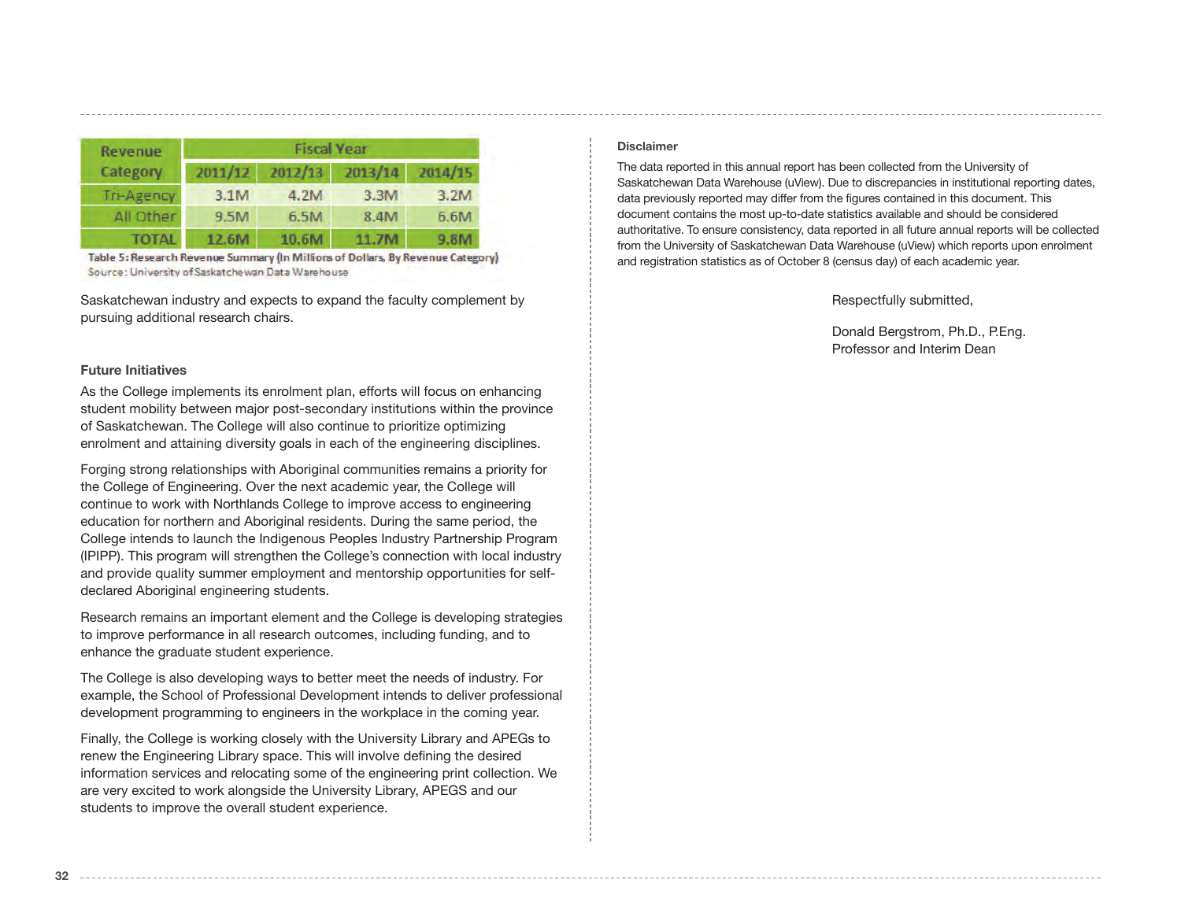| Revenue Category | Fiscal Year | | | |
|---|---|---|---|---|
| | 2011/12 | 2012/13 | 2013/14 | 2014/15 |
| Tri-Agency | 3.1M | 4.2M | 3.3M | 3.2M |
| All Other | 9.5M | 6.5M | 8.4M | 6.6M |
| TOTAL | 12.6M | 10.6M | 11.7M | 9.8M |

Table 5: Research Revenue Summary (In Millions of Dollars, By Revenue Category)
Source: University of Saskatchewan Data Warehouse

Saskatchewan industry and expects to expand the faculty complement by pursuing additional research chairs.

**Future Initiatives**

As the College implements its enrolment plan, efforts will focus on enhancing student mobility between major post-secondary institutions within the province of Saskatchewan. The College will also continue to prioritize optimizing enrolment and attaining diversity goals in each of the engineering disciplines.

Forging strong relationships with Aboriginal communities remains a priority for the College of Engineering. Over the next academic year, the College will continue to work with Northlands College to improve access to engineering education for northern and Aboriginal residents. During the same period, the College intends to launch the Indigenous Peoples Industry Partnership Program (IPIPP). This program will strengthen the College's connection with local industry and provide quality summer employment and mentorship opportunities for self-declared Aboriginal engineering students.

Research remains an important element and the College is developing strategies to improve performance in all research outcomes, including funding, and to enhance the graduate student experience.

The College is also developing ways to better meet the needs of industry. For example, the School of Professional Development intends to deliver professional development programming to engineers in the workplace in the coming year.

Finally, the College is working closely with the University Library and APEGs to renew the Engineering Library space. This will involve defining the desired information services and relocating some of the engineering print collection. We are very excited to work alongside the University Library, APEGS and our students to improve the overall student experience.

**Disclaimer**

The data reported in this annual report has been collected from the University of Saskatchewan Data Warehouse (uView). Due to discrepancies in institutional reporting dates, data previously reported may differ from the figures contained in this document. This document contains the most up-to-date statistics available and should be considered authoritative. To ensure consistency, data reported in all future annual reports will be collected from the University of Saskatchewan Data Warehouse (uView) which reports upon enrolment and registration statistics as of October 8 (census day) of each academic year.

Respectfully submitted,

Donald Bergstrom, Ph.D., P.Eng.
Professor and Interim Dean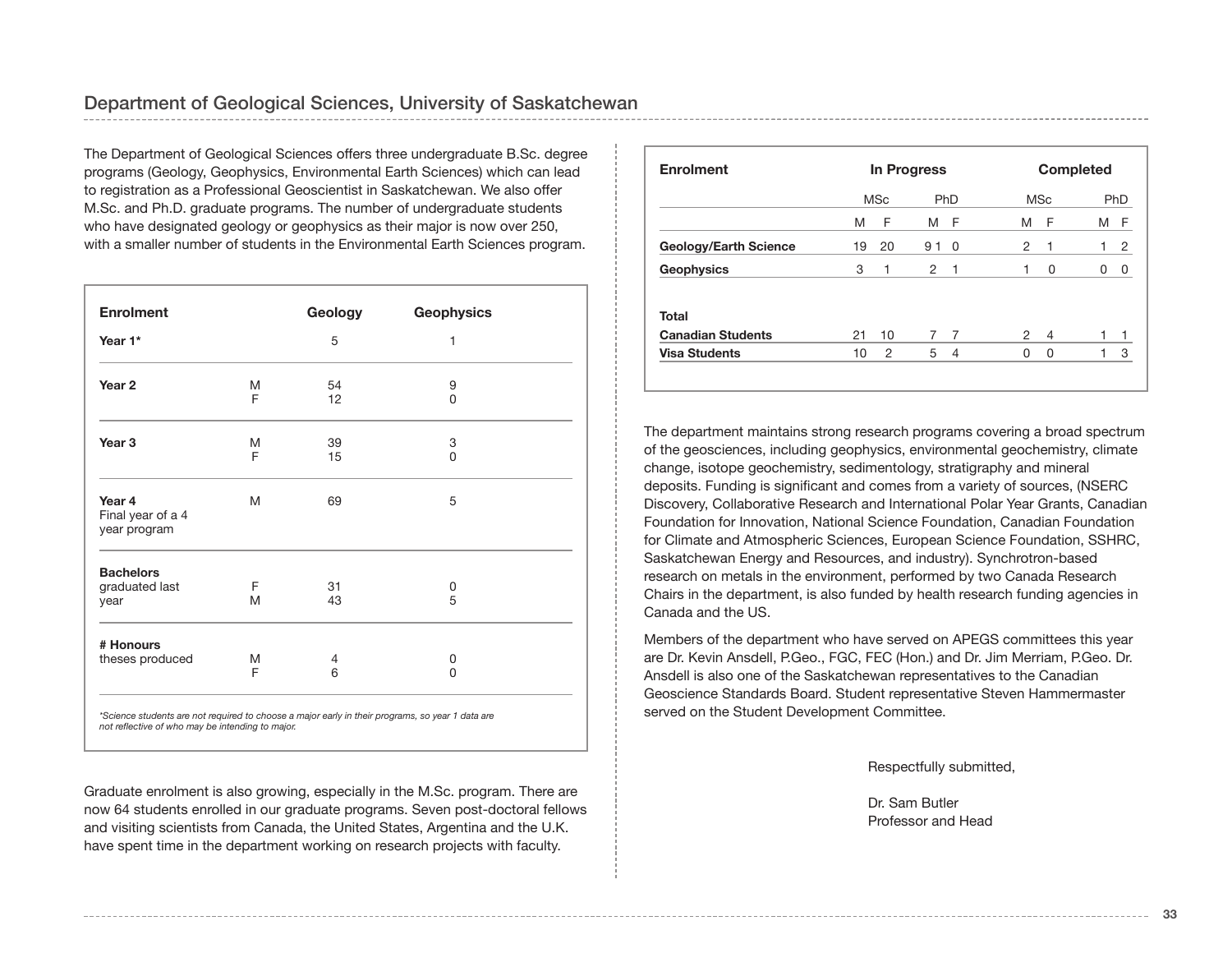## Department of Geological Sciences, University of Saskatchewan

The Department of Geological Sciences offers three undergraduate B.Sc. degree programs (Geology, Geophysics, Environmental Earth Sciences) which can lead to registration as a Professional Geoscientist in Saskatchewan. We also offer M.Sc. and Ph.D. graduate programs. The number of undergraduate students who have designated geology or geophysics as their major is now over 250, with a smaller number of students in the Environmental Earth Sciences program.

| Enrolment | | Geology | Geophysics |
|---|---|---|---|
| **Year 1*** | | 5 | 1 |
| **Year 2** | M | 54 | 9 |
| | F | 12 | 0 |
| **Year 3** | M | 39 | 3 |
| | F | 15 | 0 |
| **Year 4** Final year of a 4 year program | M | 69 | 5 |
| **Bachelors** graduated last year | F | 31 | 0 |
| | M | 43 | 5 |
| **# Honours** theses produced | M | 4 | 0 |
| | F | 6 | 0 |

*Science students are not required to choose a major early in their programs, so year 1 data are not reflective of who may be intending to major.*

Graduate enrolment is also growing, especially in the M.Sc. program. There are now 64 students enrolled in our graduate programs. Seven post-doctoral fellows and visiting scientists from Canada, the United States, Argentina and the U.K. have spent time in the department working on research projects with faculty.

| Enrolment | In Progress | | | | Completed | | | |
|---|---|---|---|---|---|---|---|---|
| | MSc | | PhD | | MSc | | PhD | |
| | M | F | M | F | M | F | M | F |
| **Geology/Earth Science** | 19 | 20 | 9 1 | 0 | 2 | 1 | 1 | 2 |
| **Geophysics** | 3 | 1 | 2 | 1 | 1 | 0 | 0 | 0 |
| **Total** | | | | | | | | |
| **Canadian Students** | 21 | 10 | 7 | 7 | 2 | 4 | 1 | 1 |
| **Visa Students** | 10 | 2 | 5 | 4 | 0 | 0 | 1 | 3 |

The department maintains strong research programs covering a broad spectrum of the geosciences, including geophysics, environmental geochemistry, climate change, isotope geochemistry, sedimentology, stratigraphy and mineral deposits. Funding is significant and comes from a variety of sources, (NSERC Discovery, Collaborative Research and International Polar Year Grants, Canadian Foundation for Innovation, National Science Foundation, Canadian Foundation for Climate and Atmospheric Sciences, European Science Foundation, SSHRC, Saskatchewan Energy and Resources, and industry). Synchrotron-based research on metals in the environment, performed by two Canada Research Chairs in the department, is also funded by health research funding agencies in Canada and the US.

Members of the department who have served on APEGS committees this year are Dr. Kevin Ansdell, P.Geo., FGC, FEC (Hon.) and Dr. Jim Merriam, P.Geo. Dr. Ansdell is also one of the Saskatchewan representatives to the Canadian Geoscience Standards Board. Student representative Steven Hammermaster served on the Student Development Committee.

Respectfully submitted,

Dr. Sam Butler
Professor and Head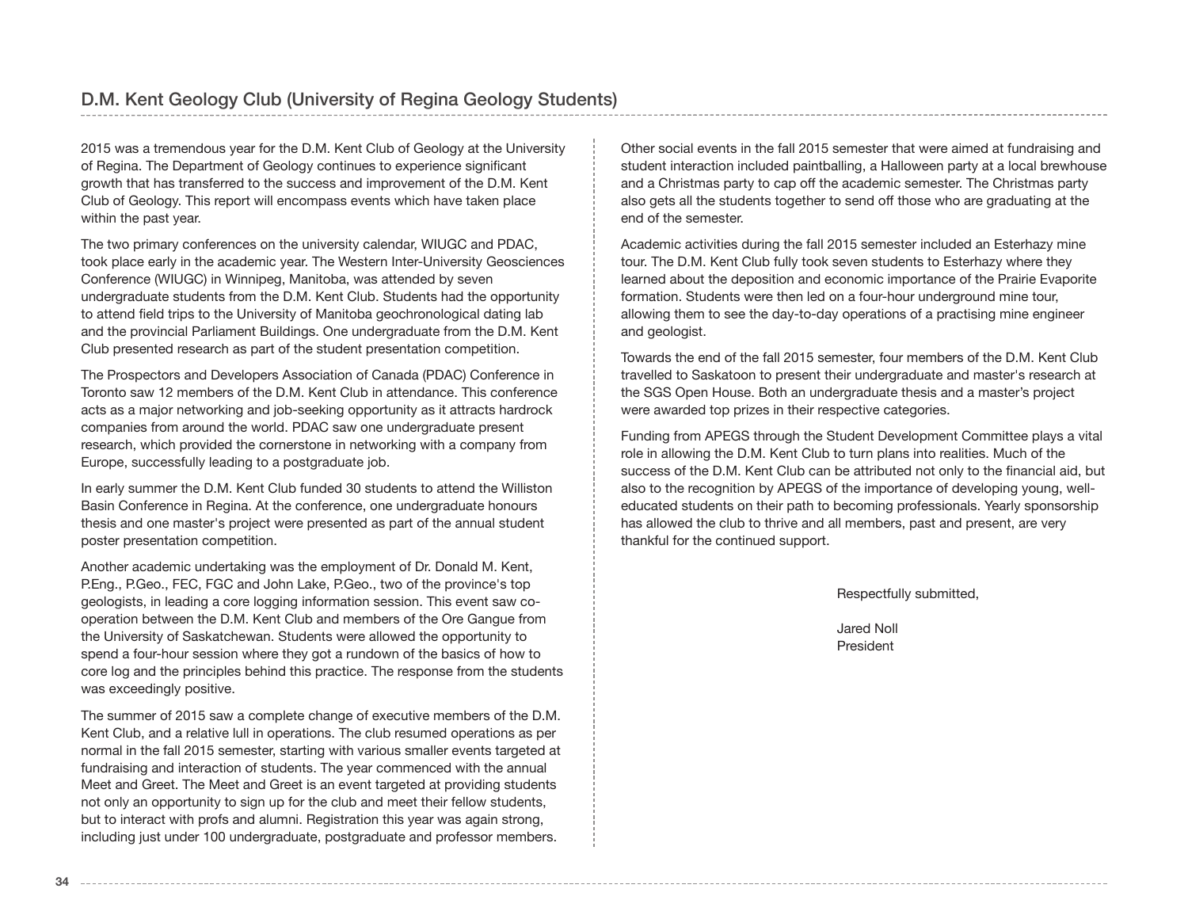## D.M. Kent Geology Club (University of Regina Geology Students)

2015 was a tremendous year for the D.M. Kent Club of Geology at the University of Regina. The Department of Geology continues to experience significant growth that has transferred to the success and improvement of the D.M. Kent Club of Geology. This report will encompass events which have taken place within the past year.

The two primary conferences on the university calendar, WIUGC and PDAC, took place early in the academic year. The Western Inter-University Geosciences Conference (WIUGC) in Winnipeg, Manitoba, was attended by seven undergraduate students from the D.M. Kent Club. Students had the opportunity to attend field trips to the University of Manitoba geochronological dating lab and the provincial Parliament Buildings. One undergraduate from the D.M. Kent Club presented research as part of the student presentation competition.

The Prospectors and Developers Association of Canada (PDAC) Conference in Toronto saw 12 members of the D.M. Kent Club in attendance. This conference acts as a major networking and job-seeking opportunity as it attracts hardrock companies from around the world. PDAC saw one undergraduate present research, which provided the cornerstone in networking with a company from Europe, successfully leading to a postgraduate job.

In early summer the D.M. Kent Club funded 30 students to attend the Williston Basin Conference in Regina. At the conference, one undergraduate honours thesis and one master's project were presented as part of the annual student poster presentation competition.

Another academic undertaking was the employment of Dr. Donald M. Kent, P.Eng., P.Geo., FEC, FGC and John Lake, P.Geo., two of the province's top geologists, in leading a core logging information session. This event saw co-operation between the D.M. Kent Club and members of the Ore Gangue from the University of Saskatchewan. Students were allowed the opportunity to spend a four-hour session where they got a rundown of the basics of how to core log and the principles behind this practice. The response from the students was exceedingly positive.

The summer of 2015 saw a complete change of executive members of the D.M. Kent Club, and a relative lull in operations. The club resumed operations as per normal in the fall 2015 semester, starting with various smaller events targeted at fundraising and interaction of students. The year commenced with the annual Meet and Greet. The Meet and Greet is an event targeted at providing students not only an opportunity to sign up for the club and meet their fellow students, but to interact with profs and alumni. Registration this year was again strong, including just under 100 undergraduate, postgraduate and professor members.

Other social events in the fall 2015 semester that were aimed at fundraising and student interaction included paintballing, a Halloween party at a local brewhouse and a Christmas party to cap off the academic semester. The Christmas party also gets all the students together to send off those who are graduating at the end of the semester.

Academic activities during the fall 2015 semester included an Esterhazy mine tour. The D.M. Kent Club fully took seven students to Esterhazy where they learned about the deposition and economic importance of the Prairie Evaporite formation. Students were then led on a four-hour underground mine tour, allowing them to see the day-to-day operations of a practising mine engineer and geologist.

Towards the end of the fall 2015 semester, four members of the D.M. Kent Club travelled to Saskatoon to present their undergraduate and master's research at the SGS Open House. Both an undergraduate thesis and a master's project were awarded top prizes in their respective categories.

Funding from APEGS through the Student Development Committee plays a vital role in allowing the D.M. Kent Club to turn plans into realities. Much of the success of the D.M. Kent Club can be attributed not only to the financial aid, but also to the recognition by APEGS of the importance of developing young, well-educated students on their path to becoming professionals. Yearly sponsorship has allowed the club to thrive and all members, past and present, are very thankful for the continued support.

Respectfully submitted,

Jared Noll
President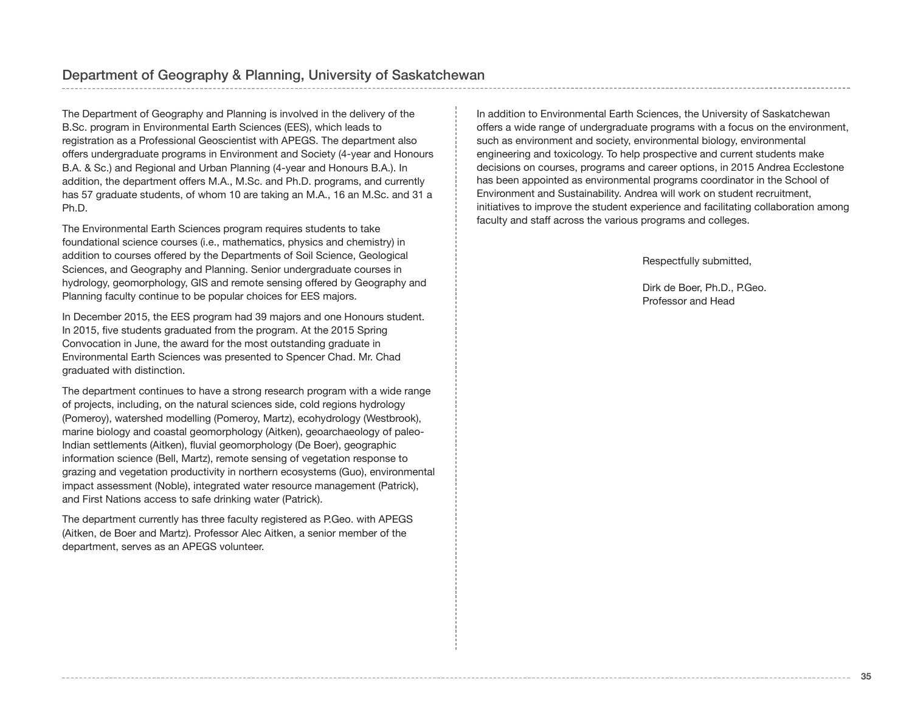## Department of Geography & Planning, University of Saskatchewan

The Department of Geography and Planning is involved in the delivery of the B.Sc. program in Environmental Earth Sciences (EES), which leads to registration as a Professional Geoscientist with APEGS. The department also offers undergraduate programs in Environment and Society (4-year and Honours B.A. & Sc.) and Regional and Urban Planning (4-year and Honours B.A.). In addition, the department offers M.A., M.Sc. and Ph.D. programs, and currently has 57 graduate students, of whom 10 are taking an M.A., 16 an M.Sc. and 31 a Ph.D.

The Environmental Earth Sciences program requires students to take foundational science courses (i.e., mathematics, physics and chemistry) in addition to courses offered by the Departments of Soil Science, Geological Sciences, and Geography and Planning. Senior undergraduate courses in hydrology, geomorphology, GIS and remote sensing offered by Geography and Planning faculty continue to be popular choices for EES majors.

In December 2015, the EES program had 39 majors and one Honours student. In 2015, five students graduated from the program. At the 2015 Spring Convocation in June, the award for the most outstanding graduate in Environmental Earth Sciences was presented to Spencer Chad. Mr. Chad graduated with distinction.

The department continues to have a strong research program with a wide range of projects, including, on the natural sciences side, cold regions hydrology (Pomeroy), watershed modelling (Pomeroy, Martz), ecohydrology (Westbrook), marine biology and coastal geomorphology (Aitken), geoarchaeology of paleo-Indian settlements (Aitken), fluvial geomorphology (De Boer), geographic information science (Bell, Martz), remote sensing of vegetation response to grazing and vegetation productivity in northern ecosystems (Guo), environmental impact assessment (Noble), integrated water resource management (Patrick), and First Nations access to safe drinking water (Patrick).

The department currently has three faculty registered as P.Geo. with APEGS (Aitken, de Boer and Martz). Professor Alec Aitken, a senior member of the department, serves as an APEGS volunteer.

In addition to Environmental Earth Sciences, the University of Saskatchewan offers a wide range of undergraduate programs with a focus on the environment, such as environment and society, environmental biology, environmental engineering and toxicology. To help prospective and current students make decisions on courses, programs and career options, in 2015 Andrea Ecclestone has been appointed as environmental programs coordinator in the School of Environment and Sustainability. Andrea will work on student recruitment, initiatives to improve the student experience and facilitating collaboration among faculty and staff across the various programs and colleges.

Respectfully submitted,

Dirk de Boer, Ph.D., P.Geo.
Professor and Head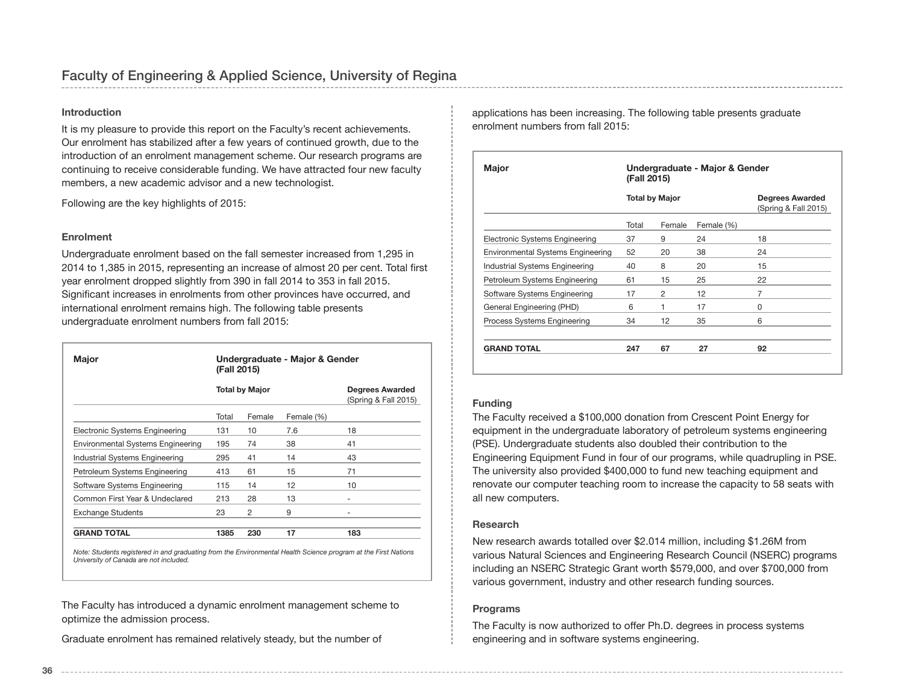## Faculty of Engineering & Applied Science, University of Regina

### Introduction

It is my pleasure to provide this report on the Faculty's recent achievements. Our enrolment has stabilized after a few years of continued growth, due to the introduction of an enrolment management scheme. Our research programs are continuing to receive considerable funding. We have attracted four new faculty members, a new academic advisor and a new technologist.

Following are the key highlights of 2015:

### Enrolment

Undergraduate enrolment based on the fall semester increased from 1,295 in 2014 to 1,385 in 2015, representing an increase of almost 20 per cent. Total first year enrolment dropped slightly from 390 in fall 2014 to 353 in fall 2015. Significant increases in enrolments from other provinces have occurred, and international enrolment remains high. The following table presents undergraduate enrolment numbers from fall 2015:

| Major | Undergraduate - Major & Gender (Fall 2015) | | | |
|---|---|---|---|---|
| | Total by Major | | | Degrees Awarded (Spring & Fall 2015) |
| | Total | Female | Female (%) | |
| Electronic Systems Engineering | 131 | 10 | 7.6 | 18 |
| Environmental Systems Engineering | 195 | 74 | 38 | 41 |
| Industrial Systems Engineering | 295 | 41 | 14 | 43 |
| Petroleum Systems Engineering | 413 | 61 | 15 | 71 |
| Software Systems Engineering | 115 | 14 | 12 | 10 |
| Common First Year & Undeclared | 213 | 28 | 13 | - |
| Exchange Students | 23 | 2 | 9 | - |
| **GRAND TOTAL** | **1385** | **230** | **17** | **183** |

*Note: Students registered in and graduating from the Environmental Health Science program at the First Nations University of Canada are not included.*

The Faculty has introduced a dynamic enrolment management scheme to optimize the admission process.

Graduate enrolment has remained relatively steady, but the number of applications has been increasing. The following table presents graduate enrolment numbers from fall 2015:

| Major | Undergraduate - Major & Gender (Fall 2015) | | | |
|---|---|---|---|---|
| | Total by Major | | | Degrees Awarded (Spring & Fall 2015) |
| | Total | Female | Female (%) | |
| Electronic Systems Engineering | 37 | 9 | 24 | 18 |
| Environmental Systems Engineering | 52 | 20 | 38 | 24 |
| Industrial Systems Engineering | 40 | 8 | 20 | 15 |
| Petroleum Systems Engineering | 61 | 15 | 25 | 22 |
| Software Systems Engineering | 17 | 2 | 12 | 7 |
| General Engineering (PHD) | 6 | 1 | 17 | 0 |
| Process Systems Engineering | 34 | 12 | 35 | 6 |
| **GRAND TOTAL** | **247** | **67** | **27** | **92** |

### Funding

The Faculty received a $100,000 donation from Crescent Point Energy for equipment in the undergraduate laboratory of petroleum systems engineering (PSE). Undergraduate students also doubled their contribution to the Engineering Equipment Fund in four of our programs, while quadrupling in PSE. The university also provided $400,000 to fund new teaching equipment and renovate our computer teaching room to increase the capacity to 58 seats with all new computers.

### Research

New research awards totalled over $2.014 million, including $1.26M from various Natural Sciences and Engineering Research Council (NSERC) programs including an NSERC Strategic Grant worth $579,000, and over $700,000 from various government, industry and other research funding sources.

### Programs

The Faculty is now authorized to offer Ph.D. degrees in process systems engineering and in software systems engineering.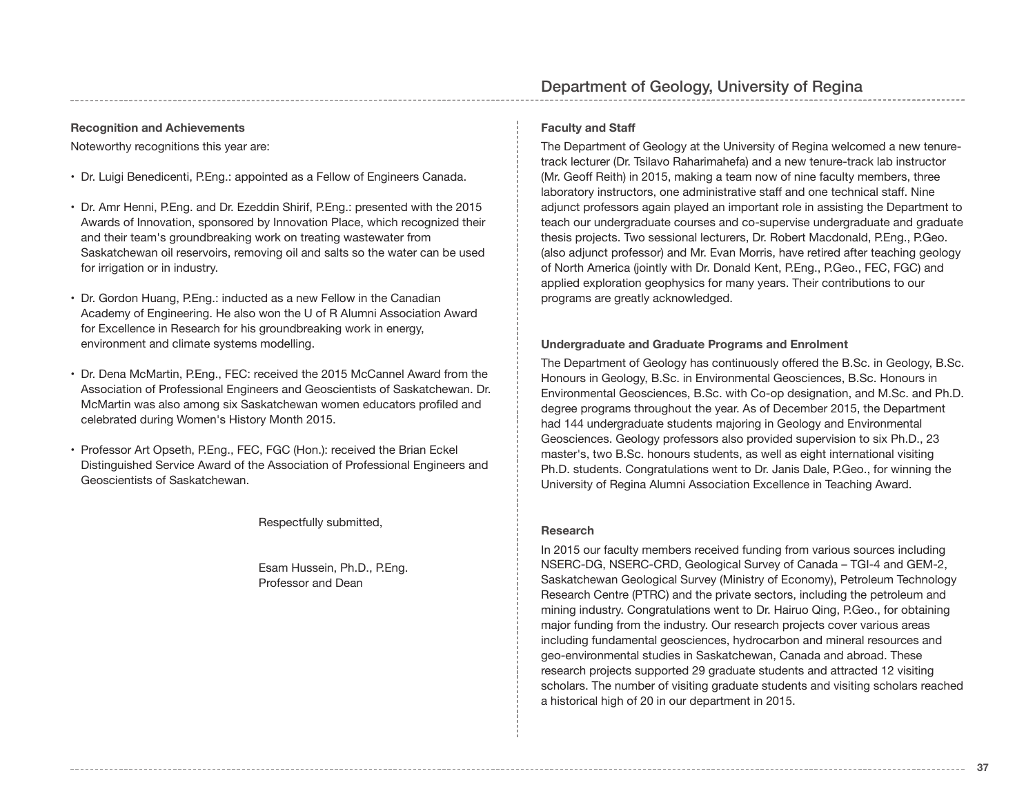### Recognition and Achievements

Noteworthy recognitions this year are:

- Dr. Luigi Benedicenti, P.Eng.: appointed as a Fellow of Engineers Canada.
- Dr. Amr Henni, P.Eng. and Dr. Ezeddin Shirif, P.Eng.: presented with the 2015 Awards of Innovation, sponsored by Innovation Place, which recognized their and their team's groundbreaking work on treating wastewater from Saskatchewan oil reservoirs, removing oil and salts so the water can be used for irrigation or in industry.
- Dr. Gordon Huang, P.Eng.: inducted as a new Fellow in the Canadian Academy of Engineering. He also won the U of R Alumni Association Award for Excellence in Research for his groundbreaking work in energy, environment and climate systems modelling.
- Dr. Dena McMartin, P.Eng., FEC: received the 2015 McCannel Award from the Association of Professional Engineers and Geoscientists of Saskatchewan. Dr. McMartin was also among six Saskatchewan women educators profiled and celebrated during Women's History Month 2015.
- Professor Art Opseth, P.Eng., FEC, FGC (Hon.): received the Brian Eckel Distinguished Service Award of the Association of Professional Engineers and Geoscientists of Saskatchewan.

Respectfully submitted,

Esam Hussein, Ph.D., P.Eng.
Professor and Dean

## Department of Geology, University of Regina

### Faculty and Staff

The Department of Geology at the University of Regina welcomed a new tenure-track lecturer (Dr. Tsilavo Raharimahefa) and a new tenure-track lab instructor (Mr. Geoff Reith) in 2015, making a team now of nine faculty members, three laboratory instructors, one administrative staff and one technical staff. Nine adjunct professors again played an important role in assisting the Department to teach our undergraduate courses and co-supervise undergraduate and graduate thesis projects. Two sessional lecturers, Dr. Robert Macdonald, P.Eng., P.Geo. (also adjunct professor) and Mr. Evan Morris, have retired after teaching geology of North America (jointly with Dr. Donald Kent, P.Eng., P.Geo., FEC, FGC) and applied exploration geophysics for many years. Their contributions to our programs are greatly acknowledged.

### Undergraduate and Graduate Programs and Enrolment

The Department of Geology has continuously offered the B.Sc. in Geology, B.Sc. Honours in Geology, B.Sc. in Environmental Geosciences, B.Sc. Honours in Environmental Geosciences, B.Sc. with Co-op designation, and M.Sc. and Ph.D. degree programs throughout the year. As of December 2015, the Department had 144 undergraduate students majoring in Geology and Environmental Geosciences. Geology professors also provided supervision to six Ph.D., 23 master's, two B.Sc. honours students, as well as eight international visiting Ph.D. students. Congratulations went to Dr. Janis Dale, P.Geo., for winning the University of Regina Alumni Association Excellence in Teaching Award.

### Research

In 2015 our faculty members received funding from various sources including NSERC-DG, NSERC-CRD, Geological Survey of Canada – TGI-4 and GEM-2, Saskatchewan Geological Survey (Ministry of Economy), Petroleum Technology Research Centre (PTRC) and the private sectors, including the petroleum and mining industry. Congratulations went to Dr. Hairuo Qing, P.Geo., for obtaining major funding from the industry. Our research projects cover various areas including fundamental geosciences, hydrocarbon and mineral resources and geo-environmental studies in Saskatchewan, Canada and abroad. These research projects supported 29 graduate students and attracted 12 visiting scholars. The number of visiting graduate students and visiting scholars reached a historical high of 20 in our department in 2015.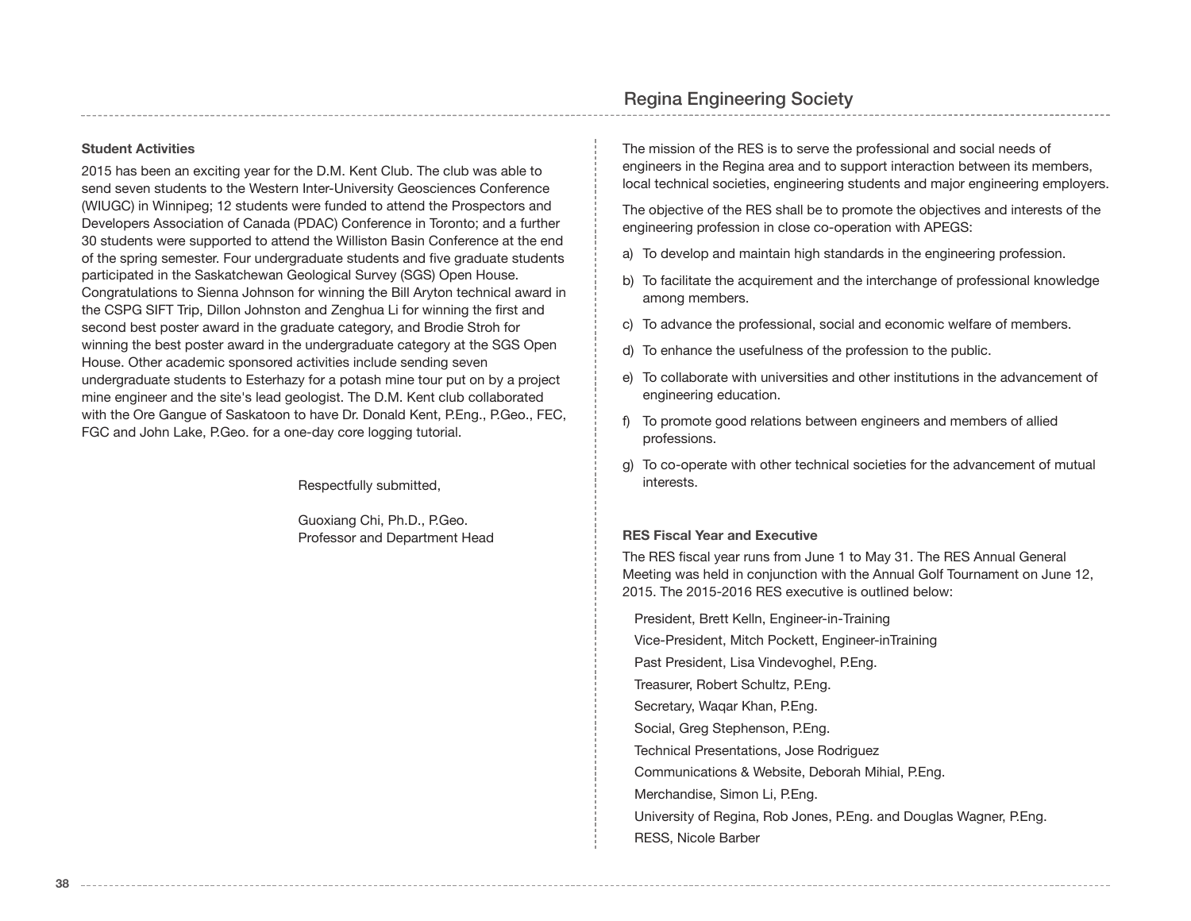### Student Activities

2015 has been an exciting year for the D.M. Kent Club. The club was able to send seven students to the Western Inter-University Geosciences Conference (WIUGC) in Winnipeg; 12 students were funded to attend the Prospectors and Developers Association of Canada (PDAC) Conference in Toronto; and a further 30 students were supported to attend the Williston Basin Conference at the end of the spring semester. Four undergraduate students and five graduate students participated in the Saskatchewan Geological Survey (SGS) Open House. Congratulations to Sienna Johnson for winning the Bill Aryton technical award in the CSPG SIFT Trip, Dillon Johnston and Zenghua Li for winning the first and second best poster award in the graduate category, and Brodie Stroh for winning the best poster award in the undergraduate category at the SGS Open House. Other academic sponsored activities include sending seven undergraduate students to Esterhazy for a potash mine tour put on by a project mine engineer and the site's lead geologist. The D.M. Kent club collaborated with the Ore Gangue of Saskatoon to have Dr. Donald Kent, P.Eng., P.Geo., FEC, FGC and John Lake, P.Geo. for a one-day core logging tutorial.

Respectfully submitted,

Guoxiang Chi, Ph.D., P.Geo.
Professor and Department Head

## Regina Engineering Society

The mission of the RES is to serve the professional and social needs of engineers in the Regina area and to support interaction between its members, local technical societies, engineering students and major engineering employers.

The objective of the RES shall be to promote the objectives and interests of the engineering profession in close co-operation with APEGS:

a) To develop and maintain high standards in the engineering profession.

b) To facilitate the acquirement and the interchange of professional knowledge among members.

c) To advance the professional, social and economic welfare of members.

d) To enhance the usefulness of the profession to the public.

e) To collaborate with universities and other institutions in the advancement of engineering education.

f) To promote good relations between engineers and members of allied professions.

g) To co-operate with other technical societies for the advancement of mutual interests.

### RES Fiscal Year and Executive

The RES fiscal year runs from June 1 to May 31. The RES Annual General Meeting was held in conjunction with the Annual Golf Tournament on June 12, 2015. The 2015-2016 RES executive is outlined below:

President, Brett Kelln, Engineer-in-Training

Vice-President, Mitch Pockett, Engineer-inTraining

Past President, Lisa Vindevoghel, P.Eng.

Treasurer, Robert Schultz, P.Eng.

Secretary, Waqar Khan, P.Eng.

Social, Greg Stephenson, P.Eng.

Technical Presentations, Jose Rodriguez

Communications & Website, Deborah Mihial, P.Eng.

Merchandise, Simon Li, P.Eng.

University of Regina, Rob Jones, P.Eng. and Douglas Wagner, P.Eng.

RESS, Nicole Barber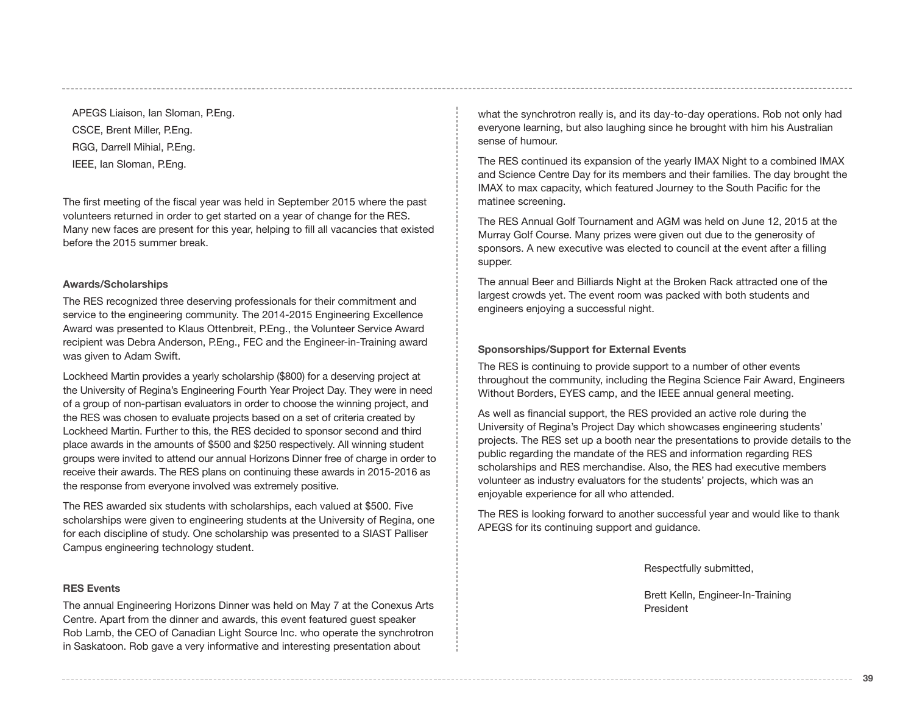APEGS Liaison, Ian Sloman, P.Eng.

CSCE, Brent Miller, P.Eng.

RGG, Darrell Mihial, P.Eng.

IEEE, Ian Sloman, P.Eng.

The first meeting of the fiscal year was held in September 2015 where the past volunteers returned in order to get started on a year of change for the RES. Many new faces are present for this year, helping to fill all vacancies that existed before the 2015 summer break.

**Awards/Scholarships**

The RES recognized three deserving professionals for their commitment and service to the engineering community. The 2014-2015 Engineering Excellence Award was presented to Klaus Ottenbreit, P.Eng., the Volunteer Service Award recipient was Debra Anderson, P.Eng., FEC and the Engineer-in-Training award was given to Adam Swift.

Lockheed Martin provides a yearly scholarship ($800) for a deserving project at the University of Regina's Engineering Fourth Year Project Day. They were in need of a group of non-partisan evaluators in order to choose the winning project, and the RES was chosen to evaluate projects based on a set of criteria created by Lockheed Martin. Further to this, the RES decided to sponsor second and third place awards in the amounts of $500 and $250 respectively. All winning student groups were invited to attend our annual Horizons Dinner free of charge in order to receive their awards. The RES plans on continuing these awards in 2015-2016 as the response from everyone involved was extremely positive.

The RES awarded six students with scholarships, each valued at $500. Five scholarships were given to engineering students at the University of Regina, one for each discipline of study. One scholarship was presented to a SIAST Palliser Campus engineering technology student.

**RES Events**

The annual Engineering Horizons Dinner was held on May 7 at the Conexus Arts Centre. Apart from the dinner and awards, this event featured guest speaker Rob Lamb, the CEO of Canadian Light Source Inc. who operate the synchrotron in Saskatoon. Rob gave a very informative and interesting presentation about what the synchrotron really is, and its day-to-day operations. Rob not only had everyone learning, but also laughing since he brought with him his Australian sense of humour.

The RES continued its expansion of the yearly IMAX Night to a combined IMAX and Science Centre Day for its members and their families. The day brought the IMAX to max capacity, which featured Journey to the South Pacific for the matinee screening.

The RES Annual Golf Tournament and AGM was held on June 12, 2015 at the Murray Golf Course. Many prizes were given out due to the generosity of sponsors. A new executive was elected to council at the event after a filling supper.

The annual Beer and Billiards Night at the Broken Rack attracted one of the largest crowds yet. The event room was packed with both students and engineers enjoying a successful night.

**Sponsorships/Support for External Events**

The RES is continuing to provide support to a number of other events throughout the community, including the Regina Science Fair Award, Engineers Without Borders, EYES camp, and the IEEE annual general meeting.

As well as financial support, the RES provided an active role during the University of Regina's Project Day which showcases engineering students' projects. The RES set up a booth near the presentations to provide details to the public regarding the mandate of the RES and information regarding RES scholarships and RES merchandise. Also, the RES had executive members volunteer as industry evaluators for the students' projects, which was an enjoyable experience for all who attended.

The RES is looking forward to another successful year and would like to thank APEGS for its continuing support and guidance.

Respectfully submitted,

Brett Kelln, Engineer-In-Training
President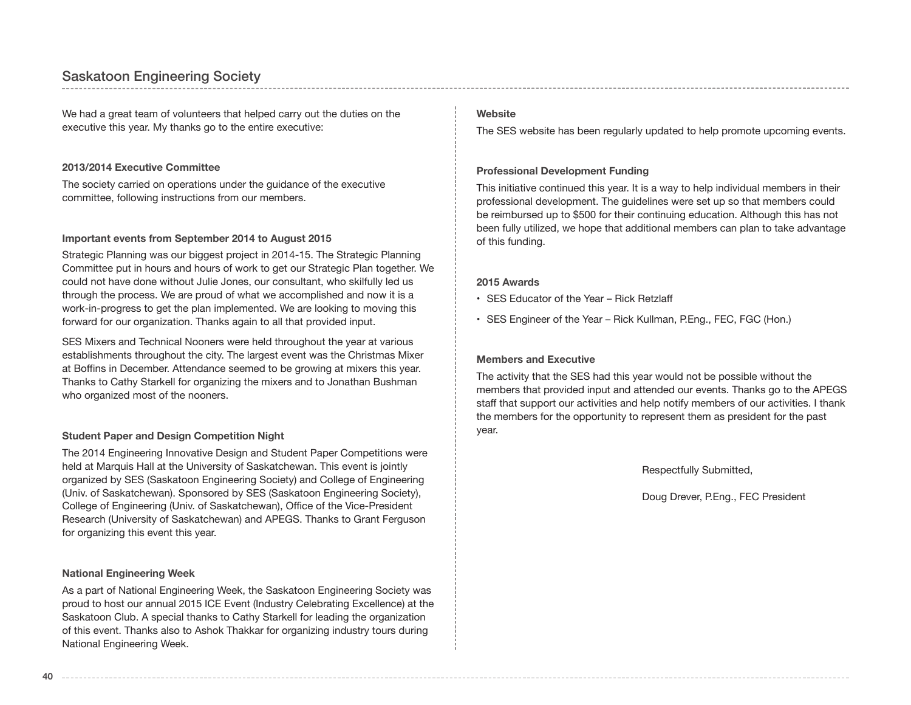## Saskatoon Engineering Society

We had a great team of volunteers that helped carry out the duties on the executive this year. My thanks go to the entire executive:

**2013/2014 Executive Committee**

The society carried on operations under the guidance of the executive committee, following instructions from our members.

**Important events from September 2014 to August 2015**

Strategic Planning was our biggest project in 2014-15. The Strategic Planning Committee put in hours and hours of work to get our Strategic Plan together. We could not have done without Julie Jones, our consultant, who skilfully led us through the process. We are proud of what we accomplished and now it is a work-in-progress to get the plan implemented. We are looking to moving this forward for our organization. Thanks again to all that provided input.

SES Mixers and Technical Nooners were held throughout the year at various establishments throughout the city. The largest event was the Christmas Mixer at Boffins in December. Attendance seemed to be growing at mixers this year. Thanks to Cathy Starkell for organizing the mixers and to Jonathan Bushman who organized most of the nooners.

**Student Paper and Design Competition Night**

The 2014 Engineering Innovative Design and Student Paper Competitions were held at Marquis Hall at the University of Saskatchewan. This event is jointly organized by SES (Saskatoon Engineering Society) and College of Engineering (Univ. of Saskatchewan). Sponsored by SES (Saskatoon Engineering Society), College of Engineering (Univ. of Saskatchewan), Office of the Vice-President Research (University of Saskatchewan) and APEGS. Thanks to Grant Ferguson for organizing this event this year.

**National Engineering Week**

As a part of National Engineering Week, the Saskatoon Engineering Society was proud to host our annual 2015 ICE Event (Industry Celebrating Excellence) at the Saskatoon Club. A special thanks to Cathy Starkell for leading the organization of this event. Thanks also to Ashok Thakkar for organizing industry tours during National Engineering Week.

**Website**

The SES website has been regularly updated to help promote upcoming events.

**Professional Development Funding**

This initiative continued this year. It is a way to help individual members in their professional development. The guidelines were set up so that members could be reimbursed up to $500 for their continuing education. Although this has not been fully utilized, we hope that additional members can plan to take advantage of this funding.

**2015 Awards**

- SES Educator of the Year – Rick Retzlaff
- SES Engineer of the Year – Rick Kullman, P.Eng., FEC, FGC (Hon.)

**Members and Executive**

The activity that the SES had this year would not be possible without the members that provided input and attended our events. Thanks go to the APEGS staff that support our activities and help notify members of our activities. I thank the members for the opportunity to represent them as president for the past year.

Respectfully Submitted,

Doug Drever, P.Eng., FEC President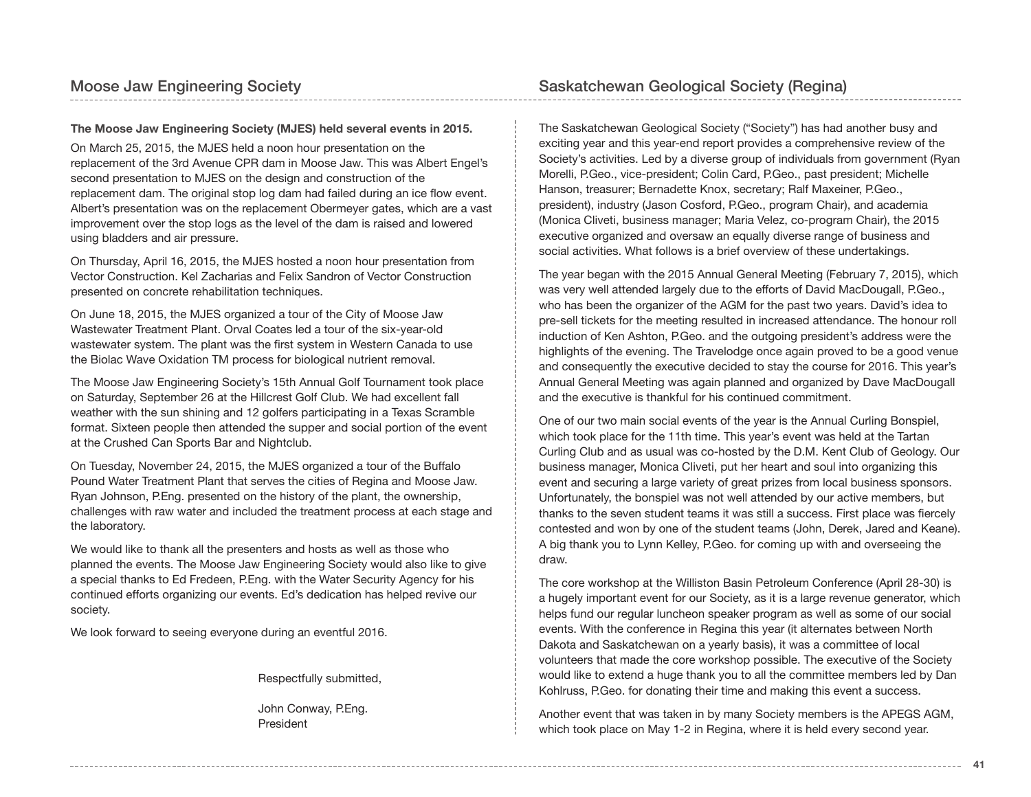## Moose Jaw Engineering Society

**The Moose Jaw Engineering Society (MJES) held several events in 2015.**

On March 25, 2015, the MJES held a noon hour presentation on the replacement of the 3rd Avenue CPR dam in Moose Jaw. This was Albert Engel's second presentation to MJES on the design and construction of the replacement dam. The original stop log dam had failed during an ice flow event. Albert's presentation was on the replacement Obermeyer gates, which are a vast improvement over the stop logs as the level of the dam is raised and lowered using bladders and air pressure.

On Thursday, April 16, 2015, the MJES hosted a noon hour presentation from Vector Construction. Kel Zacharias and Felix Sandron of Vector Construction presented on concrete rehabilitation techniques.

On June 18, 2015, the MJES organized a tour of the City of Moose Jaw Wastewater Treatment Plant. Orval Coates led a tour of the six-year-old wastewater system. The plant was the first system in Western Canada to use the Biolac Wave Oxidation TM process for biological nutrient removal.

The Moose Jaw Engineering Society's 15th Annual Golf Tournament took place on Saturday, September 26 at the Hillcrest Golf Club. We had excellent fall weather with the sun shining and 12 golfers participating in a Texas Scramble format. Sixteen people then attended the supper and social portion of the event at the Crushed Can Sports Bar and Nightclub.

On Tuesday, November 24, 2015, the MJES organized a tour of the Buffalo Pound Water Treatment Plant that serves the cities of Regina and Moose Jaw. Ryan Johnson, P.Eng. presented on the history of the plant, the ownership, challenges with raw water and included the treatment process at each stage and the laboratory.

We would like to thank all the presenters and hosts as well as those who planned the events. The Moose Jaw Engineering Society would also like to give a special thanks to Ed Fredeen, P.Eng. with the Water Security Agency for his continued efforts organizing our events. Ed's dedication has helped revive our society.

We look forward to seeing everyone during an eventful 2016.

Respectfully submitted,

John Conway, P.Eng.
President

## Saskatchewan Geological Society (Regina)

The Saskatchewan Geological Society ("Society") has had another busy and exciting year and this year-end report provides a comprehensive review of the Society's activities. Led by a diverse group of individuals from government (Ryan Morelli, P.Geo., vice-president; Colin Card, P.Geo., past president; Michelle Hanson, treasurer; Bernadette Knox, secretary; Ralf Maxeiner, P.Geo., president), industry (Jason Cosford, P.Geo., program Chair), and academia (Monica Cliveti, business manager; Maria Velez, co-program Chair), the 2015 executive organized and oversaw an equally diverse range of business and social activities. What follows is a brief overview of these undertakings.

The year began with the 2015 Annual General Meeting (February 7, 2015), which was very well attended largely due to the efforts of David MacDougall, P.Geo., who has been the organizer of the AGM for the past two years. David's idea to pre-sell tickets for the meeting resulted in increased attendance. The honour roll induction of Ken Ashton, P.Geo. and the outgoing president's address were the highlights of the evening. The Travelodge once again proved to be a good venue and consequently the executive decided to stay the course for 2016. This year's Annual General Meeting was again planned and organized by Dave MacDougall and the executive is thankful for his continued commitment.

One of our two main social events of the year is the Annual Curling Bonspiel, which took place for the 11th time. This year's event was held at the Tartan Curling Club and as usual was co-hosted by the D.M. Kent Club of Geology. Our business manager, Monica Cliveti, put her heart and soul into organizing this event and securing a large variety of great prizes from local business sponsors. Unfortunately, the bonspiel was not well attended by our active members, but thanks to the seven student teams it was still a success. First place was fiercely contested and won by one of the student teams (John, Derek, Jared and Keane). A big thank you to Lynn Kelley, P.Geo. for coming up with and overseeing the draw.

The core workshop at the Williston Basin Petroleum Conference (April 28-30) is a hugely important event for our Society, as it is a large revenue generator, which helps fund our regular luncheon speaker program as well as some of our social events. With the conference in Regina this year (it alternates between North Dakota and Saskatchewan on a yearly basis), it was a committee of local volunteers that made the core workshop possible. The executive of the Society would like to extend a huge thank you to all the committee members led by Dan Kohlruss, P.Geo. for donating their time and making this event a success.

Another event that was taken in by many Society members is the APEGS AGM, which took place on May 1-2 in Regina, where it is held every second year.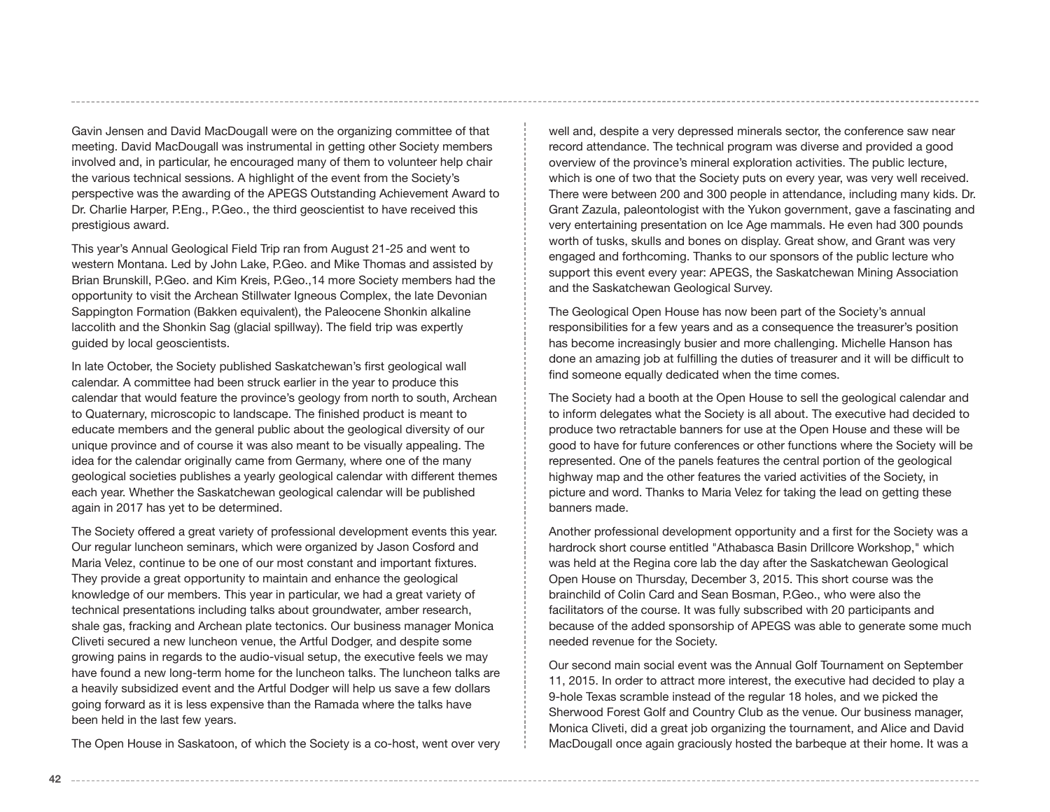Gavin Jensen and David MacDougall were on the organizing committee of that meeting. David MacDougall was instrumental in getting other Society members involved and, in particular, he encouraged many of them to volunteer help chair the various technical sessions. A highlight of the event from the Society's perspective was the awarding of the APEGS Outstanding Achievement Award to Dr. Charlie Harper, P.Eng., P.Geo., the third geoscientist to have received this prestigious award.

This year's Annual Geological Field Trip ran from August 21-25 and went to western Montana. Led by John Lake, P.Geo. and Mike Thomas and assisted by Brian Brunskill, P.Geo. and Kim Kreis, P.Geo.,14 more Society members had the opportunity to visit the Archean Stillwater Igneous Complex, the late Devonian Sappington Formation (Bakken equivalent), the Paleocene Shonkin alkaline laccolith and the Shonkin Sag (glacial spillway). The field trip was expertly guided by local geoscientists.

In late October, the Society published Saskatchewan's first geological wall calendar. A committee had been struck earlier in the year to produce this calendar that would feature the province's geology from north to south, Archean to Quaternary, microscopic to landscape. The finished product is meant to educate members and the general public about the geological diversity of our unique province and of course it was also meant to be visually appealing. The idea for the calendar originally came from Germany, where one of the many geological societies publishes a yearly geological calendar with different themes each year. Whether the Saskatchewan geological calendar will be published again in 2017 has yet to be determined.

The Society offered a great variety of professional development events this year. Our regular luncheon seminars, which were organized by Jason Cosford and Maria Velez, continue to be one of our most constant and important fixtures. They provide a great opportunity to maintain and enhance the geological knowledge of our members. This year in particular, we had a great variety of technical presentations including talks about groundwater, amber research, shale gas, fracking and Archean plate tectonics. Our business manager Monica Cliveti secured a new luncheon venue, the Artful Dodger, and despite some growing pains in regards to the audio-visual setup, the executive feels we may have found a new long-term home for the luncheon talks. The luncheon talks are a heavily subsidized event and the Artful Dodger will help us save a few dollars going forward as it is less expensive than the Ramada where the talks have been held in the last few years.

The Open House in Saskatoon, of which the Society is a co-host, went over very well and, despite a very depressed minerals sector, the conference saw near record attendance. The technical program was diverse and provided a good overview of the province's mineral exploration activities. The public lecture, which is one of two that the Society puts on every year, was very well received. There were between 200 and 300 people in attendance, including many kids. Dr. Grant Zazula, paleontologist with the Yukon government, gave a fascinating and very entertaining presentation on Ice Age mammals. He even had 300 pounds worth of tusks, skulls and bones on display. Great show, and Grant was very engaged and forthcoming. Thanks to our sponsors of the public lecture who support this event every year: APEGS, the Saskatchewan Mining Association and the Saskatchewan Geological Survey.

The Geological Open House has now been part of the Society's annual responsibilities for a few years and as a consequence the treasurer's position has become increasingly busier and more challenging. Michelle Hanson has done an amazing job at fulfilling the duties of treasurer and it will be difficult to find someone equally dedicated when the time comes.

The Society had a booth at the Open House to sell the geological calendar and to inform delegates what the Society is all about. The executive had decided to produce two retractable banners for use at the Open House and these will be good to have for future conferences or other functions where the Society will be represented. One of the panels features the central portion of the geological highway map and the other features the varied activities of the Society, in picture and word. Thanks to Maria Velez for taking the lead on getting these banners made.

Another professional development opportunity and a first for the Society was a hardrock short course entitled "Athabasca Basin Drillcore Workshop," which was held at the Regina core lab the day after the Saskatchewan Geological Open House on Thursday, December 3, 2015. This short course was the brainchild of Colin Card and Sean Bosman, P.Geo., who were also the facilitators of the course. It was fully subscribed with 20 participants and because of the added sponsorship of APEGS was able to generate some much needed revenue for the Society.

Our second main social event was the Annual Golf Tournament on September 11, 2015. In order to attract more interest, the executive had decided to play a 9-hole Texas scramble instead of the regular 18 holes, and we picked the Sherwood Forest Golf and Country Club as the venue. Our business manager, Monica Cliveti, did a great job organizing the tournament, and Alice and David MacDougall once again graciously hosted the barbeque at their home. It was a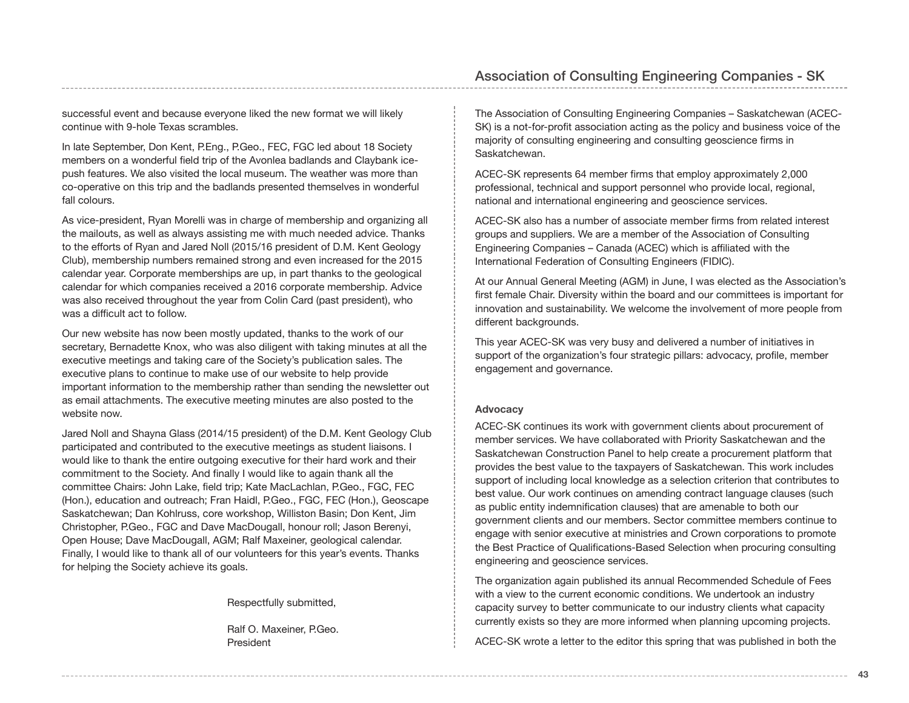successful event and because everyone liked the new format we will likely continue with 9-hole Texas scrambles.

In late September, Don Kent, P.Eng., P.Geo., FEC, FGC led about 18 Society members on a wonderful field trip of the Avonlea badlands and Claybank ice-push features. We also visited the local museum. The weather was more than co-operative on this trip and the badlands presented themselves in wonderful fall colours.

As vice-president, Ryan Morelli was in charge of membership and organizing all the mailouts, as well as always assisting me with much needed advice. Thanks to the efforts of Ryan and Jared Noll (2015/16 president of D.M. Kent Geology Club), membership numbers remained strong and even increased for the 2015 calendar year. Corporate memberships are up, in part thanks to the geological calendar for which companies received a 2016 corporate membership. Advice was also received throughout the year from Colin Card (past president), who was a difficult act to follow.

Our new website has now been mostly updated, thanks to the work of our secretary, Bernadette Knox, who was also diligent with taking minutes at all the executive meetings and taking care of the Society's publication sales. The executive plans to continue to make use of our website to help provide important information to the membership rather than sending the newsletter out as email attachments. The executive meeting minutes are also posted to the website now.

Jared Noll and Shayna Glass (2014/15 president) of the D.M. Kent Geology Club participated and contributed to the executive meetings as student liaisons. I would like to thank the entire outgoing executive for their hard work and their commitment to the Society. And finally I would like to again thank all the committee Chairs: John Lake, field trip; Kate MacLachlan, P.Geo., FGC, FEC (Hon.), education and outreach; Fran Haidl, P.Geo., FGC, FEC (Hon.), Geoscape Saskatchewan; Dan Kohlruss, core workshop, Williston Basin; Don Kent, Jim Christopher, P.Geo., FGC and Dave MacDougall, honour roll; Jason Berenyi, Open House; Dave MacDougall, AGM; Ralf Maxeiner, geological calendar. Finally, I would like to thank all of our volunteers for this year's events. Thanks for helping the Society achieve its goals.

Respectfully submitted,

Ralf O. Maxeiner, P.Geo.
President

# Association of Consulting Engineering Companies - SK

The Association of Consulting Engineering Companies – Saskatchewan (ACEC-SK) is a not-for-profit association acting as the policy and business voice of the majority of consulting engineering and consulting geoscience firms in Saskatchewan.

ACEC-SK represents 64 member firms that employ approximately 2,000 professional, technical and support personnel who provide local, regional, national and international engineering and geoscience services.

ACEC-SK also has a number of associate member firms from related interest groups and suppliers. We are a member of the Association of Consulting Engineering Companies – Canada (ACEC) which is affiliated with the International Federation of Consulting Engineers (FIDIC).

At our Annual General Meeting (AGM) in June, I was elected as the Association's first female Chair. Diversity within the board and our committees is important for innovation and sustainability. We welcome the involvement of more people from different backgrounds.

This year ACEC-SK was very busy and delivered a number of initiatives in support of the organization's four strategic pillars: advocacy, profile, member engagement and governance.

**Advocacy**

ACEC-SK continues its work with government clients about procurement of member services. We have collaborated with Priority Saskatchewan and the Saskatchewan Construction Panel to help create a procurement platform that provides the best value to the taxpayers of Saskatchewan. This work includes support of including local knowledge as a selection criterion that contributes to best value. Our work continues on amending contract language clauses (such as public entity indemnification clauses) that are amenable to both our government clients and our members. Sector committee members continue to engage with senior executive at ministries and Crown corporations to promote the Best Practice of Qualifications-Based Selection when procuring consulting engineering and geoscience services.

The organization again published its annual Recommended Schedule of Fees with a view to the current economic conditions. We undertook an industry capacity survey to better communicate to our industry clients what capacity currently exists so they are more informed when planning upcoming projects.

ACEC-SK wrote a letter to the editor this spring that was published in both the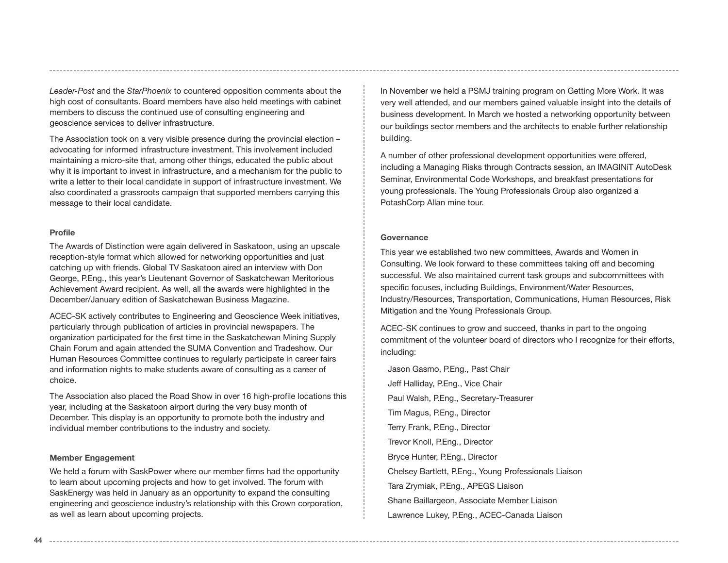*Leader-Post* and the *StarPhoenix* to countered opposition comments about the high cost of consultants. Board members have also held meetings with cabinet members to discuss the continued use of consulting engineering and geoscience services to deliver infrastructure.

The Association took on a very visible presence during the provincial election – advocating for informed infrastructure investment. This involvement included maintaining a micro-site that, among other things, educated the public about why it is important to invest in infrastructure, and a mechanism for the public to write a letter to their local candidate in support of infrastructure investment. We also coordinated a grassroots campaign that supported members carrying this message to their local candidate.

**Profile**

The Awards of Distinction were again delivered in Saskatoon, using an upscale reception-style format which allowed for networking opportunities and just catching up with friends. Global TV Saskatoon aired an interview with Don George, P.Eng., this year's Lieutenant Governor of Saskatchewan Meritorious Achievement Award recipient. As well, all the awards were highlighted in the December/January edition of Saskatchewan Business Magazine.

ACEC-SK actively contributes to Engineering and Geoscience Week initiatives, particularly through publication of articles in provincial newspapers. The organization participated for the first time in the Saskatchewan Mining Supply Chain Forum and again attended the SUMA Convention and Tradeshow. Our Human Resources Committee continues to regularly participate in career fairs and information nights to make students aware of consulting as a career of choice.

The Association also placed the Road Show in over 16 high-profile locations this year, including at the Saskatoon airport during the very busy month of December. This display is an opportunity to promote both the industry and individual member contributions to the industry and society.

**Member Engagement**

We held a forum with SaskPower where our member firms had the opportunity to learn about upcoming projects and how to get involved. The forum with SaskEnergy was held in January as an opportunity to expand the consulting engineering and geoscience industry's relationship with this Crown corporation, as well as learn about upcoming projects.

In November we held a PSMJ training program on Getting More Work. It was very well attended, and our members gained valuable insight into the details of business development. In March we hosted a networking opportunity between our buildings sector members and the architects to enable further relationship building.

A number of other professional development opportunities were offered, including a Managing Risks through Contracts session, an IMAGINiT AutoDesk Seminar, Environmental Code Workshops, and breakfast presentations for young professionals. The Young Professionals Group also organized a PotashCorp Allan mine tour.

**Governance**

This year we established two new committees, Awards and Women in Consulting. We look forward to these committees taking off and becoming successful. We also maintained current task groups and subcommittees with specific focuses, including Buildings, Environment/Water Resources, Industry/Resources, Transportation, Communications, Human Resources, Risk Mitigation and the Young Professionals Group.

ACEC-SK continues to grow and succeed, thanks in part to the ongoing commitment of the volunteer board of directors who I recognize for their efforts, including:

Jason Gasmo, P.Eng., Past Chair  
Jeff Halliday, P.Eng., Vice Chair  
Paul Walsh, P.Eng., Secretary-Treasurer  
Tim Magus, P.Eng., Director  
Terry Frank, P.Eng., Director  
Trevor Knoll, P.Eng., Director  
Bryce Hunter, P.Eng., Director  
Chelsey Bartlett, P.Eng., Young Professionals Liaison  
Tara Zrymiak, P.Eng., APEGS Liaison  
Shane Baillargeon, Associate Member Liaison  
Lawrence Lukey, P.Eng., ACEC-Canada Liaison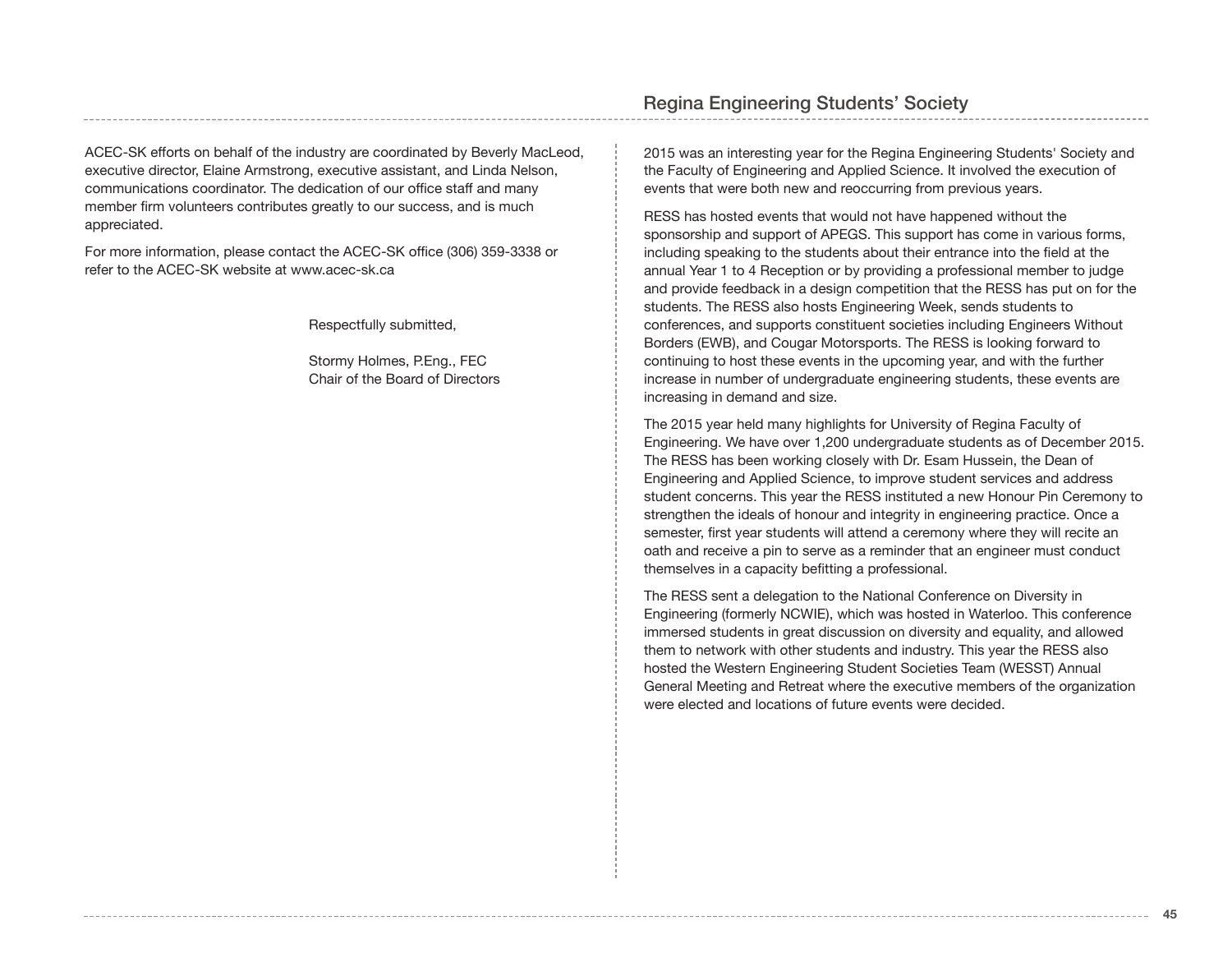ACEC-SK efforts on behalf of the industry are coordinated by Beverly MacLeod, executive director, Elaine Armstrong, executive assistant, and Linda Nelson, communications coordinator. The dedication of our office staff and many member firm volunteers contributes greatly to our success, and is much appreciated.

For more information, please contact the ACEC-SK office (306) 359-3338 or refer to the ACEC-SK website at www.acec-sk.ca

Respectfully submitted,

Stormy Holmes, P.Eng., FEC
Chair of the Board of Directors

## Regina Engineering Students' Society

2015 was an interesting year for the Regina Engineering Students' Society and the Faculty of Engineering and Applied Science. It involved the execution of events that were both new and reoccurring from previous years.

RESS has hosted events that would not have happened without the sponsorship and support of APEGS. This support has come in various forms, including speaking to the students about their entrance into the field at the annual Year 1 to 4 Reception or by providing a professional member to judge and provide feedback in a design competition that the RESS has put on for the students. The RESS also hosts Engineering Week, sends students to conferences, and supports constituent societies including Engineers Without Borders (EWB), and Cougar Motorsports. The RESS is looking forward to continuing to host these events in the upcoming year, and with the further increase in number of undergraduate engineering students, these events are increasing in demand and size.

The 2015 year held many highlights for University of Regina Faculty of Engineering. We have over 1,200 undergraduate students as of December 2015. The RESS has been working closely with Dr. Esam Hussein, the Dean of Engineering and Applied Science, to improve student services and address student concerns. This year the RESS instituted a new Honour Pin Ceremony to strengthen the ideals of honour and integrity in engineering practice. Once a semester, first year students will attend a ceremony where they will recite an oath and receive a pin to serve as a reminder that an engineer must conduct themselves in a capacity befitting a professional.

The RESS sent a delegation to the National Conference on Diversity in Engineering (formerly NCWIE), which was hosted in Waterloo. This conference immersed students in great discussion on diversity and equality, and allowed them to network with other students and industry. This year the RESS also hosted the Western Engineering Student Societies Team (WESST) Annual General Meeting and Retreat where the executive members of the organization were elected and locations of future events were decided.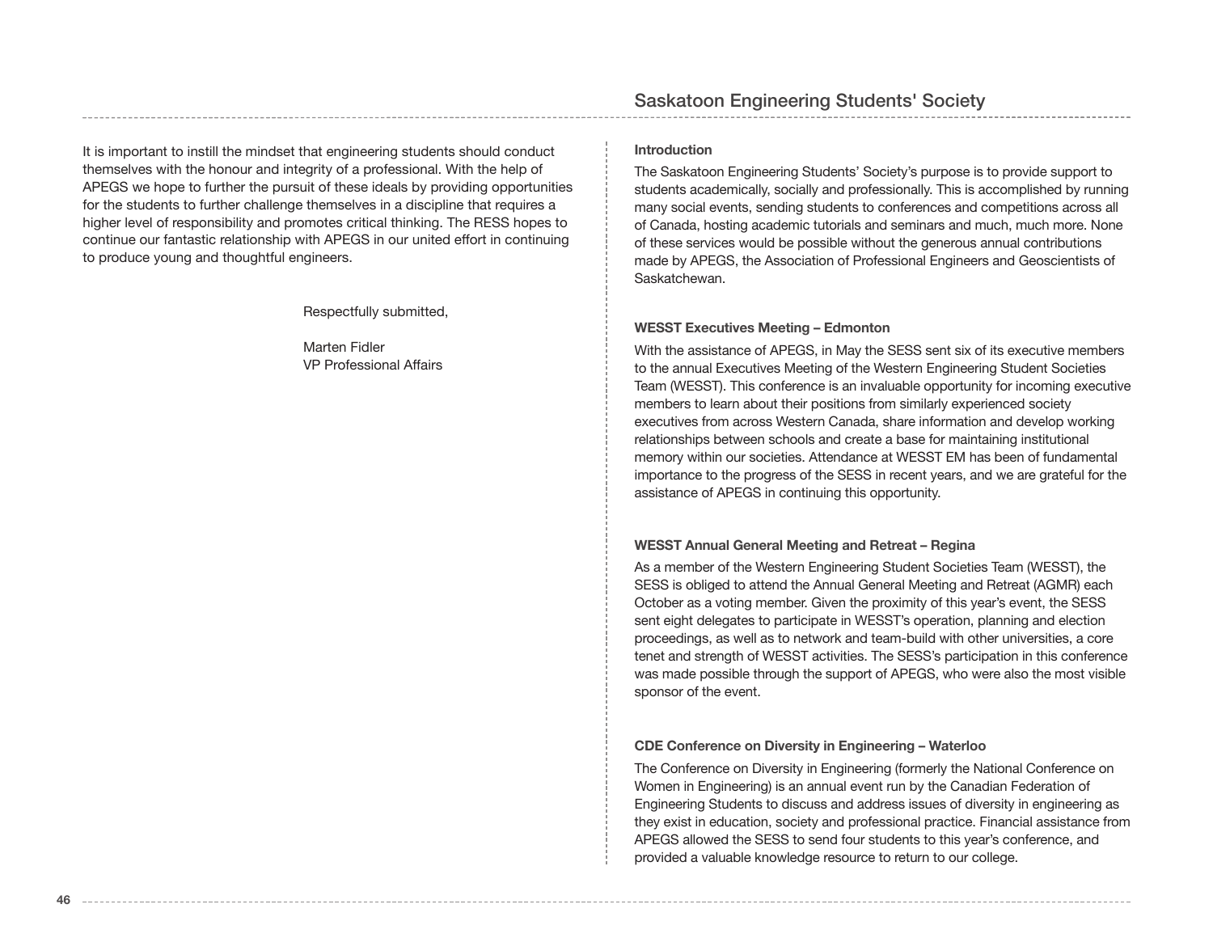It is important to instill the mindset that engineering students should conduct themselves with the honour and integrity of a professional. With the help of APEGS we hope to further the pursuit of these ideals by providing opportunities for the students to further challenge themselves in a discipline that requires a higher level of responsibility and promotes critical thinking. The RESS hopes to continue our fantastic relationship with APEGS in our united effort in continuing to produce young and thoughtful engineers.

Respectfully submitted,

Marten Fidler
VP Professional Affairs

## Saskatoon Engineering Students' Society

**Introduction**

The Saskatoon Engineering Students' Society's purpose is to provide support to students academically, socially and professionally. This is accomplished by running many social events, sending students to conferences and competitions across all of Canada, hosting academic tutorials and seminars and much, much more. None of these services would be possible without the generous annual contributions made by APEGS, the Association of Professional Engineers and Geoscientists of Saskatchewan.

**WESST Executives Meeting – Edmonton**

With the assistance of APEGS, in May the SESS sent six of its executive members to the annual Executives Meeting of the Western Engineering Student Societies Team (WESST). This conference is an invaluable opportunity for incoming executive members to learn about their positions from similarly experienced society executives from across Western Canada, share information and develop working relationships between schools and create a base for maintaining institutional memory within our societies. Attendance at WESST EM has been of fundamental importance to the progress of the SESS in recent years, and we are grateful for the assistance of APEGS in continuing this opportunity.

**WESST Annual General Meeting and Retreat – Regina**

As a member of the Western Engineering Student Societies Team (WESST), the SESS is obliged to attend the Annual General Meeting and Retreat (AGMR) each October as a voting member. Given the proximity of this year's event, the SESS sent eight delegates to participate in WESST's operation, planning and election proceedings, as well as to network and team-build with other universities, a core tenet and strength of WESST activities. The SESS's participation in this conference was made possible through the support of APEGS, who were also the most visible sponsor of the event.

**CDE Conference on Diversity in Engineering – Waterloo**

The Conference on Diversity in Engineering (formerly the National Conference on Women in Engineering) is an annual event run by the Canadian Federation of Engineering Students to discuss and address issues of diversity in engineering as they exist in education, society and professional practice. Financial assistance from APEGS allowed the SESS to send four students to this year's conference, and provided a valuable knowledge resource to return to our college.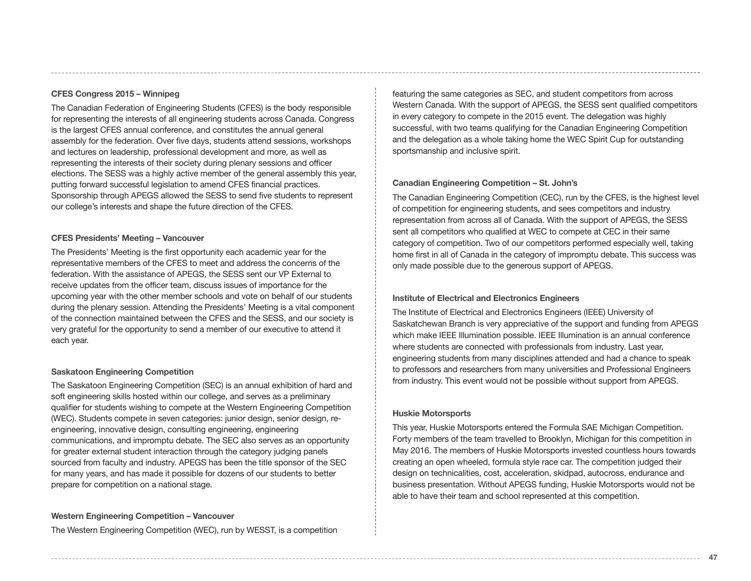### CFES Congress 2015 – Winnipeg

The Canadian Federation of Engineering Students (CFES) is the body responsible for representing the interests of all engineering students across Canada. Congress is the largest CFES annual conference, and constitutes the annual general assembly for the federation. Over five days, students attend sessions, workshops and lectures on leadership, professional development and more, as well as representing the interests of their society during plenary sessions and officer elections. The SESS was a highly active member of the general assembly this year, putting forward successful legislation to amend CFES financial practices. Sponsorship through APEGS allowed the SESS to send five students to represent our college's interests and shape the future direction of the CFES.

### CFES Presidents' Meeting – Vancouver

The Presidents' Meeting is the first opportunity each academic year for the representative members of the CFES to meet and address the concerns of the federation. With the assistance of APEGS, the SESS sent our VP External to receive updates from the officer team, discuss issues of importance for the upcoming year with the other member schools and vote on behalf of our students during the plenary session. Attending the Presidents' Meeting is a vital component of the connection maintained between the CFES and the SESS, and our society is very grateful for the opportunity to send a member of our executive to attend it each year.

### Saskatoon Engineering Competition

The Saskatoon Engineering Competition (SEC) is an annual exhibition of hard and soft engineering skills hosted within our college, and serves as a preliminary qualifier for students wishing to compete at the Western Engineering Competition (WEC). Students compete in seven categories: junior design, senior design, re-engineering, innovative design, consulting engineering, engineering communications, and impromptu debate. The SEC also serves as an opportunity for greater external student interaction through the category judging panels sourced from faculty and industry. APEGS has been the title sponsor of the SEC for many years, and has made it possible for dozens of our students to better prepare for competition on a national stage.

### Western Engineering Competition – Vancouver

The Western Engineering Competition (WEC), run by WESST, is a competition featuring the same categories as SEC, and student competitors from across Western Canada. With the support of APEGS, the SESS sent qualified competitors in every category to compete in the 2015 event. The delegation was highly successful, with two teams qualifying for the Canadian Engineering Competition and the delegation as a whole taking home the WEC Spirit Cup for outstanding sportsmanship and inclusive spirit.

### Canadian Engineering Competition – St. John's

The Canadian Engineering Competition (CEC), run by the CFES, is the highest level of competition for engineering students, and sees competitors and industry representation from across all of Canada. With the support of APEGS, the SESS sent all competitors who qualified at WEC to compete at CEC in their same category of competition. Two of our competitors performed especially well, taking home first in all of Canada in the category of impromptu debate. This success was only made possible due to the generous support of APEGS.

### Institute of Electrical and Electronics Engineers

The Institute of Electrical and Electronics Engineers (IEEE) University of Saskatchewan Branch is very appreciative of the support and funding from APEGS which make IEEE Illumination possible. IEEE Illumination is an annual conference where students are connected with professionals from industry. Last year, engineering students from many disciplines attended and had a chance to speak to professors and researchers from many universities and Professional Engineers from industry. This event would not be possible without support from APEGS.

### Huskie Motorsports

This year, Huskie Motorsports entered the Formula SAE Michigan Competition. Forty members of the team travelled to Brooklyn, Michigan for this competition in May 2016. The members of Huskie Motorsports invested countless hours towards creating an open wheeled, formula style race car. The competition judged their design on technicalities, cost, acceleration, skidpad, autocross, endurance and business presentation. Without APEGS funding, Huskie Motorsports would not be able to have their team and school represented at this competition.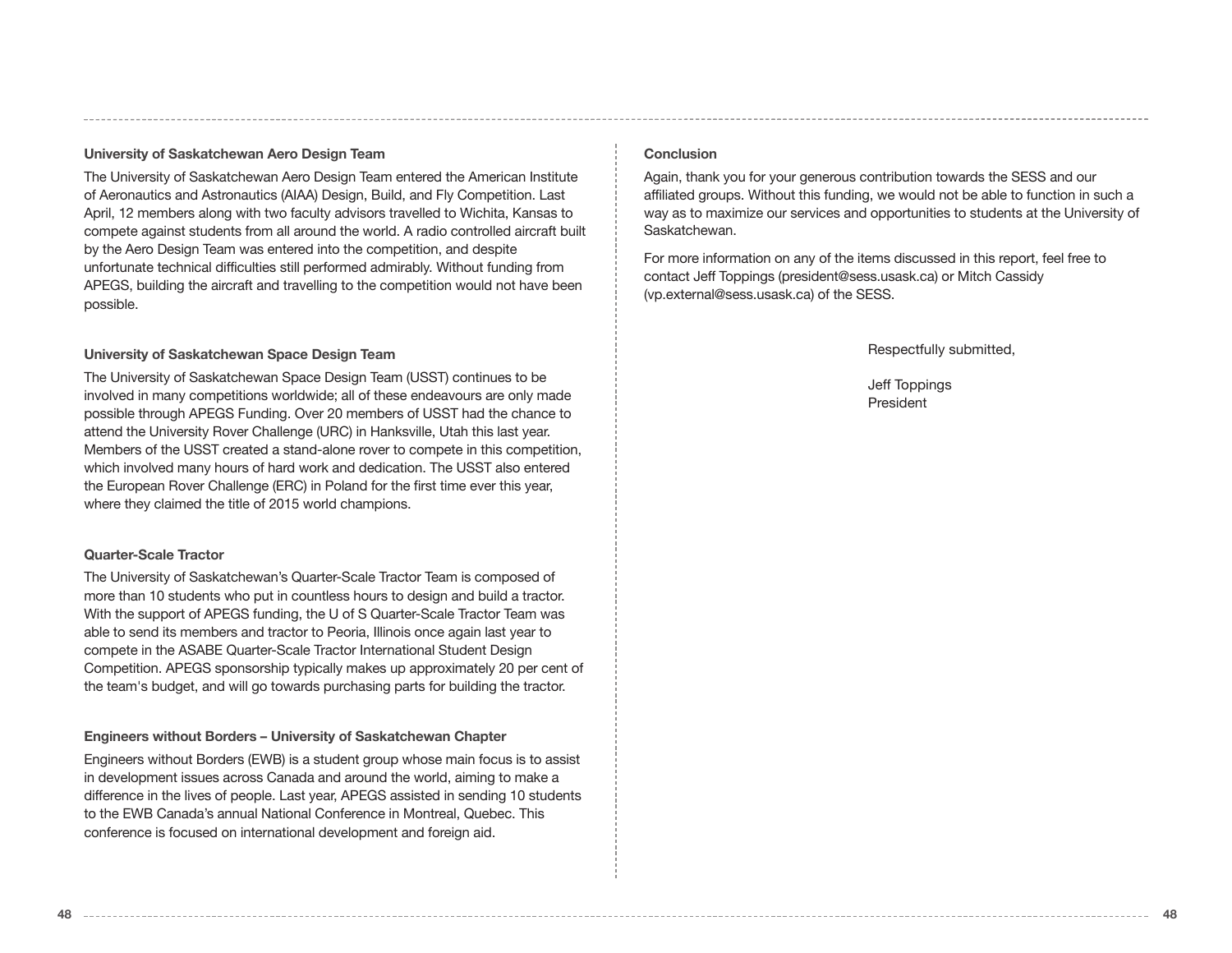### University of Saskatchewan Aero Design Team

The University of Saskatchewan Aero Design Team entered the American Institute of Aeronautics and Astronautics (AIAA) Design, Build, and Fly Competition. Last April, 12 members along with two faculty advisors travelled to Wichita, Kansas to compete against students from all around the world. A radio controlled aircraft built by the Aero Design Team was entered into the competition, and despite unfortunate technical difficulties still performed admirably. Without funding from APEGS, building the aircraft and travelling to the competition would not have been possible.

### University of Saskatchewan Space Design Team

The University of Saskatchewan Space Design Team (USST) continues to be involved in many competitions worldwide; all of these endeavours are only made possible through APEGS Funding. Over 20 members of USST had the chance to attend the University Rover Challenge (URC) in Hanksville, Utah this last year. Members of the USST created a stand-alone rover to compete in this competition, which involved many hours of hard work and dedication. The USST also entered the European Rover Challenge (ERC) in Poland for the first time ever this year, where they claimed the title of 2015 world champions.

### Quarter-Scale Tractor

The University of Saskatchewan's Quarter-Scale Tractor Team is composed of more than 10 students who put in countless hours to design and build a tractor. With the support of APEGS funding, the U of S Quarter-Scale Tractor Team was able to send its members and tractor to Peoria, Illinois once again last year to compete in the ASABE Quarter-Scale Tractor International Student Design Competition. APEGS sponsorship typically makes up approximately 20 per cent of the team's budget, and will go towards purchasing parts for building the tractor.

### Engineers without Borders – University of Saskatchewan Chapter

Engineers without Borders (EWB) is a student group whose main focus is to assist in development issues across Canada and around the world, aiming to make a difference in the lives of people. Last year, APEGS assisted in sending 10 students to the EWB Canada's annual National Conference in Montreal, Quebec. This conference is focused on international development and foreign aid.

### Conclusion

Again, thank you for your generous contribution towards the SESS and our affiliated groups. Without this funding, we would not be able to function in such a way as to maximize our services and opportunities to students at the University of Saskatchewan.

For more information on any of the items discussed in this report, feel free to contact Jeff Toppings (president@sess.usask.ca) or Mitch Cassidy (vp.external@sess.usask.ca) of the SESS.

Respectfully submitted,

Jeff Toppings
President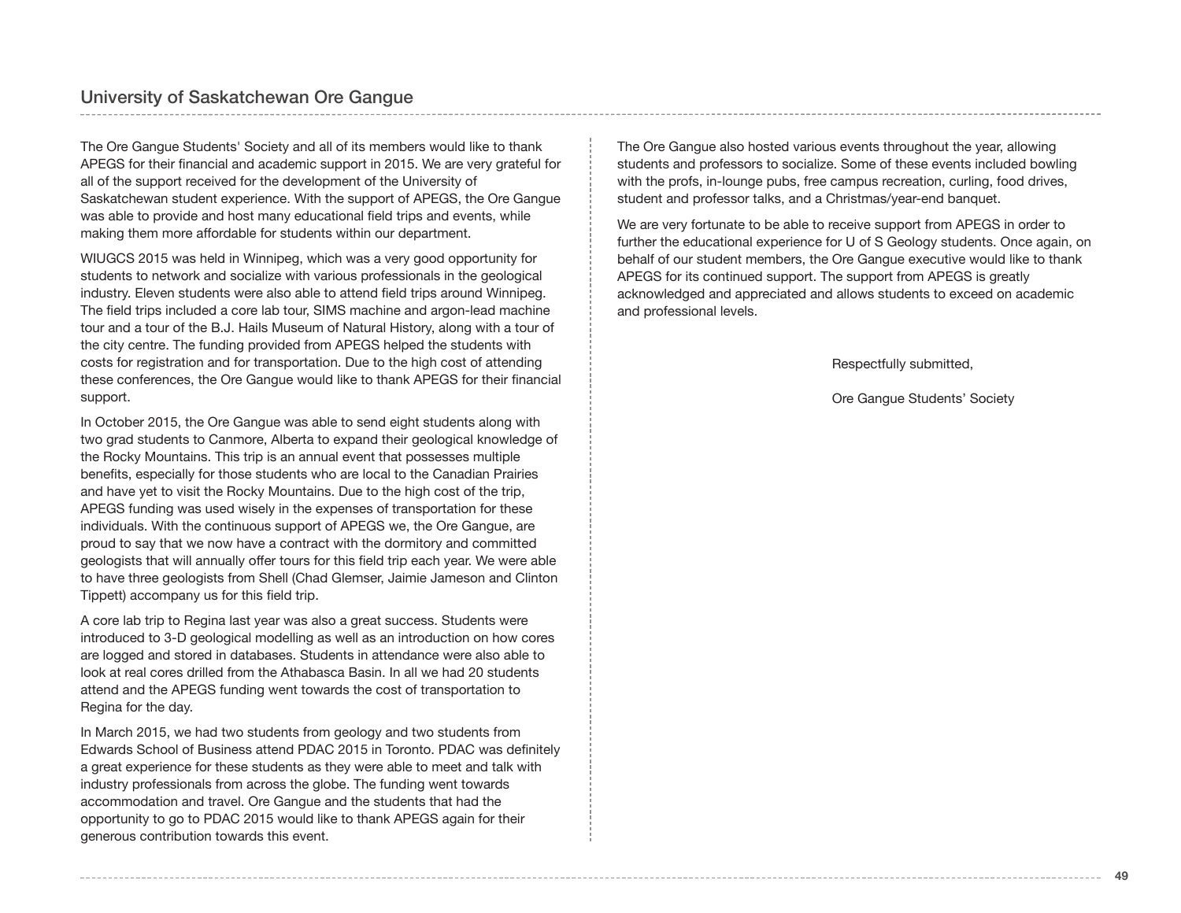## University of Saskatchewan Ore Gangue

The Ore Gangue Students' Society and all of its members would like to thank APEGS for their financial and academic support in 2015. We are very grateful for all of the support received for the development of the University of Saskatchewan student experience. With the support of APEGS, the Ore Gangue was able to provide and host many educational field trips and events, while making them more affordable for students within our department.

WIUGCS 2015 was held in Winnipeg, which was a very good opportunity for students to network and socialize with various professionals in the geological industry. Eleven students were also able to attend field trips around Winnipeg. The field trips included a core lab tour, SIMS machine and argon-lead machine tour and a tour of the B.J. Hails Museum of Natural History, along with a tour of the city centre. The funding provided from APEGS helped the students with costs for registration and for transportation. Due to the high cost of attending these conferences, the Ore Gangue would like to thank APEGS for their financial support.

In October 2015, the Ore Gangue was able to send eight students along with two grad students to Canmore, Alberta to expand their geological knowledge of the Rocky Mountains. This trip is an annual event that possesses multiple benefits, especially for those students who are local to the Canadian Prairies and have yet to visit the Rocky Mountains. Due to the high cost of the trip, APEGS funding was used wisely in the expenses of transportation for these individuals. With the continuous support of APEGS we, the Ore Gangue, are proud to say that we now have a contract with the dormitory and committed geologists that will annually offer tours for this field trip each year. We were able to have three geologists from Shell (Chad Glemser, Jaimie Jameson and Clinton Tippett) accompany us for this field trip.

A core lab trip to Regina last year was also a great success. Students were introduced to 3-D geological modelling as well as an introduction on how cores are logged and stored in databases. Students in attendance were also able to look at real cores drilled from the Athabasca Basin. In all we had 20 students attend and the APEGS funding went towards the cost of transportation to Regina for the day.

In March 2015, we had two students from geology and two students from Edwards School of Business attend PDAC 2015 in Toronto. PDAC was definitely a great experience for these students as they were able to meet and talk with industry professionals from across the globe. The funding went towards accommodation and travel. Ore Gangue and the students that had the opportunity to go to PDAC 2015 would like to thank APEGS again for their generous contribution towards this event.

The Ore Gangue also hosted various events throughout the year, allowing students and professors to socialize. Some of these events included bowling with the profs, in-lounge pubs, free campus recreation, curling, food drives, student and professor talks, and a Christmas/year-end banquet.

We are very fortunate to be able to receive support from APEGS in order to further the educational experience for U of S Geology students. Once again, on behalf of our student members, the Ore Gangue executive would like to thank APEGS for its continued support. The support from APEGS is greatly acknowledged and appreciated and allows students to exceed on academic and professional levels.

Respectfully submitted,

Ore Gangue Students' Society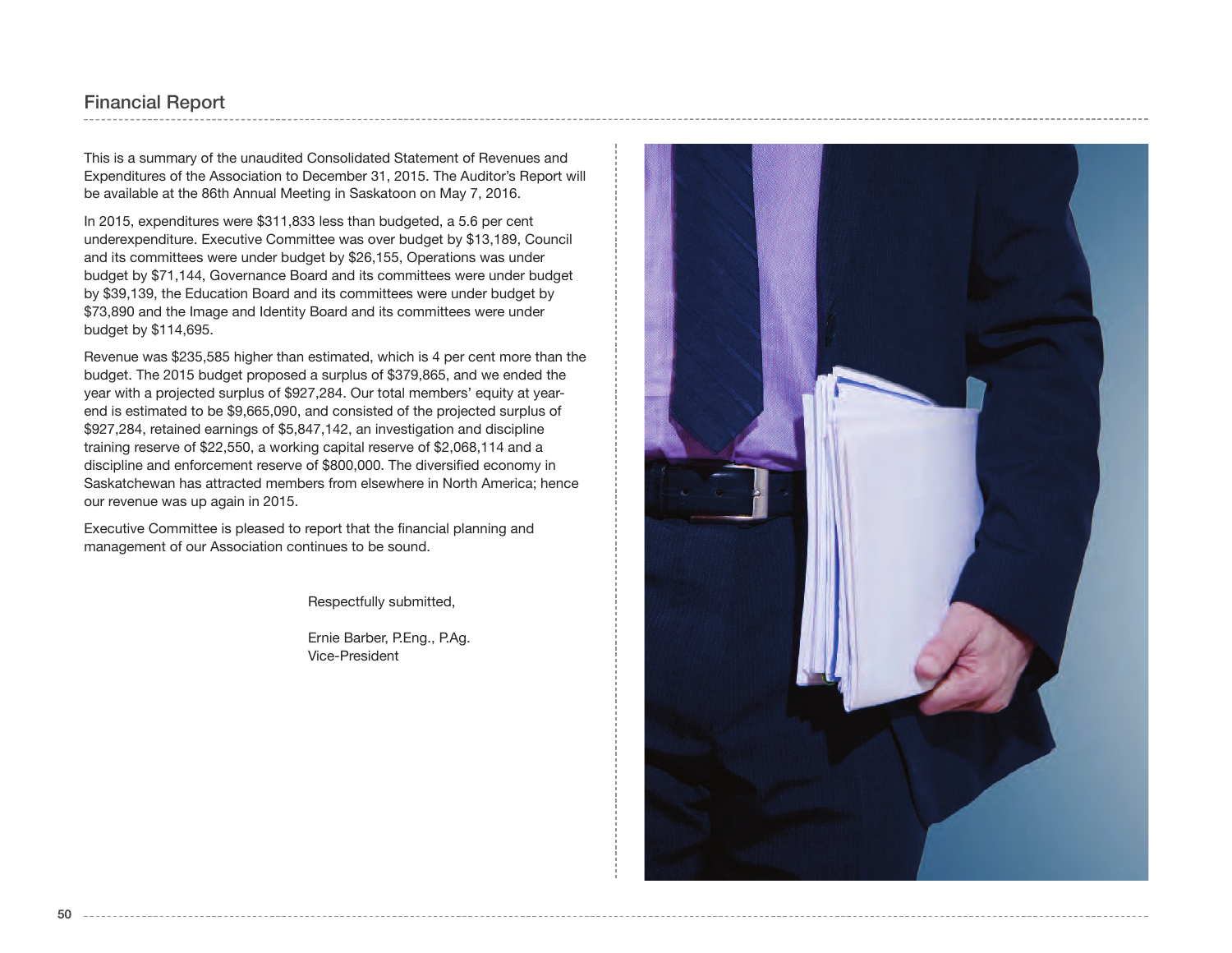## Financial Report

This is a summary of the unaudited Consolidated Statement of Revenues and Expenditures of the Association to December 31, 2015. The Auditor's Report will be available at the 86th Annual Meeting in Saskatoon on May 7, 2016.

In 2015, expenditures were $311,833 less than budgeted, a 5.6 per cent underexpenditure. Executive Committee was over budget by $13,189, Council and its committees were under budget by $26,155, Operations was under budget by $71,144, Governance Board and its committees were under budget by $39,139, the Education Board and its committees were under budget by $73,890 and the Image and Identity Board and its committees were under budget by $114,695.

Revenue was $235,585 higher than estimated, which is 4 per cent more than the budget. The 2015 budget proposed a surplus of $379,865, and we ended the year with a projected surplus of $927,284. Our total members' equity at year-end is estimated to be $9,665,090, and consisted of the projected surplus of $927,284, retained earnings of $5,847,142, an investigation and discipline training reserve of $22,550, a working capital reserve of $2,068,114 and a discipline and enforcement reserve of $800,000. The diversified economy in Saskatchewan has attracted members from elsewhere in North America; hence our revenue was up again in 2015.

Executive Committee is pleased to report that the financial planning and management of our Association continues to be sound.

Respectfully submitted,

Ernie Barber, P.Eng., P.Ag.
Vice-President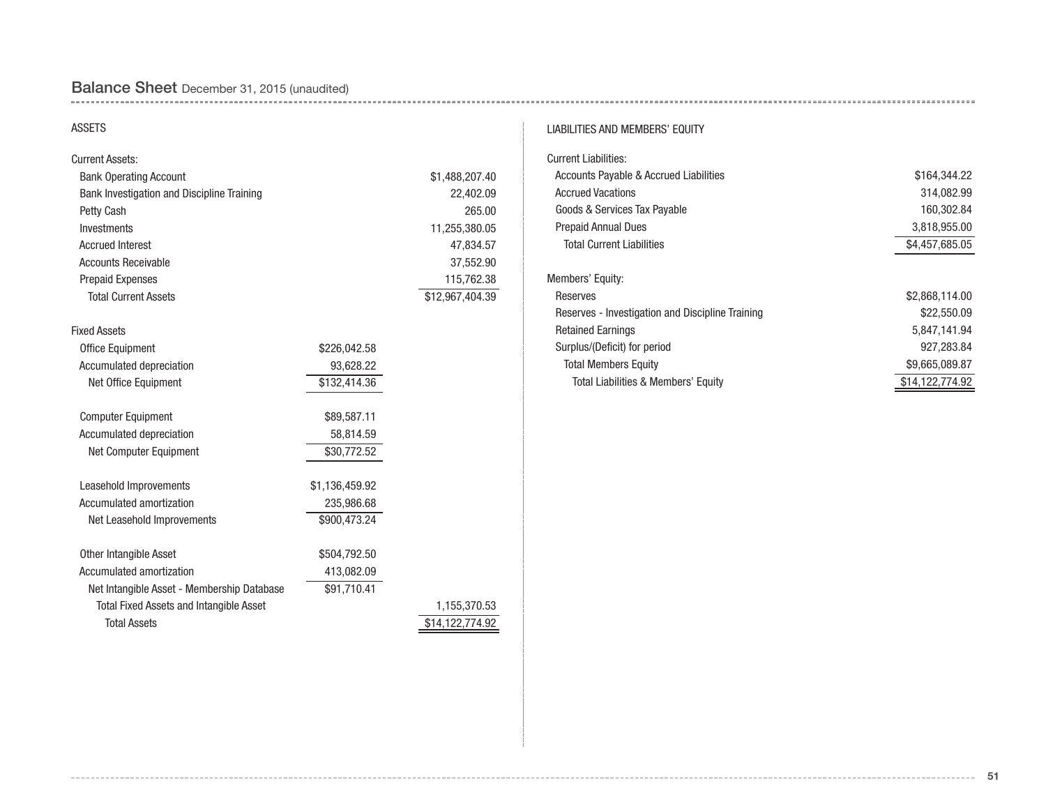## Balance Sheet December 31, 2015 (unaudited)

### ASSETS

| | | |
|---|---|---|
| **Current Assets:** | | |
| Bank Operating Account | | $1,488,207.40 |
| Bank Investigation and Discipline Training | | 22,402.09 |
| Petty Cash | | 265.00 |
| Investments | | 11,255,380.05 |
| Accrued Interest | | 47,834.57 |
| Accounts Receivable | | 37,552.90 |
| Prepaid Expenses | | 115,762.38 |
| Total Current Assets | | $12,967,404.39 |
| | | |
| **Fixed Assets** | | |
| Office Equipment | $226,042.58 | |
| Accumulated depreciation | 93,628.22 | |
| Net Office Equipment | $132,414.36 | |
| | | |
| Computer Equipment | $89,587.11 | |
| Accumulated depreciation | 58,814.59 | |
| Net Computer Equipment | $30,772.52 | |
| | | |
| Leasehold Improvements | $1,136,459.92 | |
| Accumulated amortization | 235,986.68 | |
| Net Leasehold Improvements | $900,473.24 | |
| | | |
| Other Intangible Asset | $504,792.50 | |
| Accumulated amortization | 413,082.09 | |
| Net Intangible Asset - Membership Database | $91,710.41 | |
| Total Fixed Assets and Intangible Asset | | 1,155,370.53 |
| Total Assets | | $14,122,774.92 |

### LIABILITIES AND MEMBERS' EQUITY

| | |
|---|---|
| **Current Liabilities:** | |
| Accounts Payable & Accrued Liabilities | $164,344.22 |
| Accrued Vacations | 314,082.99 |
| Goods & Services Tax Payable | 160,302.84 |
| Prepaid Annual Dues | 3,818,955.00 |
| Total Current Liabilities | $4,457,685.05 |
| | |
| **Members' Equity:** | |
| Reserves | $2,868,114.00 |
| Reserves - Investigation and Discipline Training | $22,550.09 |
| Retained Earnings | 5,847,141.94 |
| Surplus/(Deficit) for period | 927,283.84 |
| Total Members Equity | $9,665,089.87 |
| Total Liabilities & Members' Equity | $14,122,774.92 |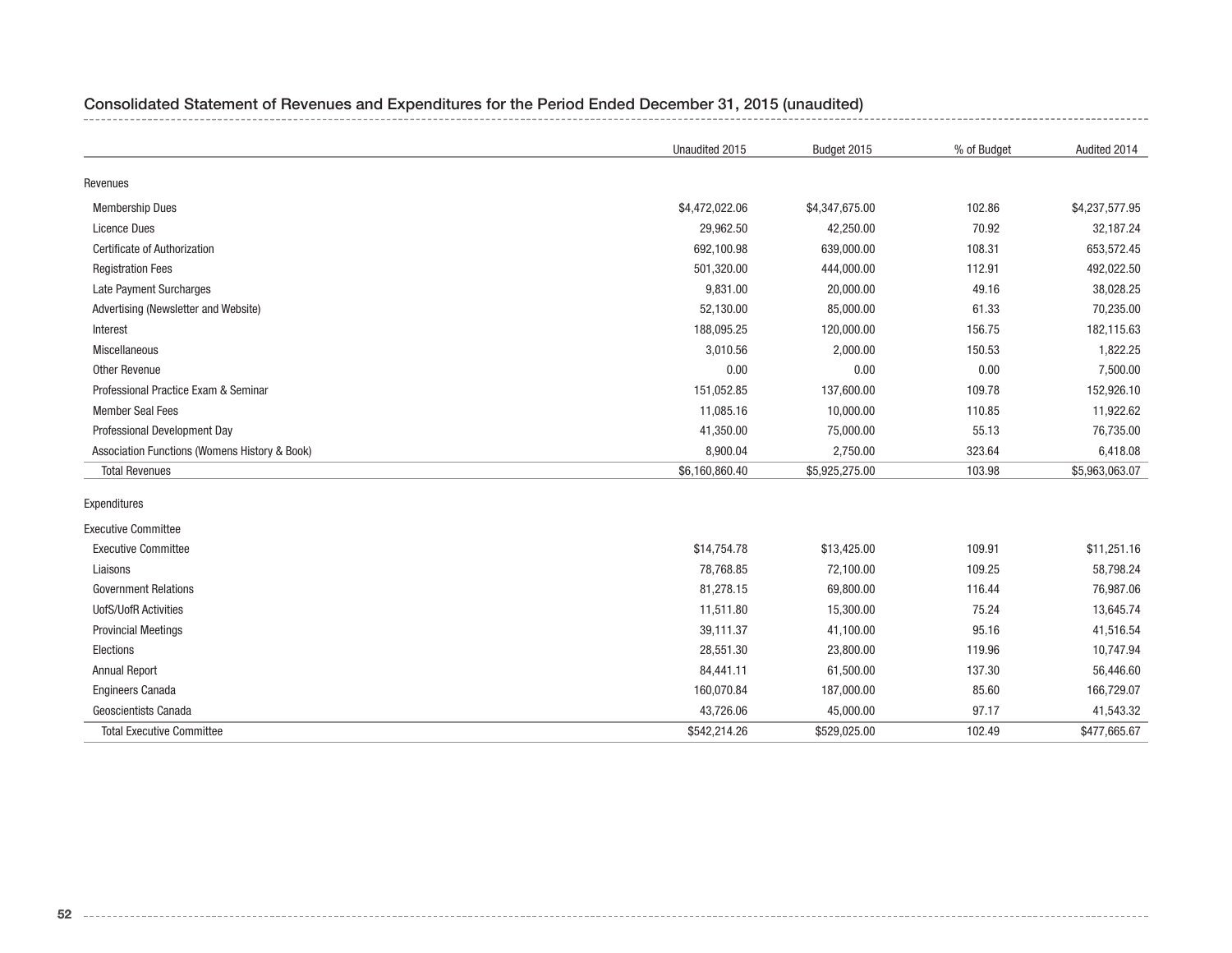## Consolidated Statement of Revenues and Expenditures for the Period Ended December 31, 2015 (unaudited)

| | Unaudited 2015 | Budget 2015 | % of Budget | Audited 2014 |
|---|---|---|---|---|
| **Revenues** | | | | |
| Membership Dues | $4,472,022.06 | $4,347,675.00 | 102.86 | $4,237,577.95 |
| Licence Dues | 29,962.50 | 42,250.00 | 70.92 | 32,187.24 |
| Certificate of Authorization | 692,100.98 | 639,000.00 | 108.31 | 653,572.45 |
| Registration Fees | 501,320.00 | 444,000.00 | 112.91 | 492,022.50 |
| Late Payment Surcharges | 9,831.00 | 20,000.00 | 49.16 | 38,028.25 |
| Advertising (Newsletter and Website) | 52,130.00 | 85,000.00 | 61.33 | 70,235.00 |
| Interest | 188,095.25 | 120,000.00 | 156.75 | 182,115.63 |
| Miscellaneous | 3,010.56 | 2,000.00 | 150.53 | 1,822.25 |
| Other Revenue | 0.00 | 0.00 | 0.00 | 7,500.00 |
| Professional Practice Exam & Seminar | 151,052.85 | 137,600.00 | 109.78 | 152,926.10 |
| Member Seal Fees | 11,085.16 | 10,000.00 | 110.85 | 11,922.62 |
| Professional Development Day | 41,350.00 | 75,000.00 | 55.13 | 76,735.00 |
| Association Functions (Womens History & Book) | 8,900.04 | 2,750.00 | 323.64 | 6,418.08 |
| Total Revenues | $6,160,860.40 | $5,925,275.00 | 103.98 | $5,963,063.07 |
| **Expenditures** | | | | |
| **Executive Committee** | | | | |
| Executive Committee | $14,754.78 | $13,425.00 | 109.91 | $11,251.16 |
| Liaisons | 78,768.85 | 72,100.00 | 109.25 | 58,798.24 |
| Government Relations | 81,278.15 | 69,800.00 | 116.44 | 76,987.06 |
| UofS/UofR Activities | 11,511.80 | 15,300.00 | 75.24 | 13,645.74 |
| Provincial Meetings | 39,111.37 | 41,100.00 | 95.16 | 41,516.54 |
| Elections | 28,551.30 | 23,800.00 | 119.96 | 10,747.94 |
| Annual Report | 84,441.11 | 61,500.00 | 137.30 | 56,446.60 |
| Engineers Canada | 160,070.84 | 187,000.00 | 85.60 | 166,729.07 |
| Geoscientists Canada | 43,726.06 | 45,000.00 | 97.17 | 41,543.32 |
| Total Executive Committee | $542,214.26 | $529,025.00 | 102.49 | $477,665.67 |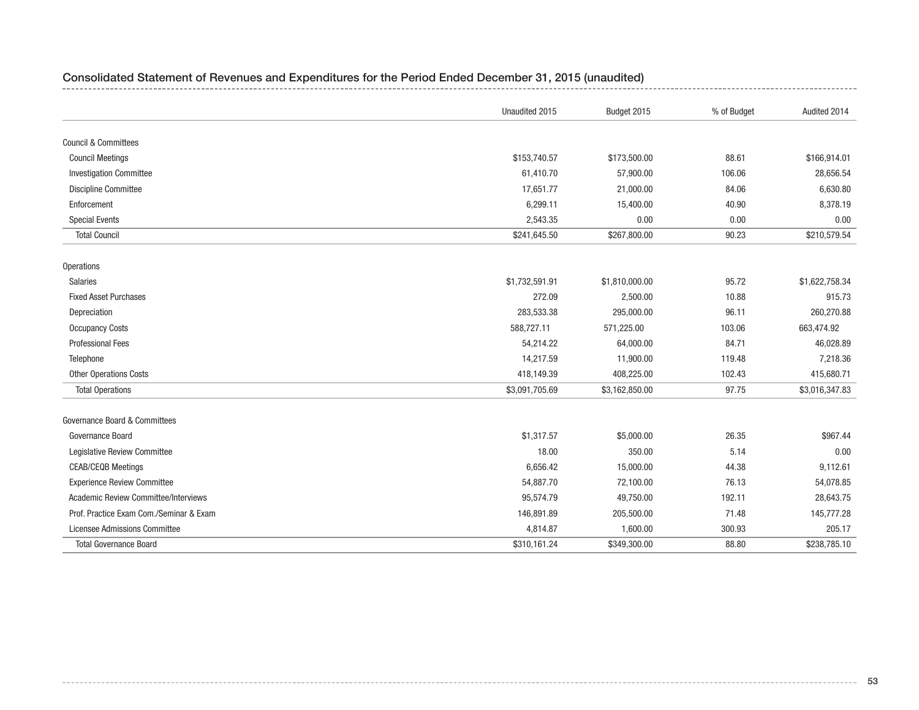## Consolidated Statement of Revenues and Expenditures for the Period Ended December 31, 2015 (unaudited)

| | Unaudited 2015 | Budget 2015 | % of Budget | Audited 2014 |
|---|---|---|---|---|
| Council & Committees | | | | |
| Council Meetings | $153,740.57 | $173,500.00 | 88.61 | $166,914.01 |
| Investigation Committee | 61,410.70 | 57,900.00 | 106.06 | 28,656.54 |
| Discipline Committee | 17,651.77 | 21,000.00 | 84.06 | 6,630.80 |
| Enforcement | 6,299.11 | 15,400.00 | 40.90 | 8,378.19 |
| Special Events | 2,543.35 | 0.00 | 0.00 | 0.00 |
| Total Council | $241,645.50 | $267,800.00 | 90.23 | $210,579.54 |
| Operations | | | | |
| Salaries | $1,732,591.91 | $1,810,000.00 | 95.72 | $1,622,758.34 |
| Fixed Asset Purchases | 272.09 | 2,500.00 | 10.88 | 915.73 |
| Depreciation | 283,533.38 | 295,000.00 | 96.11 | 260,270.88 |
| Occupancy Costs | 588,727.11 | 571,225.00 | 103.06 | 663,474.92 |
| Professional Fees | 54,214.22 | 64,000.00 | 84.71 | 46,028.89 |
| Telephone | 14,217.59 | 11,900.00 | 119.48 | 7,218.36 |
| Other Operations Costs | 418,149.39 | 408,225.00 | 102.43 | 415,680.71 |
| Total Operations | $3,091,705.69 | $3,162,850.00 | 97.75 | $3,016,347.83 |
| Governance Board & Committees | | | | |
| Governance Board | $1,317.57 | $5,000.00 | 26.35 | $967.44 |
| Legislative Review Committee | 18.00 | 350.00 | 5.14 | 0.00 |
| CEAB/CEQB Meetings | 6,656.42 | 15,000.00 | 44.38 | 9,112.61 |
| Experience Review Committee | 54,887.70 | 72,100.00 | 76.13 | 54,078.85 |
| Academic Review Committee/Interviews | 95,574.79 | 49,750.00 | 192.11 | 28,643.75 |
| Prof. Practice Exam Com./Seminar & Exam | 146,891.89 | 205,500.00 | 71.48 | 145,777.28 |
| Licensee Admissions Committee | 4,814.87 | 1,600.00 | 300.93 | 205.17 |
| Total Governance Board | $310,161.24 | $349,300.00 | 88.80 | $238,785.10 |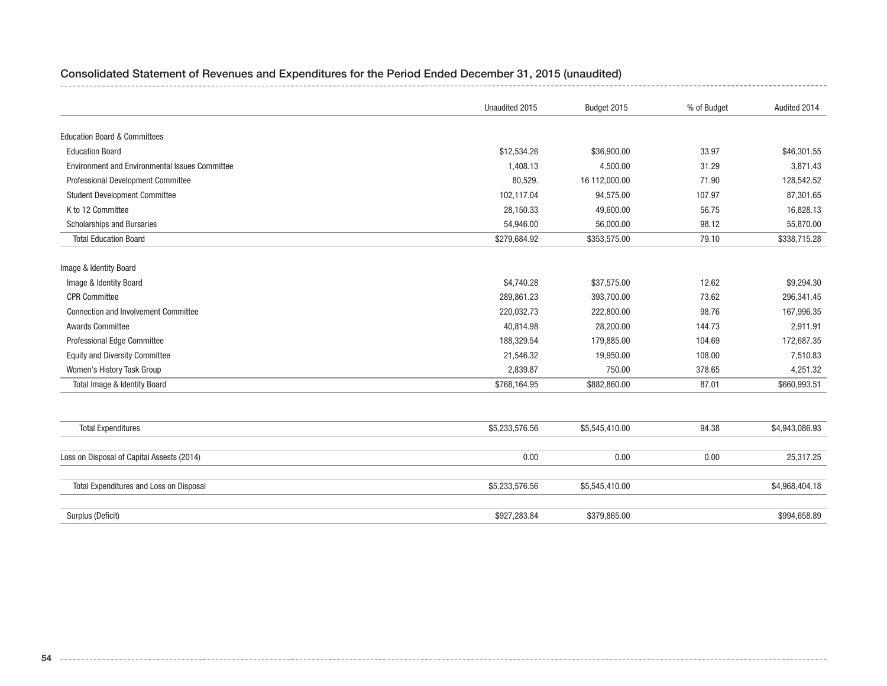## Consolidated Statement of Revenues and Expenditures for the Period Ended December 31, 2015 (unaudited)

| | Unaudited 2015 | Budget 2015 | % of Budget | Audited 2014 |
|---|---|---|---|---|
| Education Board & Committees | | | | |
| Education Board | $12,534.26 | $36,900.00 | 33.97 | $46,301.55 |
| Environment and Environmental Issues Committee | 1,408.13 | 4,500.00 | 31.29 | 3,871.43 |
| Professional Development Committee | 80,529. | 16 112,000.00 | 71.90 | 128,542.52 |
| Student Development Committee | 102,117.04 | 94,575.00 | 107.97 | 87,301.65 |
| K to 12 Committee | 28,150.33 | 49,600.00 | 56.75 | 16,828.13 |
| Scholarships and Bursaries | 54,946.00 | 56,000.00 | 98.12 | 55,870.00 |
| Total Education Board | $279,684.92 | $353,575.00 | 79.10 | $338,715.28 |
| Image & Identity Board | | | | |
| Image & Identity Board | $4,740.28 | $37,575.00 | 12.62 | $9,294.30 |
| CPR Committee | 289,861.23 | 393,700.00 | 73.62 | 296,341.45 |
| Connection and Involvement Committee | 220,032.73 | 222,800.00 | 98.76 | 167,996.35 |
| Awards Committee | 40,814.98 | 28,200.00 | 144.73 | 2,911.91 |
| Professional Edge Committee | 188,329.54 | 179,885.00 | 104.69 | 172,687.35 |
| Equity and Diversity Committee | 21,546.32 | 19,950.00 | 108.00 | 7,510.83 |
| Women's History Task Group | 2,839.87 | 750.00 | 378.65 | 4,251.32 |
| Total Image & Identity Board | $768,164.95 | $882,860.00 | 87.01 | $660,993.51 |
| Total Expenditures | $5,233,576.56 | $5,545,410.00 | 94.38 | $4,943,086.93 |
| Loss on Disposal of Capital Assests (2014) | 0.00 | 0.00 | 0.00 | 25,317.25 |
| Total Expenditures and Loss on Disposal | $5,233,576.56 | $5,545,410.00 | | $4,968,404.18 |
| Surplus (Deficit) | $927,283.84 | $379,865.00 | | $994,658.89 |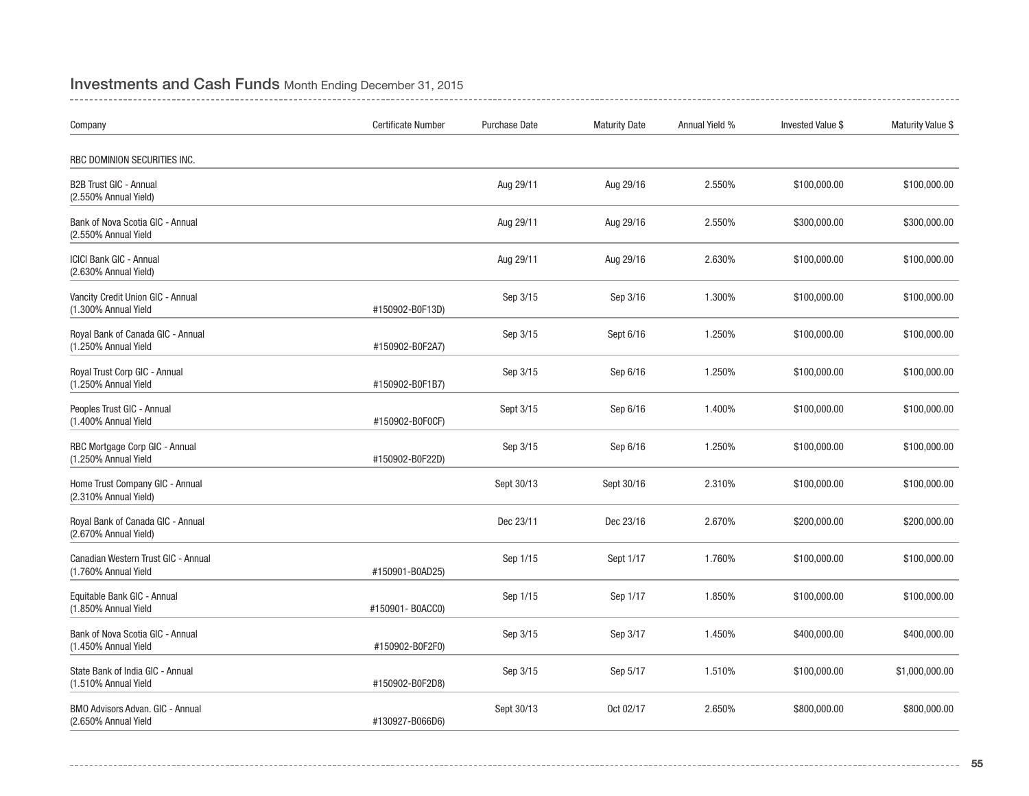## Investments and Cash Funds Month Ending December 31, 2015

| Company | Certificate Number | Purchase Date | Maturity Date | Annual Yield % | Invested Value $ | Maturity Value $ |
|---|---|---|---|---|---|---|
| RBC DOMINION SECURITIES INC. | | | | | | |
| B2B Trust GIC - Annual (2.550% Annual Yield) | | Aug 29/11 | Aug 29/16 | 2.550% | $100,000.00 | $100,000.00 |
| Bank of Nova Scotia GIC - Annual (2.550% Annual Yield | | Aug 29/11 | Aug 29/16 | 2.550% | $300,000.00 | $300,000.00 |
| ICICI Bank GIC - Annual (2.630% Annual Yield) | | Aug 29/11 | Aug 29/16 | 2.630% | $100,000.00 | $100,000.00 |
| Vancity Credit Union GIC - Annual (1.300% Annual Yield | #150902-B0F13D) | Sep 3/15 | Sep 3/16 | 1.300% | $100,000.00 | $100,000.00 |
| Royal Bank of Canada GIC - Annual (1.250% Annual Yield | #150902-B0F2A7) | Sep 3/15 | Sept 6/16 | 1.250% | $100,000.00 | $100,000.00 |
| Royal Trust Corp GIC - Annual (1.250% Annual Yield | #150902-B0F1B7) | Sep 3/15 | Sep 6/16 | 1.250% | $100,000.00 | $100,000.00 |
| Peoples Trust GIC - Annual (1.400% Annual Yield | #150902-B0F0CF) | Sept 3/15 | Sep 6/16 | 1.400% | $100,000.00 | $100,000.00 |
| RBC Mortgage Corp GIC - Annual (1.250% Annual Yield | #150902-B0F22D) | Sep 3/15 | Sep 6/16 | 1.250% | $100,000.00 | $100,000.00 |
| Home Trust Company GIC - Annual (2.310% Annual Yield) | | Sept 30/13 | Sept 30/16 | 2.310% | $100,000.00 | $100,000.00 |
| Royal Bank of Canada GIC - Annual (2.670% Annual Yield) | | Dec 23/11 | Dec 23/16 | 2.670% | $200,000.00 | $200,000.00 |
| Canadian Western Trust GIC - Annual (1.760% Annual Yield | #150901-B0AD25) | Sep 1/15 | Sept 1/17 | 1.760% | $100,000.00 | $100,000.00 |
| Equitable Bank GIC - Annual (1.850% Annual Yield | #150901- B0ACC0) | Sep 1/15 | Sep 1/17 | 1.850% | $100,000.00 | $100,000.00 |
| Bank of Nova Scotia GIC - Annual (1.450% Annual Yield | #150902-B0F2F0) | Sep 3/15 | Sep 3/17 | 1.450% | $400,000.00 | $400,000.00 |
| State Bank of India GIC - Annual (1.510% Annual Yield | #150902-B0F2D8) | Sep 3/15 | Sep 5/17 | 1.510% | $100,000.00 | $1,000,000.00 |
| BMO Advisors Advan. GIC - Annual (2.650% Annual Yield | #130927-B066D6) | Sept 30/13 | Oct 02/17 | 2.650% | $800,000.00 | $800,000.00 |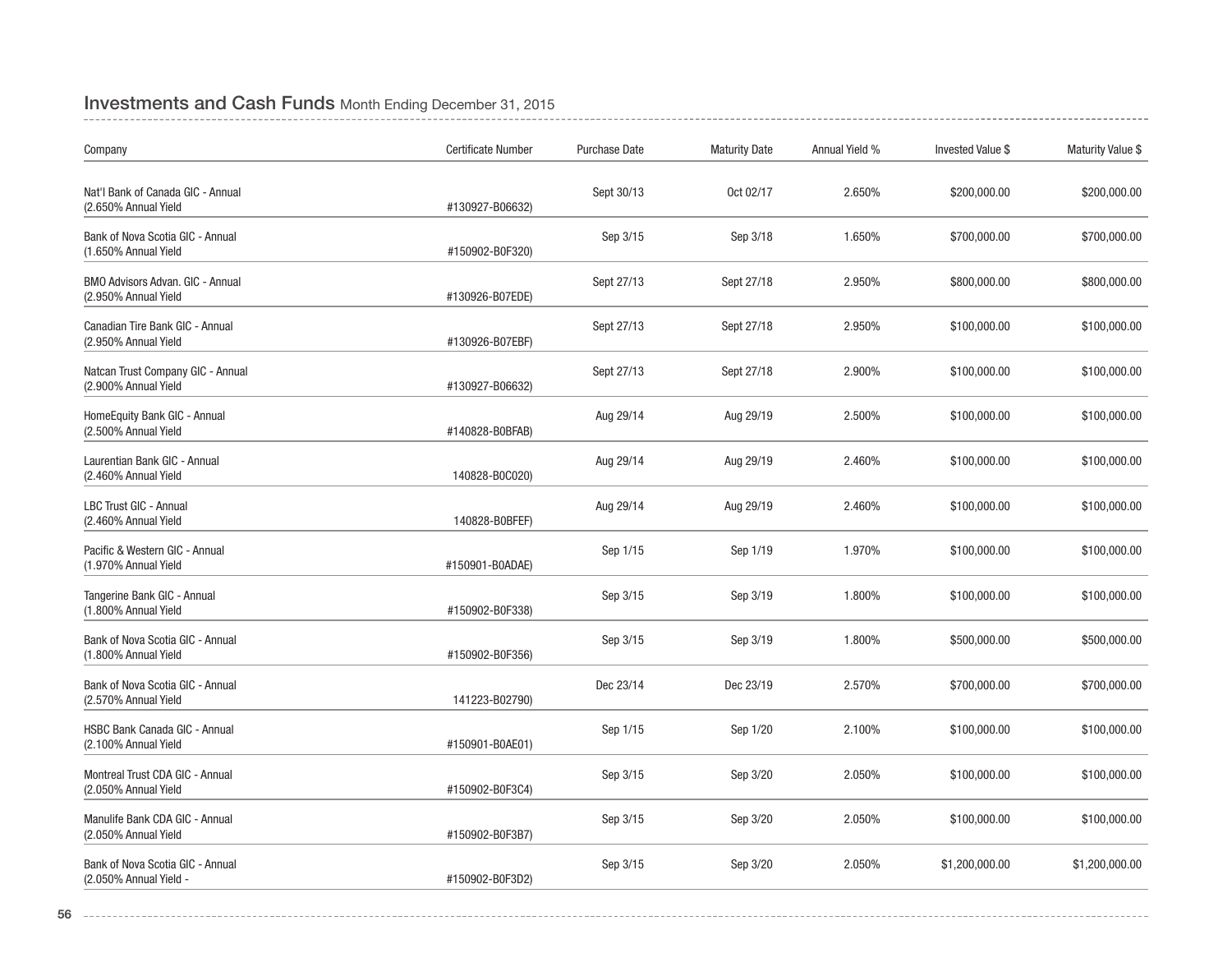## Investments and Cash Funds Month Ending December 31, 2015

| Company | Certificate Number | Purchase Date | Maturity Date | Annual Yield % | Invested Value $ | Maturity Value $ |
|---|---|---|---|---|---|---|
| Nat'l Bank of Canada GIC - Annual (2.650% Annual Yield | #130927-B06632) | Sept 30/13 | Oct 02/17 | 2.650% | $200,000.00 | $200,000.00 |
| Bank of Nova Scotia GIC - Annual (1.650% Annual Yield | #150902-B0F320) | Sep 3/15 | Sep 3/18 | 1.650% | $700,000.00 | $700,000.00 |
| BMO Advisors Advan. GIC - Annual (2.950% Annual Yield | #130926-B07EDE) | Sept 27/13 | Sept 27/18 | 2.950% | $800,000.00 | $800,000.00 |
| Canadian Tire Bank GIC - Annual (2.950% Annual Yield | #130926-B07EBF) | Sept 27/13 | Sept 27/18 | 2.950% | $100,000.00 | $100,000.00 |
| Natcan Trust Company GIC - Annual (2.900% Annual Yield | #130927-B06632) | Sept 27/13 | Sept 27/18 | 2.900% | $100,000.00 | $100,000.00 |
| HomeEquity Bank GIC - Annual (2.500% Annual Yield | #140828-B0BFAB) | Aug 29/14 | Aug 29/19 | 2.500% | $100,000.00 | $100,000.00 |
| Laurentian Bank GIC - Annual (2.460% Annual Yield | 140828-B0C020) | Aug 29/14 | Aug 29/19 | 2.460% | $100,000.00 | $100,000.00 |
| LBC Trust GIC - Annual (2.460% Annual Yield | 140828-B0BFEF) | Aug 29/14 | Aug 29/19 | 2.460% | $100,000.00 | $100,000.00 |
| Pacific & Western GIC - Annual (1.970% Annual Yield | #150901-B0ADAE) | Sep 1/15 | Sep 1/19 | 1.970% | $100,000.00 | $100,000.00 |
| Tangerine Bank GIC - Annual (1.800% Annual Yield | #150902-B0F338) | Sep 3/15 | Sep 3/19 | 1.800% | $100,000.00 | $100,000.00 |
| Bank of Nova Scotia GIC - Annual (1.800% Annual Yield | #150902-B0F356) | Sep 3/15 | Sep 3/19 | 1.800% | $500,000.00 | $500,000.00 |
| Bank of Nova Scotia GIC - Annual (2.570% Annual Yield | 141223-B02790) | Dec 23/14 | Dec 23/19 | 2.570% | $700,000.00 | $700,000.00 |
| HSBC Bank Canada GIC - Annual (2.100% Annual Yield | #150901-B0AE01) | Sep 1/15 | Sep 1/20 | 2.100% | $100,000.00 | $100,000.00 |
| Montreal Trust CDA GIC - Annual (2.050% Annual Yield | #150902-B0F3C4) | Sep 3/15 | Sep 3/20 | 2.050% | $100,000.00 | $100,000.00 |
| Manulife Bank CDA GIC - Annual (2.050% Annual Yield | #150902-B0F3B7) | Sep 3/15 | Sep 3/20 | 2.050% | $100,000.00 | $100,000.00 |
| Bank of Nova Scotia GIC - Annual (2.050% Annual Yield - | #150902-B0F3D2) | Sep 3/15 | Sep 3/20 | 2.050% | $1,200,000.00 | $1,200,000.00 |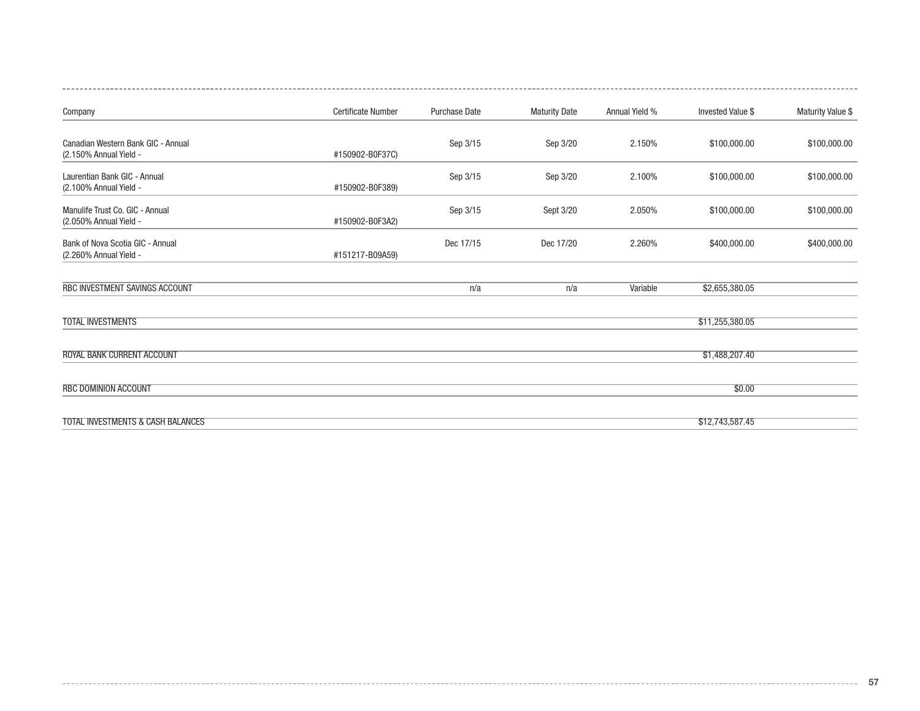| Company | Certificate Number | Purchase Date | Maturity Date | Annual Yield % | Invested Value $ | Maturity Value $ |
|---|---|---|---|---|---|---|
| Canadian Western Bank GIC - Annual (2.150% Annual Yield - | #150902-B0F37C) | Sep 3/15 | Sep 3/20 | 2.150% | $100,000.00 | $100,000.00 |
| Laurentian Bank GIC - Annual (2.100% Annual Yield - | #150902-B0F389) | Sep 3/15 | Sep 3/20 | 2.100% | $100,000.00 | $100,000.00 |
| Manulife Trust Co. GIC - Annual (2.050% Annual Yield - | #150902-B0F3A2) | Sep 3/15 | Sept 3/20 | 2.050% | $100,000.00 | $100,000.00 |
| Bank of Nova Scotia GIC - Annual (2.260% Annual Yield - | #151217-B09A59) | Dec 17/15 | Dec 17/20 | 2.260% | $400,000.00 | $400,000.00 |
| RBC INVESTMENT SAVINGS ACCOUNT | | n/a | n/a | Variable | $2,655,380.05 | |
| TOTAL INVESTMENTS | | | | | $11,255,380.05 | |
| ROYAL BANK CURRENT ACCOUNT | | | | | $1,488,207.40 | |
| RBC DOMINION ACCOUNT | | | | | $0.00 | |
| TOTAL INVESTMENTS & CASH BALANCES | | | | | $12,743,587.45 | |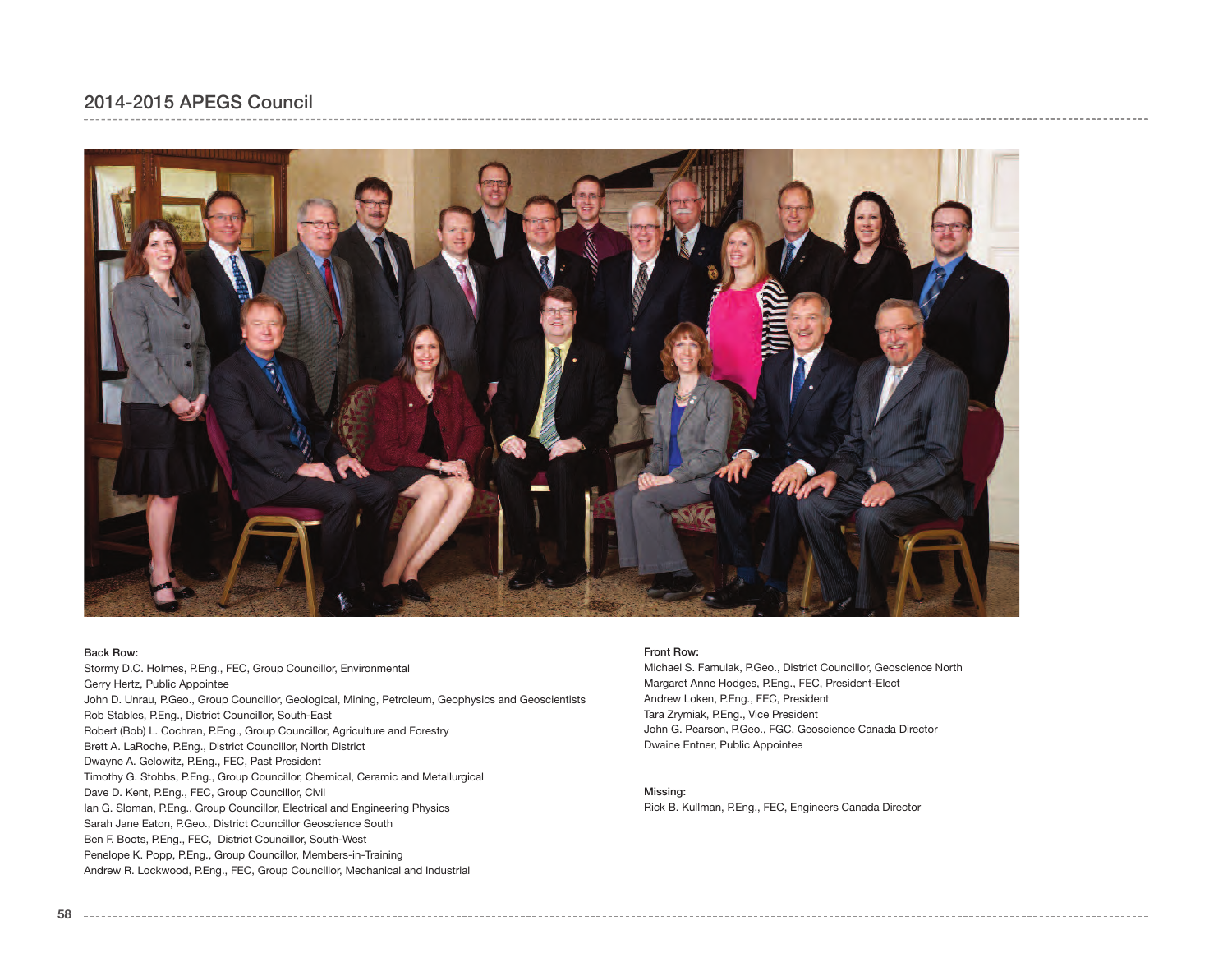## 2014-2015 APEGS Council

**Back Row:**

Stormy D.C. Holmes, P.Eng., FEC, Group Councillor, Environmental
Gerry Hertz, Public Appointee
John D. Unrau, P.Geo., Group Councillor, Geological, Mining, Petroleum, Geophysics and Geoscientists
Rob Stables, P.Eng., District Councillor, South-East
Robert (Bob) L. Cochran, P.Eng., Group Councillor, Agriculture and Forestry
Brett A. LaRoche, P.Eng., District Councillor, North District
Dwayne A. Gelowitz, P.Eng., FEC, Past President
Timothy G. Stobbs, P.Eng., Group Councillor, Chemical, Ceramic and Metallurgical
Dave D. Kent, P.Eng., FEC, Group Councillor, Civil
Ian G. Sloman, P.Eng., Group Councillor, Electrical and Engineering Physics
Sarah Jane Eaton, P.Geo., District Councillor Geoscience South
Ben F. Boots, P.Eng., FEC, District Councillor, South-West
Penelope K. Popp, P.Eng., Group Councillor, Members-in-Training
Andrew R. Lockwood, P.Eng., FEC, Group Councillor, Mechanical and Industrial

**Front Row:**

Michael S. Famulak, P.Geo., District Councillor, Geoscience North
Margaret Anne Hodges, P.Eng., FEC, President-Elect
Andrew Loken, P.Eng., FEC, President
Tara Zrymiak, P.Eng., Vice President
John G. Pearson, P.Geo., FGC, Geoscience Canada Director
Dwaine Entner, Public Appointee

**Missing:**

Rick B. Kullman, P.Eng., FEC, Engineers Canada Director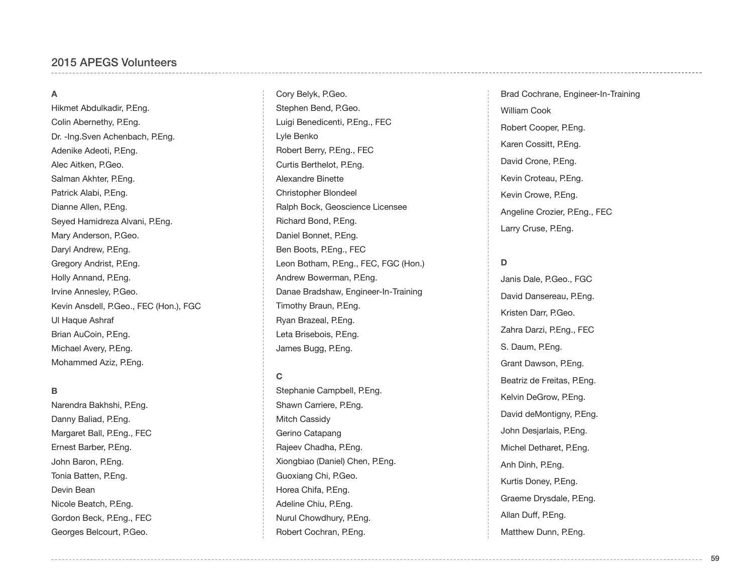## 2015 APEGS Volunteers

### A

Hikmet Abdulkadir, P.Eng.
Colin Abernethy, P.Eng.
Dr. -Ing.Sven Achenbach, P.Eng.
Adenike Adeoti, P.Eng.
Alec Aitken, P.Geo.
Salman Akhter, P.Eng.
Patrick Alabi, P.Eng.
Dianne Allen, P.Eng.
Seyed Hamidreza Alvani, P.Eng.
Mary Anderson, P.Geo.
Daryl Andrew, P.Eng.
Gregory Andrist, P.Eng.
Holly Annand, P.Eng.
Irvine Annesley, P.Geo.
Kevin Ansdell, P.Geo., FEC (Hon.), FGC
Ul Haque Ashraf
Brian AuCoin, P.Eng.
Michael Avery, P.Eng.
Mohammed Aziz, P.Eng.

### B

Narendra Bakhshi, P.Eng.
Danny Baliad, P.Eng.
Margaret Ball, P.Eng., FEC
Ernest Barber, P.Eng.
John Baron, P.Eng.
Tonia Batten, P.Eng.
Devin Bean
Nicole Beatch, P.Eng.
Gordon Beck, P.Eng., FEC
Georges Belcourt, P.Geo.
Cory Belyk, P.Geo.
Stephen Bend, P.Geo.
Luigi Benedicenti, P.Eng., FEC
Lyle Benko
Robert Berry, P.Eng., FEC
Curtis Berthelot, P.Eng.
Alexandre Binette
Christopher Blondeel
Ralph Bock, Geoscience Licensee
Richard Bond, P.Eng.
Daniel Bonnet, P.Eng.
Ben Boots, P.Eng., FEC
Leon Botham, P.Eng., FEC, FGC (Hon.)
Andrew Bowerman, P.Eng.
Danae Bradshaw, Engineer-In-Training
Timothy Braun, P.Eng.
Ryan Brazeal, P.Eng.
Leta Brisebois, P.Eng.
James Bugg, P.Eng.

### C

Stephanie Campbell, P.Eng.
Shawn Carriere, P.Eng.
Mitch Cassidy
Gerino Catapang
Rajeev Chadha, P.Eng.
Xiongbiao (Daniel) Chen, P.Eng.
Guoxiang Chi, P.Geo.
Horea Chifa, P.Eng.
Adeline Chiu, P.Eng.
Nurul Chowdhury, P.Eng.
Robert Cochran, P.Eng.
Brad Cochrane, Engineer-In-Training
William Cook
Robert Cooper, P.Eng.
Karen Cossitt, P.Eng.
David Crone, P.Eng.
Kevin Croteau, P.Eng.
Kevin Crowe, P.Eng.
Angeline Crozier, P.Eng., FEC
Larry Cruse, P.Eng.

### D

Janis Dale, P.Geo., FGC
David Dansereau, P.Eng.
Kristen Darr, P.Geo.
Zahra Darzi, P.Eng., FEC
S. Daum, P.Eng.
Grant Dawson, P.Eng.
Beatriz de Freitas, P.Eng.
Kelvin DeGrow, P.Eng.
David deMontigny, P.Eng.
John Desjarlais, P.Eng.
Michel Detharet, P.Eng.
Anh Dinh, P.Eng.
Kurtis Doney, P.Eng.
Graeme Drysdale, P.Eng.
Allan Duff, P.Eng.
Matthew Dunn, P.Eng.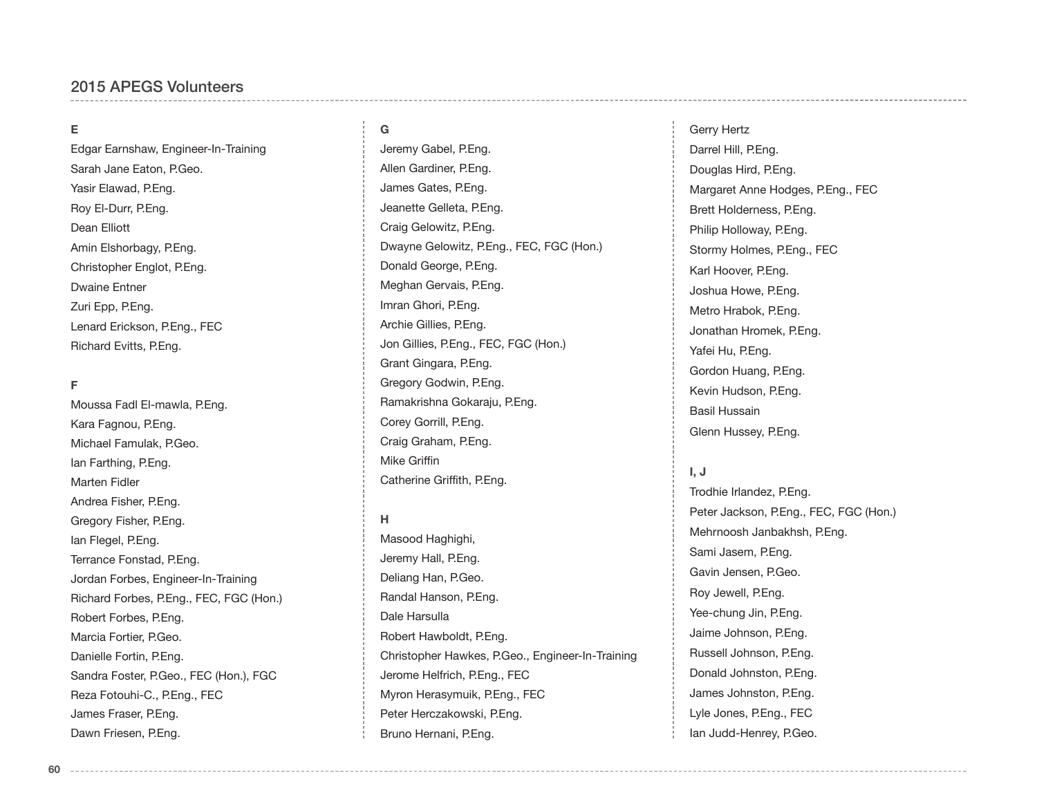## 2015 APEGS Volunteers

### E

Edgar Earnshaw, Engineer-In-Training
Sarah Jane Eaton, P.Geo.
Yasir Elawad, P.Eng.
Roy El-Durr, P.Eng.
Dean Elliott
Amin Elshorbagy, P.Eng.
Christopher Englot, P.Eng.
Dwaine Entner
Zuri Epp, P.Eng.
Lenard Erickson, P.Eng., FEC
Richard Evitts, P.Eng.

### F

Moussa Fadl El-mawla, P.Eng.
Kara Fagnou, P.Eng.
Michael Famulak, P.Geo.
Ian Farthing, P.Eng.
Marten Fidler
Andrea Fisher, P.Eng.
Gregory Fisher, P.Eng.
Ian Flegel, P.Eng.
Terrance Fonstad, P.Eng.
Jordan Forbes, Engineer-In-Training
Richard Forbes, P.Eng., FEC, FGC (Hon.)
Robert Forbes, P.Eng.
Marcia Fortier, P.Geo.
Danielle Fortin, P.Eng.
Sandra Foster, P.Geo., FEC (Hon.), FGC
Reza Fotouhi-C., P.Eng., FEC
James Fraser, P.Eng.
Dawn Friesen, P.Eng.

### G

Jeremy Gabel, P.Eng.
Allen Gardiner, P.Eng.
James Gates, P.Eng.
Jeanette Gelleta, P.Eng.
Craig Gelowitz, P.Eng.
Dwayne Gelowitz, P.Eng., FEC, FGC (Hon.)
Donald George, P.Eng.
Meghan Gervais, P.Eng.
Imran Ghori, P.Eng.
Archie Gillies, P.Eng.
Jon Gillies, P.Eng., FEC, FGC (Hon.)
Grant Gingara, P.Eng.
Gregory Godwin, P.Eng.
Ramakrishna Gokaraju, P.Eng.
Corey Gorrill, P.Eng.
Craig Graham, P.Eng.
Mike Griffin
Catherine Griffith, P.Eng.

### H

Masood Haghighi,
Jeremy Hall, P.Eng.
Deliang Han, P.Geo.
Randal Hanson, P.Eng.
Dale Harsulla
Robert Hawboldt, P.Eng.
Christopher Hawkes, P.Geo., Engineer-In-Training
Jerome Helfrich, P.Eng., FEC
Myron Herasymuik, P.Eng., FEC
Peter Herczakowski, P.Eng.
Bruno Hernani, P.Eng.
Gerry Hertz
Darrel Hill, P.Eng.
Douglas Hird, P.Eng.
Margaret Anne Hodges, P.Eng., FEC
Brett Holderness, P.Eng.
Philip Holloway, P.Eng.
Stormy Holmes, P.Eng., FEC
Karl Hoover, P.Eng.
Joshua Howe, P.Eng.
Metro Hrabok, P.Eng.
Jonathan Hromek, P.Eng.
Yafei Hu, P.Eng.
Gordon Huang, P.Eng.
Kevin Hudson, P.Eng.
Basil Hussain
Glenn Hussey, P.Eng.

### I, J

Trodhie Irlandez, P.Eng.
Peter Jackson, P.Eng., FEC, FGC (Hon.)
Mehrnoosh Janbakhsh, P.Eng.
Sami Jasem, P.Eng.
Gavin Jensen, P.Geo.
Roy Jewell, P.Eng.
Yee-chung Jin, P.Eng.
Jaime Johnson, P.Eng.
Russell Johnson, P.Eng.
Donald Johnston, P.Eng.
James Johnston, P.Eng.
Lyle Jones, P.Eng., FEC
Ian Judd-Henrey, P.Geo.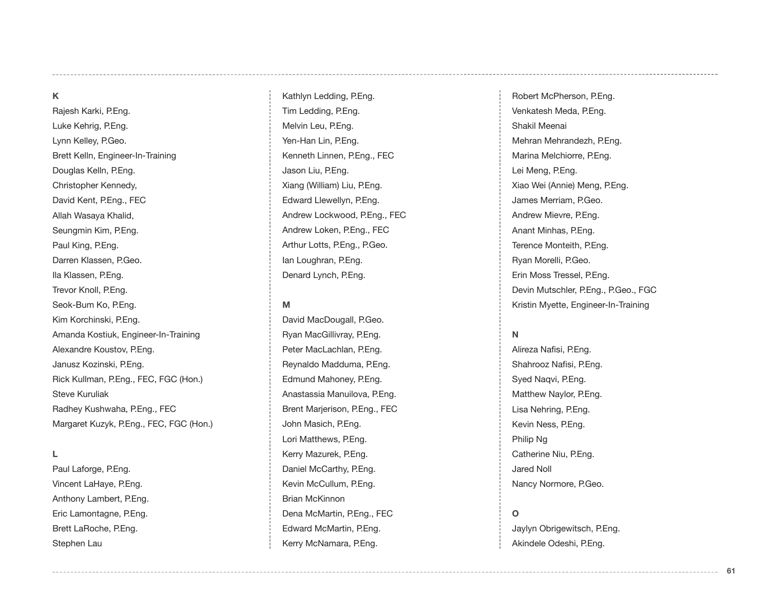## K

Rajesh Karki, P.Eng.
Luke Kehrig, P.Eng.
Lynn Kelley, P.Geo.
Brett Kelln, Engineer-In-Training
Douglas Kelln, P.Eng.
Christopher Kennedy,
David Kent, P.Eng., FEC
Allah Wasaya Khalid,
Seungmin Kim, P.Eng.
Paul King, P.Eng.
Darren Klassen, P.Geo.
Ila Klassen, P.Eng.
Trevor Knoll, P.Eng.
Seok-Bum Ko, P.Eng.
Kim Korchinski, P.Eng.
Amanda Kostiuk, Engineer-In-Training
Alexandre Koustov, P.Eng.
Janusz Kozinski, P.Eng.
Rick Kullman, P.Eng., FEC, FGC (Hon.)
Steve Kuruliak
Radhey Kushwaha, P.Eng., FEC
Margaret Kuzyk, P.Eng., FEC, FGC (Hon.)

## L

Paul Laforge, P.Eng.
Vincent LaHaye, P.Eng.
Anthony Lambert, P.Eng.
Eric Lamontagne, P.Eng.
Brett LaRoche, P.Eng.
Stephen Lau
Kathlyn Ledding, P.Eng.
Tim Ledding, P.Eng.
Melvin Leu, P.Eng.
Yen-Han Lin, P.Eng.
Kenneth Linnen, P.Eng., FEC
Jason Liu, P.Eng.
Xiang (William) Liu, P.Eng.
Edward Llewellyn, P.Eng.
Andrew Lockwood, P.Eng., FEC
Andrew Loken, P.Eng., FEC
Arthur Lotts, P.Eng., P.Geo.
Ian Loughran, P.Eng.
Denard Lynch, P.Eng.

## M

David MacDougall, P.Geo.
Ryan MacGillivray, P.Eng.
Peter MacLachlan, P.Eng.
Reynaldo Madduma, P.Eng.
Edmund Mahoney, P.Eng.
Anastassia Manuilova, P.Eng.
Brent Marjerison, P.Eng., FEC
John Masich, P.Eng.
Lori Matthews, P.Eng.
Kerry Mazurek, P.Eng.
Daniel McCarthy, P.Eng.
Kevin McCullum, P.Eng.
Brian McKinnon
Dena McMartin, P.Eng., FEC
Edward McMartin, P.Eng.
Kerry McNamara, P.Eng.
Robert McPherson, P.Eng.
Venkatesh Meda, P.Eng.
Shakil Meenai
Mehran Mehrandezh, P.Eng.
Marina Melchiorre, P.Eng.
Lei Meng, P.Eng.
Xiao Wei (Annie) Meng, P.Eng.
James Merriam, P.Geo.
Andrew Mievre, P.Eng.
Anant Minhas, P.Eng.
Terence Monteith, P.Eng.
Ryan Morelli, P.Geo.
Erin Moss Tressel, P.Eng.
Devin Mutschler, P.Eng., P.Geo., FGC
Kristin Myette, Engineer-In-Training

## N

Alireza Nafisi, P.Eng.
Shahrooz Nafisi, P.Eng.
Syed Naqvi, P.Eng.
Matthew Naylor, P.Eng.
Lisa Nehring, P.Eng.
Kevin Ness, P.Eng.
Philip Ng
Catherine Niu, P.Eng.
Jared Noll
Nancy Normore, P.Geo.

## O

Jaylyn Obrigewitsch, P.Eng.
Akindele Odeshi, P.Eng.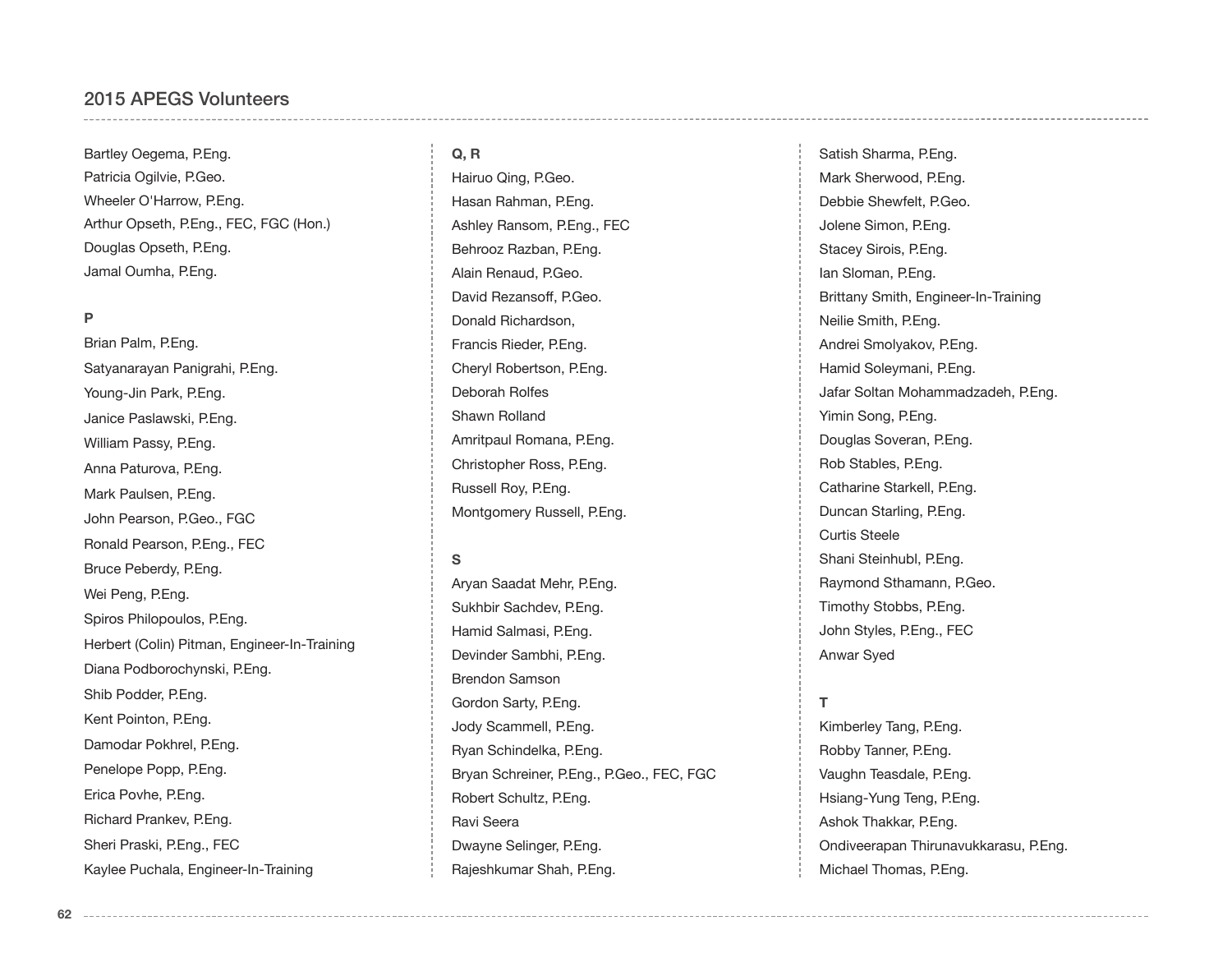## 2015 APEGS Volunteers

Bartley Oegema, P.Eng.
Patricia Ogilvie, P.Geo.
Wheeler O'Harrow, P.Eng.
Arthur Opseth, P.Eng., FEC, FGC (Hon.)
Douglas Opseth, P.Eng.
Jamal Oumha, P.Eng.

**P**

Brian Palm, P.Eng.
Satyanarayan Panigrahi, P.Eng.
Young-Jin Park, P.Eng.
Janice Paslawski, P.Eng.
William Passy, P.Eng.
Anna Paturova, P.Eng.
Mark Paulsen, P.Eng.
John Pearson, P.Geo., FGC
Ronald Pearson, P.Eng., FEC
Bruce Peberdy, P.Eng.
Wei Peng, P.Eng.
Spiros Philopoulos, P.Eng.
Herbert (Colin) Pitman, Engineer-In-Training
Diana Podborochynski, P.Eng.
Shib Podder, P.Eng.
Kent Pointon, P.Eng.
Damodar Pokhrel, P.Eng.
Penelope Popp, P.Eng.
Erica Povhe, P.Eng.
Richard Prankev, P.Eng.
Sheri Praski, P.Eng., FEC
Kaylee Puchala, Engineer-In-Training

**Q, R**

Hairuo Qing, P.Geo.
Hasan Rahman, P.Eng.
Ashley Ransom, P.Eng., FEC
Behrooz Razban, P.Eng.
Alain Renaud, P.Geo.
David Rezansoff, P.Geo.
Donald Richardson,
Francis Rieder, P.Eng.
Cheryl Robertson, P.Eng.
Deborah Rolfes
Shawn Rolland
Amritpaul Romana, P.Eng.
Christopher Ross, P.Eng.
Russell Roy, P.Eng.
Montgomery Russell, P.Eng.

**S**

Aryan Saadat Mehr, P.Eng.
Sukhbir Sachdev, P.Eng.
Hamid Salmasi, P.Eng.
Devinder Sambhi, P.Eng.
Brendon Samson
Gordon Sarty, P.Eng.
Jody Scammell, P.Eng.
Ryan Schindelka, P.Eng.
Bryan Schreiner, P.Eng., P.Geo., FEC, FGC
Robert Schultz, P.Eng.
Ravi Seera
Dwayne Selinger, P.Eng.
Rajeshkumar Shah, P.Eng.
Satish Sharma, P.Eng.
Mark Sherwood, P.Eng.
Debbie Shewfelt, P.Geo.
Jolene Simon, P.Eng.
Stacey Sirois, P.Eng.
Ian Sloman, P.Eng.
Brittany Smith, Engineer-In-Training
Neilie Smith, P.Eng.
Andrei Smolyakov, P.Eng.
Hamid Soleymani, P.Eng.
Jafar Soltan Mohammadzadeh, P.Eng.
Yimin Song, P.Eng.
Douglas Soveran, P.Eng.
Rob Stables, P.Eng.
Catharine Starkell, P.Eng.
Duncan Starling, P.Eng.
Curtis Steele
Shani Steinhubl, P.Eng.
Raymond Sthamann, P.Geo.
Timothy Stobbs, P.Eng.
John Styles, P.Eng., FEC
Anwar Syed

**T**

Kimberley Tang, P.Eng.
Robby Tanner, P.Eng.
Vaughn Teasdale, P.Eng.
Hsiang-Yung Teng, P.Eng.
Ashok Thakkar, P.Eng.
Ondiveerapan Thirunavukkarasu, P.Eng.
Michael Thomas, P.Eng.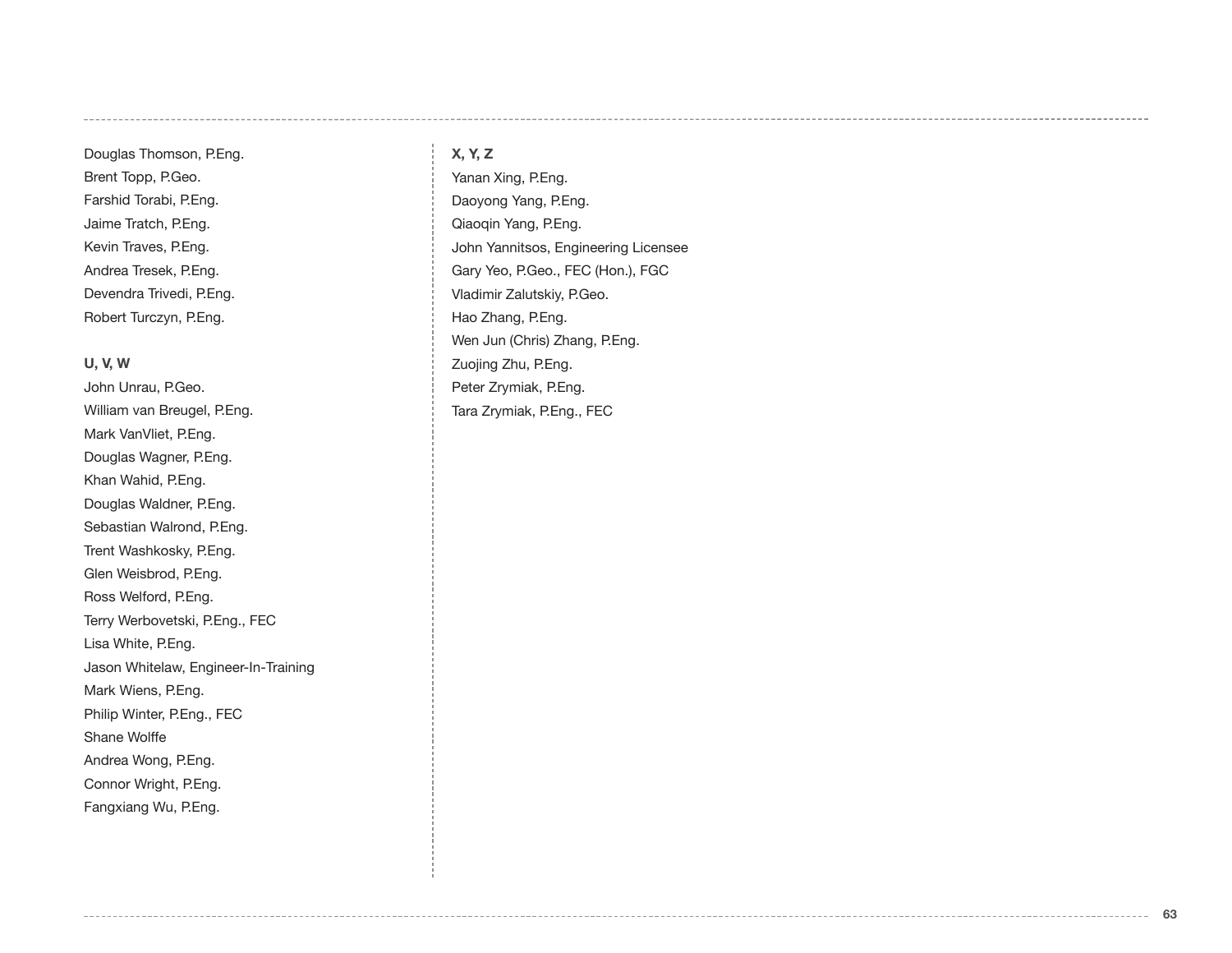Douglas Thomson, P.Eng.
Brent Topp, P.Geo.
Farshid Torabi, P.Eng.
Jaime Tratch, P.Eng.
Kevin Traves, P.Eng.
Andrea Tresek, P.Eng.
Devendra Trivedi, P.Eng.
Robert Turczyn, P.Eng.

**U, V, W**

John Unrau, P.Geo.
William van Breugel, P.Eng.
Mark VanVliet, P.Eng.
Douglas Wagner, P.Eng.
Khan Wahid, P.Eng.
Douglas Waldner, P.Eng.
Sebastian Walrond, P.Eng.
Trent Washkosky, P.Eng.
Glen Weisbrod, P.Eng.
Ross Welford, P.Eng.
Terry Werbovetski, P.Eng., FEC
Lisa White, P.Eng.
Jason Whitelaw, Engineer-In-Training
Mark Wiens, P.Eng.
Philip Winter, P.Eng., FEC
Shane Wolffe
Andrea Wong, P.Eng.
Connor Wright, P.Eng.
Fangxiang Wu, P.Eng.

**X, Y, Z**

Yanan Xing, P.Eng.
Daoyong Yang, P.Eng.
Qiaoqin Yang, P.Eng.
John Yannitsos, Engineering Licensee
Gary Yeo, P.Geo., FEC (Hon.), FGC
Vladimir Zalutskiy, P.Geo.
Hao Zhang, P.Eng.
Wen Jun (Chris) Zhang, P.Eng.
Zuojing Zhu, P.Eng.
Peter Zrymiak, P.Eng.
Tara Zrymiak, P.Eng., FEC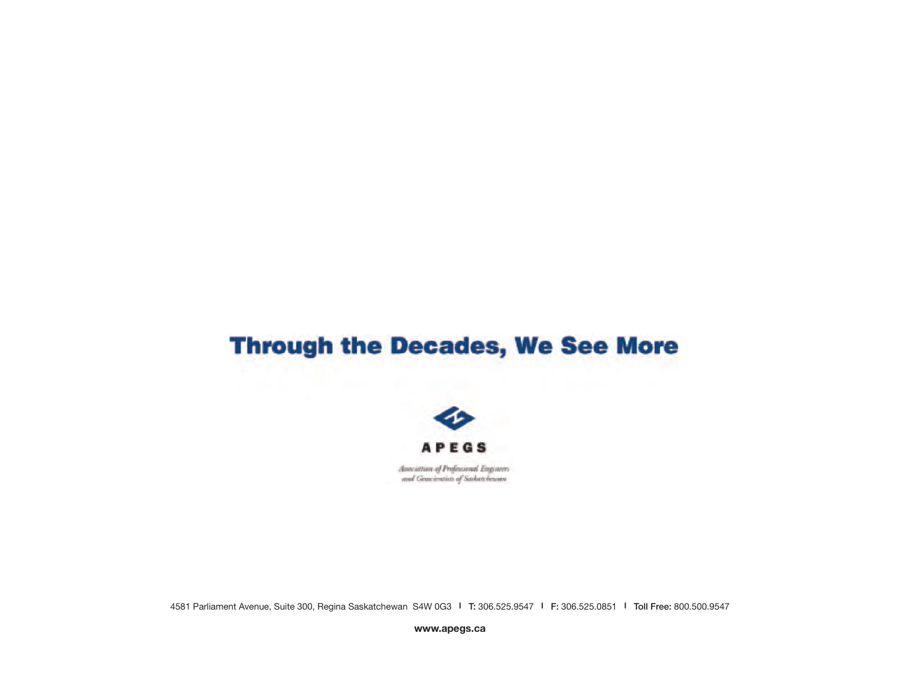# Through the Decades, We See More

APEGS

*Association of Professional Engineers and Geoscientists of Saskatchewan*

4581 Parliament Avenue, Suite 300, Regina Saskatchewan S4W 0G3 | **T:** 306.525.9547 | **F:** 306.525.0851 | **Toll Free:** 800.500.9547

**www.apegs.ca**